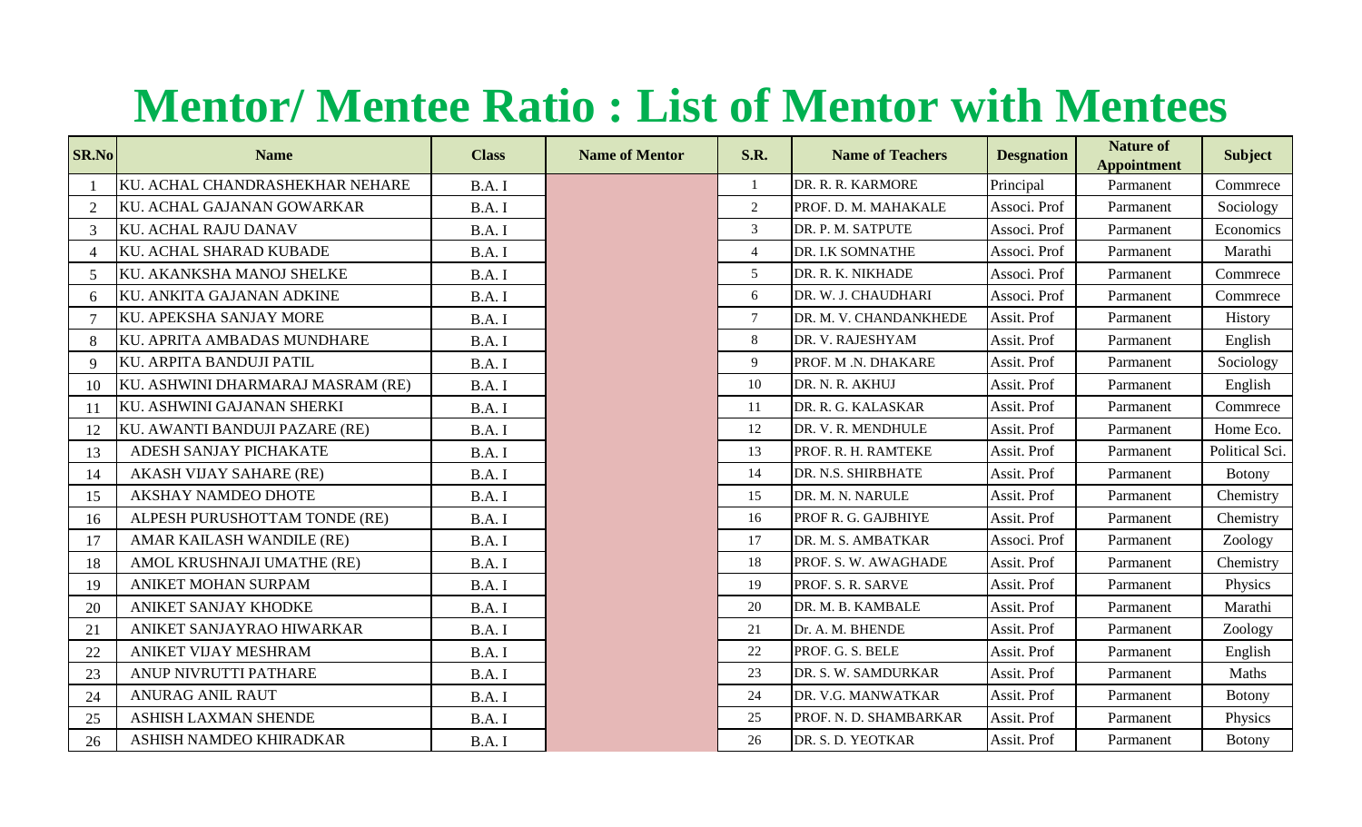# Mentor/ Mentee Ratio : List of Mentor with Mentees

| SR.No | Name | Class | Name of Mentor | S.R. | Name of Teachers | Desgnation | Nature of Appointment | Subject |
|---|---|---|---|---|---|---|---|---|
| 1 | KU. ACHAL CHANDRASHEKHAR NEHARE | B.A. I | | 1 | DR. R. R. KARMORE | Principal | Parmanent | Commrece |
| 2 | KU. ACHAL GAJANAN GOWARKAR | B.A. I | | 2 | PROF. D. M. MAHAKALE | Associ. Prof | Parmanent | Sociology |
| 3 | KU. ACHAL RAJU DANAV | B.A. I | | 3 | DR. P. M. SATPUTE | Associ. Prof | Parmanent | Economics |
| 4 | KU. ACHAL SHARAD KUBADE | B.A. I | | 4 | DR. I.K SOMNATHE | Associ. Prof | Parmanent | Marathi |
| 5 | KU. AKANKSHA MANOJ SHELKE | B.A. I | | 5 | DR. R. K. NIKHADE | Associ. Prof | Parmanent | Commrece |
| 6 | KU. ANKITA GAJANAN ADKINE | B.A. I | | 6 | DR. W. J. CHAUDHARI | Associ. Prof | Parmanent | Commrece |
| 7 | KU. APEKSHA SANJAY MORE | B.A. I | | 7 | DR. M. V. CHANDANKHEDE | Assit. Prof | Parmanent | History |
| 8 | KU. APRITA AMBADAS MUNDHARE | B.A. I | | 8 | DR. V. RAJESHYAM | Assit. Prof | Parmanent | English |
| 9 | KU. ARPITA BANDUJI PATIL | B.A. I | | 9 | PROF. M .N. DHAKARE | Assit. Prof | Parmanent | Sociology |
| 10 | KU. ASHWINI DHARMARAJ MASRAM (RE) | B.A. I | | 10 | DR. N. R. AKHUJ | Assit. Prof | Parmanent | English |
| 11 | KU. ASHWINI GAJANAN SHERKI | B.A. I | | 11 | DR. R. G. KALASKAR | Assit. Prof | Parmanent | Commrece |
| 12 | KU. AWANTI BANDUJI PAZARE (RE) | B.A. I | | 12 | DR. V. R. MENDHULE | Assit. Prof | Parmanent | Home Eco. |
| 13 | ADESH SANJAY PICHAKATE | B.A. I | | 13 | PROF. R. H. RAMTEKE | Assit. Prof | Parmanent | Political Sci. |
| 14 | AKASH VIJAY SAHARE (RE) | B.A. I | | 14 | DR. N.S. SHIRBHATE | Assit. Prof | Parmanent | Botony |
| 15 | AKSHAY NAMDEO DHOTE | B.A. I | | 15 | DR. M. N. NARULE | Assit. Prof | Parmanent | Chemistry |
| 16 | ALPESH PURUSHOTTAM TONDE (RE) | B.A. I | | 16 | PROF R. G. GAJBHIYE | Assit. Prof | Parmanent | Chemistry |
| 17 | AMAR KAILASH WANDILE (RE) | B.A. I | | 17 | DR. M. S. AMBATKAR | Associ. Prof | Parmanent | Zoology |
| 18 | AMOL KRUSHNAJI UMATHE (RE) | B.A. I | | 18 | PROF. S. W. AWAGHADE | Assit. Prof | Parmanent | Chemistry |
| 19 | ANIKET MOHAN SURPAM | B.A. I | | 19 | PROF. S. R. SARVE | Assit. Prof | Parmanent | Physics |
| 20 | ANIKET SANJAY KHODKE | B.A. I | | 20 | DR. M. B. KAMBALE | Assit. Prof | Parmanent | Marathi |
| 21 | ANIKET SANJAYRAO HIWARKAR | B.A. I | | 21 | Dr. A. M. BHENDE | Assit. Prof | Parmanent | Zoology |
| 22 | ANIKET VIJAY MESHRAM | B.A. I | | 22 | PROF. G. S. BELE | Assit. Prof | Parmanent | English |
| 23 | ANUP NIVRUTTI PATHARE | B.A. I | | 23 | DR. S. W. SAMDURKAR | Assit. Prof | Parmanent | Maths |
| 24 | ANURAG ANIL RAUT | B.A. I | | 24 | DR. V.G. MANWATKAR | Assit. Prof | Parmanent | Botony |
| 25 | ASHISH LAXMAN SHENDE | B.A. I | | 25 | PROF. N. D. SHAMBARKAR | Assit. Prof | Parmanent | Physics |
| 26 | ASHISH NAMDEO KHIRADKAR | B.A. I | | 26 | DR. S. D. YEOTKAR | Assit. Prof | Parmanent | Botony |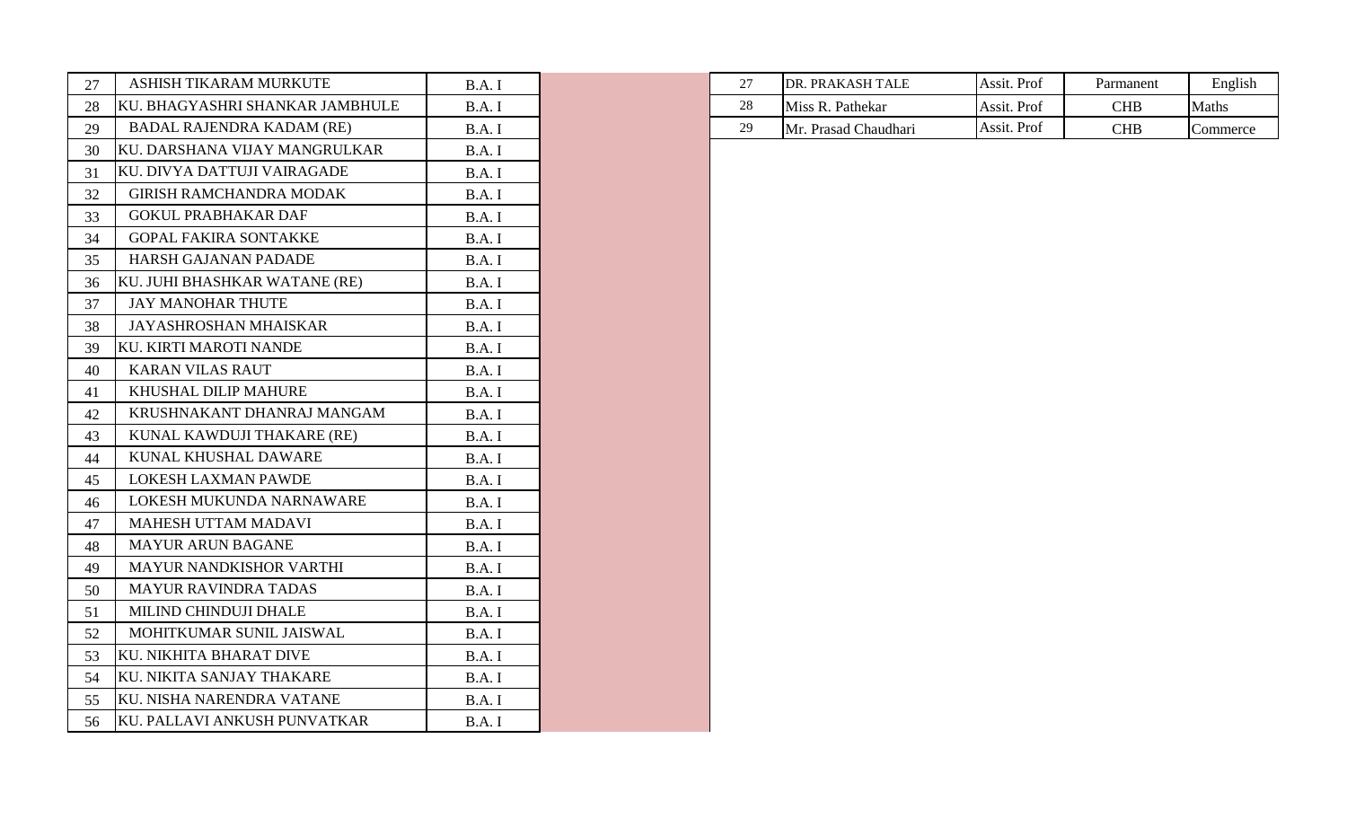| 27 | ASHISH TIKARAM MURKUTE | B.A. I |
|---|---|---|
| 28 | KU. BHAGYASHRI SHANKAR JAMBHULE | B.A. I |
| 29 | BADAL RAJENDRA KADAM (RE) | B.A. I |
| 30 | KU. DARSHANA VIJAY MANGRULKAR | B.A. I |
| 31 | KU. DIVYA DATTUJI VAIRAGADE | B.A. I |
| 32 | GIRISH RAMCHANDRA MODAK | B.A. I |
| 33 | GOKUL PRABHAKAR DAF | B.A. I |
| 34 | GOPAL FAKIRA SONTAKKE | B.A. I |
| 35 | HARSH GAJANAN PADADE | B.A. I |
| 36 | KU. JUHI BHASHKAR WATANE (RE) | B.A. I |
| 37 | JAY MANOHAR THUTE | B.A. I |
| 38 | JAYASHROSHAN MHAISKAR | B.A. I |
| 39 | KU. KIRTI MAROTI NANDE | B.A. I |
| 40 | KARAN VILAS RAUT | B.A. I |
| 41 | KHUSHAL DILIP MAHURE | B.A. I |
| 42 | KRUSHNAKANT DHANRAJ MANGAM | B.A. I |
| 43 | KUNAL KAWDUJI THAKARE (RE) | B.A. I |
| 44 | KUNAL KHUSHAL DAWARE | B.A. I |
| 45 | LOKESH LAXMAN PAWDE | B.A. I |
| 46 | LOKESH MUKUNDA NARNAWARE | B.A. I |
| 47 | MAHESH UTTAM MADAVI | B.A. I |
| 48 | MAYUR ARUN BAGANE | B.A. I |
| 49 | MAYUR NANDKISHOR VARTHI | B.A. I |
| 50 | MAYUR RAVINDRA TADAS | B.A. I |
| 51 | MILIND CHINDUJI DHALE | B.A. I |
| 52 | MOHITKUMAR SUNIL JAISWAL | B.A. I |
| 53 | KU. NIKHITA BHARAT DIVE | B.A. I |
| 54 | KU. NIKITA SANJAY THAKARE | B.A. I |
| 55 | KU. NISHA NARENDRA VATANE | B.A. I |
| 56 | KU. PALLAVI ANKUSH PUNVATKAR | B.A. I |

| 27 | DR. PRAKASH TALE | Assit. Prof | Parmanent | English |
|---|---|---|---|---|
| 28 | Miss R. Pathekar | Assit. Prof | CHB | Maths |
| 29 | Mr. Prasad Chaudhari | Assit. Prof | CHB | Commerce |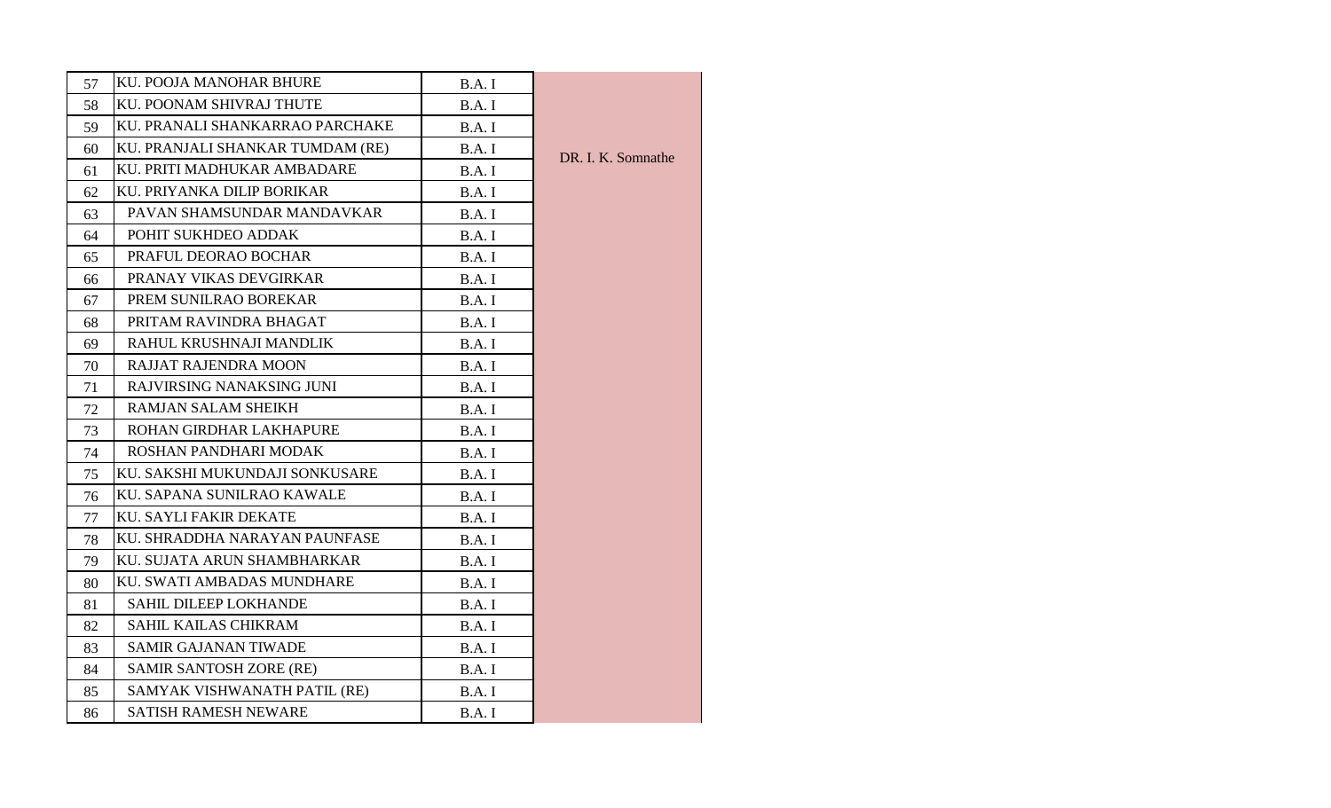| | | | |
|---|---|---|---|
| 57 | KU. POOJA MANOHAR BHURE | B.A. I | DR. I. K. Somnathe |
| 58 | KU. POONAM SHIVRAJ THUTE | B.A. I | |
| 59 | KU. PRANALI SHANKARRAO PARCHAKE | B.A. I | |
| 60 | KU. PRANJALI SHANKAR TUMDAM (RE) | B.A. I | |
| 61 | KU. PRITI MADHUKAR AMBADARE | B.A. I | |
| 62 | KU. PRIYANKA DILIP BORIKAR | B.A. I | |
| 63 | PAVAN SHAMSUNDAR MANDAVKAR | B.A. I | |
| 64 | POHIT SUKHDEO ADDAK | B.A. I | |
| 65 | PRAFUL DEORAO BOCHAR | B.A. I | |
| 66 | PRANAY VIKAS DEVGIRKAR | B.A. I | |
| 67 | PREM SUNILRAO BOREKAR | B.A. I | |
| 68 | PRITAM RAVINDRA BHAGAT | B.A. I | |
| 69 | RAHUL KRUSHNAJI MANDLIK | B.A. I | |
| 70 | RAJJAT RAJENDRA MOON | B.A. I | |
| 71 | RAJVIRSING NANAKSING JUNI | B.A. I | |
| 72 | RAMJAN SALAM SHEIKH | B.A. I | |
| 73 | ROHAN GIRDHAR LAKHAPURE | B.A. I | |
| 74 | ROSHAN PANDHARI MODAK | B.A. I | |
| 75 | KU. SAKSHI MUKUNDAJI SONKUSARE | B.A. I | |
| 76 | KU. SAPANA SUNILRAO KAWALE | B.A. I | |
| 77 | KU. SAYLI FAKIR DEKATE | B.A. I | |
| 78 | KU. SHRADDHA NARAYAN PAUNFASE | B.A. I | |
| 79 | KU. SUJATA ARUN SHAMBHARKAR | B.A. I | |
| 80 | KU. SWATI AMBADAS MUNDHARE | B.A. I | |
| 81 | SAHIL DILEEP LOKHANDE | B.A. I | |
| 82 | SAHIL KAILAS CHIKRAM | B.A. I | |
| 83 | SAMIR GAJANAN TIWADE | B.A. I | |
| 84 | SAMIR SANTOSH ZORE (RE) | B.A. I | |
| 85 | SAMYAK VISHWANATH PATIL (RE) | B.A. I | |
| 86 | SATISH RAMESH NEWARE | B.A. I | |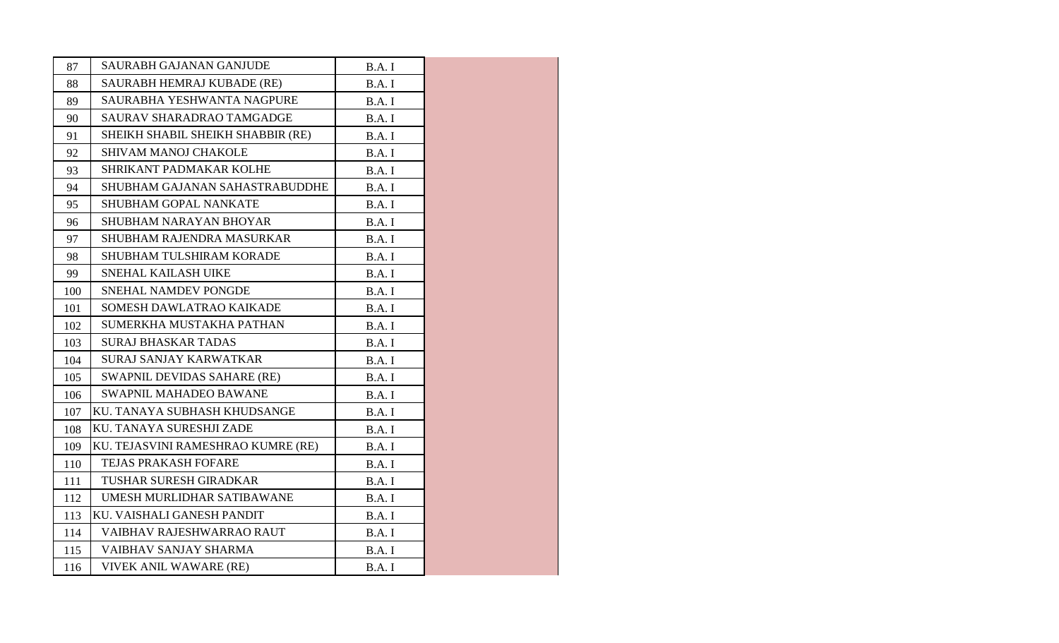| | | | |
|---|---|---|---|
| 87 | SAURABH GAJANAN GANJUDE | B.A. I | |
| 88 | SAURABH HEMRAJ KUBADE (RE) | B.A. I | |
| 89 | SAURABHA YESHWANTA NAGPURE | B.A. I | |
| 90 | SAURAV SHARADRAO TAMGADGE | B.A. I | |
| 91 | SHEIKH SHABIL SHEIKH SHABBIR (RE) | B.A. I | |
| 92 | SHIVAM MANOJ CHAKOLE | B.A. I | |
| 93 | SHRIKANT PADMAKAR KOLHE | B.A. I | |
| 94 | SHUBHAM GAJANAN SAHASTRABUDDHE | B.A. I | |
| 95 | SHUBHAM GOPAL NANKATE | B.A. I | |
| 96 | SHUBHAM NARAYAN BHOYAR | B.A. I | |
| 97 | SHUBHAM RAJENDRA MASURKAR | B.A. I | |
| 98 | SHUBHAM TULSHIRAM KORADE | B.A. I | |
| 99 | SNEHAL KAILASH UIKE | B.A. I | |
| 100 | SNEHAL NAMDEV PONGDE | B.A. I | |
| 101 | SOMESH DAWLATRAO KAIKADE | B.A. I | |
| 102 | SUMERKHA MUSTAKHA PATHAN | B.A. I | |
| 103 | SURAJ BHASKAR TADAS | B.A. I | |
| 104 | SURAJ SANJAY KARWATKAR | B.A. I | |
| 105 | SWAPNIL DEVIDAS SAHARE (RE) | B.A. I | |
| 106 | SWAPNIL MAHADEO BAWANE | B.A. I | |
| 107 | KU. TANAYA SUBHASH KHUDSANGE | B.A. I | |
| 108 | KU. TANAYA SURESHJI ZADE | B.A. I | |
| 109 | KU. TEJASVINI RAMESHRAO KUMRE (RE) | B.A. I | |
| 110 | TEJAS PRAKASH FOFARE | B.A. I | |
| 111 | TUSHAR SURESH GIRADKAR | B.A. I | |
| 112 | UMESH MURLIDHAR SATIBAWANE | B.A. I | |
| 113 | KU. VAISHALI GANESH PANDIT | B.A. I | |
| 114 | VAIBHAV RAJESHWARRAO RAUT | B.A. I | |
| 115 | VAIBHAV SANJAY SHARMA | B.A. I | |
| 116 | VIVEK ANIL WAWARE (RE) | B.A. I | |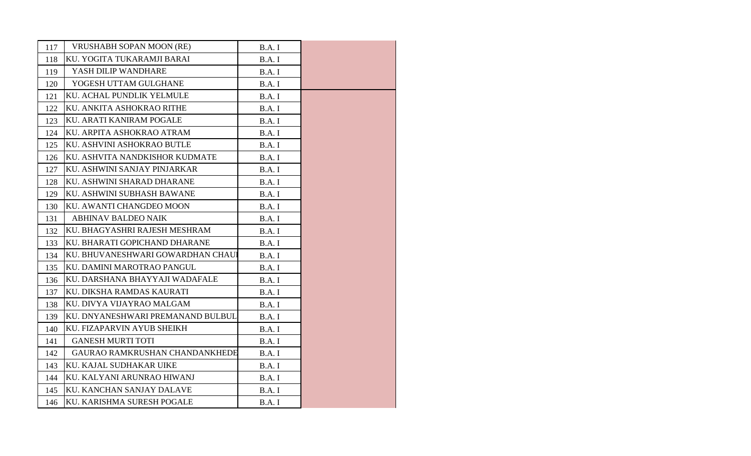| 117 | VRUSHABH SOPAN MOON (RE) | B.A. I | |
|---|---|---|---|
| 118 | KU. YOGITA TUKARAMJI BARAI | B.A. I | |
| 119 | YASH DILIP WANDHARE | B.A. I | |
| 120 | YOGESH UTTAM GULGHANE | B.A. I | |
| 121 | KU. ACHAL PUNDLIK YELMULE | B.A. I | |
| 122 | KU. ANKITA ASHOKRAO RITHE | B.A. I | |
| 123 | KU. ARATI KANIRAM POGALE | B.A. I | |
| 124 | KU. ARPITA ASHOKRAO ATRAM | B.A. I | |
| 125 | KU. ASHVINI ASHOKRAO BUTLE | B.A. I | |
| 126 | KU. ASHVITA NANDKISHOR KUDMATE | B.A. I | |
| 127 | KU. ASHWINI SANJAY PINJARKAR | B.A. I | |
| 128 | KU. ASHWINI SHARAD DHARANE | B.A. I | |
| 129 | KU. ASHWINI SUBHASH BAWANE | B.A. I | |
| 130 | KU. AWANTI CHANGDEO MOON | B.A. I | |
| 131 | ABHINAV BALDEO NAIK | B.A. I | |
| 132 | KU. BHAGYASHRI RAJESH MESHRAM | B.A. I | |
| 133 | KU. BHARATI GOPICHAND DHARANE | B.A. I | |
| 134 | KU. BHUVANESHWARI GOWARDHAN CHAUI | B.A. I | |
| 135 | KU. DAMINI MAROTRAO PANGUL | B.A. I | |
| 136 | KU. DARSHANA BHAYYAJI WADAFALE | B.A. I | |
| 137 | KU. DIKSHA RAMDAS KAURATI | B.A. I | |
| 138 | KU. DIVYA VIJAYRAO MALGAM | B.A. I | |
| 139 | KU. DNYANESHWARI PREMANAND BULBUL | B.A. I | |
| 140 | KU. FIZAPARVIN AYUB SHEIKH | B.A. I | |
| 141 | GANESH MURTI TOTI | B.A. I | |
| 142 | GAURAO RAMKRUSHAN CHANDANKHEDE | B.A. I | |
| 143 | KU. KAJAL SUDHAKAR UIKE | B.A. I | |
| 144 | KU. KALYANI ARUNRAO HIWANJ | B.A. I | |
| 145 | KU. KANCHAN SANJAY DALAVE | B.A. I | |
| 146 | KU. KARISHMA SURESH POGALE | B.A. I | |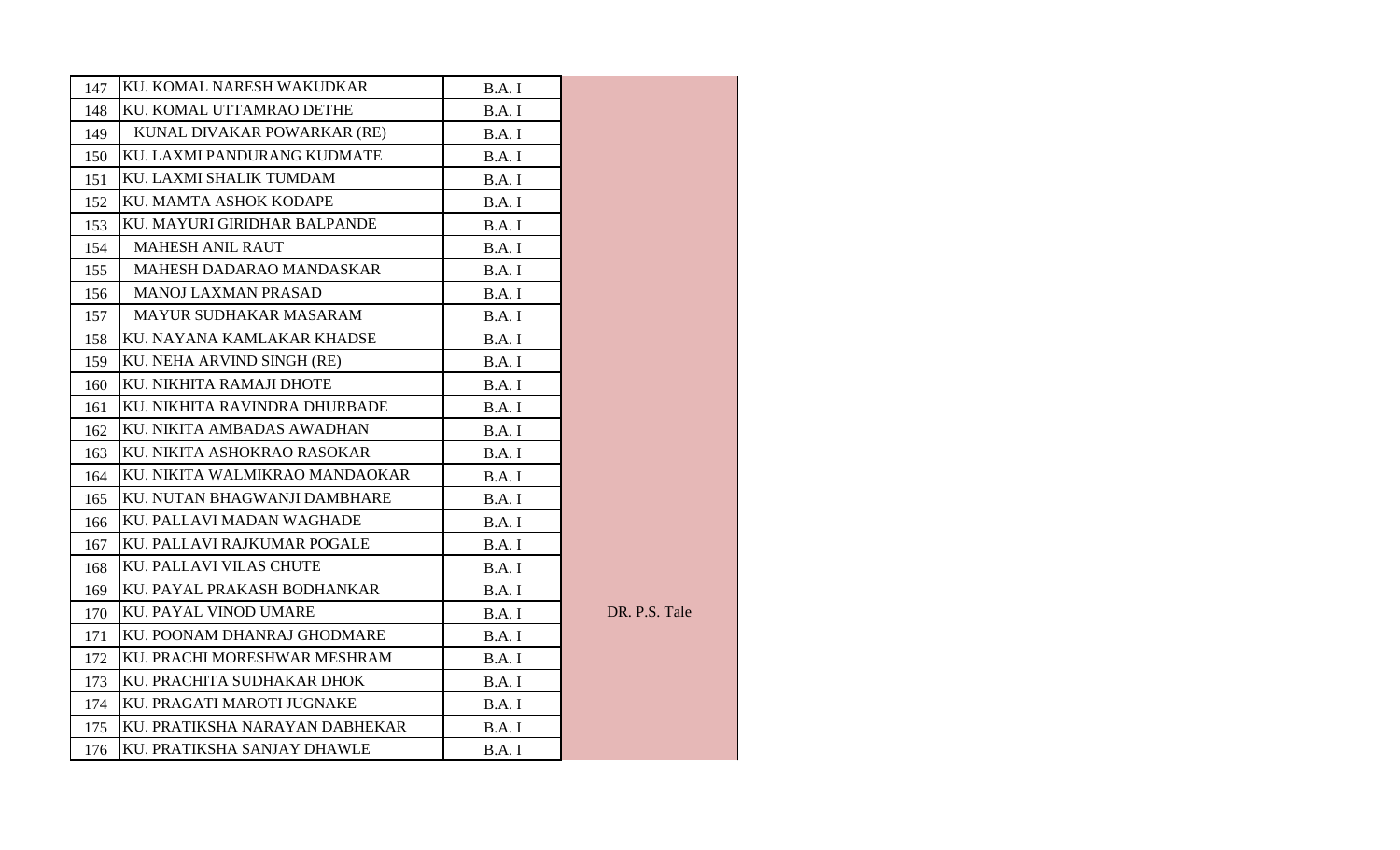| | | | |
|---|---|---|---|
| 147 | KU. KOMAL NARESH WAKUDKAR | B.A. I | |
| 148 | KU. KOMAL UTTAMRAO DETHE | B.A. I | |
| 149 | KUNAL DIVAKAR POWARKAR (RE) | B.A. I | |
| 150 | KU. LAXMI PANDURANG KUDMATE | B.A. I | |
| 151 | KU. LAXMI SHALIK TUMDAM | B.A. I | |
| 152 | KU. MAMTA ASHOK KODAPE | B.A. I | |
| 153 | KU. MAYURI GIRIDHAR BALPANDE | B.A. I | |
| 154 | MAHESH ANIL RAUT | B.A. I | |
| 155 | MAHESH DADARAO MANDASKAR | B.A. I | |
| 156 | MANOJ LAXMAN PRASAD | B.A. I | |
| 157 | MAYUR SUDHAKAR MASARAM | B.A. I | |
| 158 | KU. NAYANA KAMLAKAR KHADSE | B.A. I | |
| 159 | KU. NEHA ARVIND SINGH (RE) | B.A. I | |
| 160 | KU. NIKHITA RAMAJI DHOTE | B.A. I | |
| 161 | KU. NIKHITA RAVINDRA DHURBADE | B.A. I | |
| 162 | KU. NIKITA AMBADAS AWADHAN | B.A. I | |
| 163 | KU. NIKITA ASHOKRAO RASOKAR | B.A. I | |
| 164 | KU. NIKITA WALMIKRAO MANDAOKAR | B.A. I | |
| 165 | KU. NUTAN BHAGWANJI DAMBHARE | B.A. I | |
| 166 | KU. PALLAVI MADAN WAGHADE | B.A. I | |
| 167 | KU. PALLAVI RAJKUMAR POGALE | B.A. I | |
| 168 | KU. PALLAVI VILAS CHUTE | B.A. I | |
| 169 | KU. PAYAL PRAKASH BODHANKAR | B.A. I | |
| 170 | KU. PAYAL VINOD UMARE | B.A. I | DR. P.S. Tale |
| 171 | KU. POONAM DHANRAJ GHODMARE | B.A. I | |
| 172 | KU. PRACHI MORESHWAR MESHRAM | B.A. I | |
| 173 | KU. PRACHITA SUDHAKAR DHOK | B.A. I | |
| 174 | KU. PRAGATI MAROTI JUGNAKE | B.A. I | |
| 175 | KU. PRATIKSHA NARAYAN DABHEKAR | B.A. I | |
| 176 | KU. PRATIKSHA SANJAY DHAWLE | B.A. I | |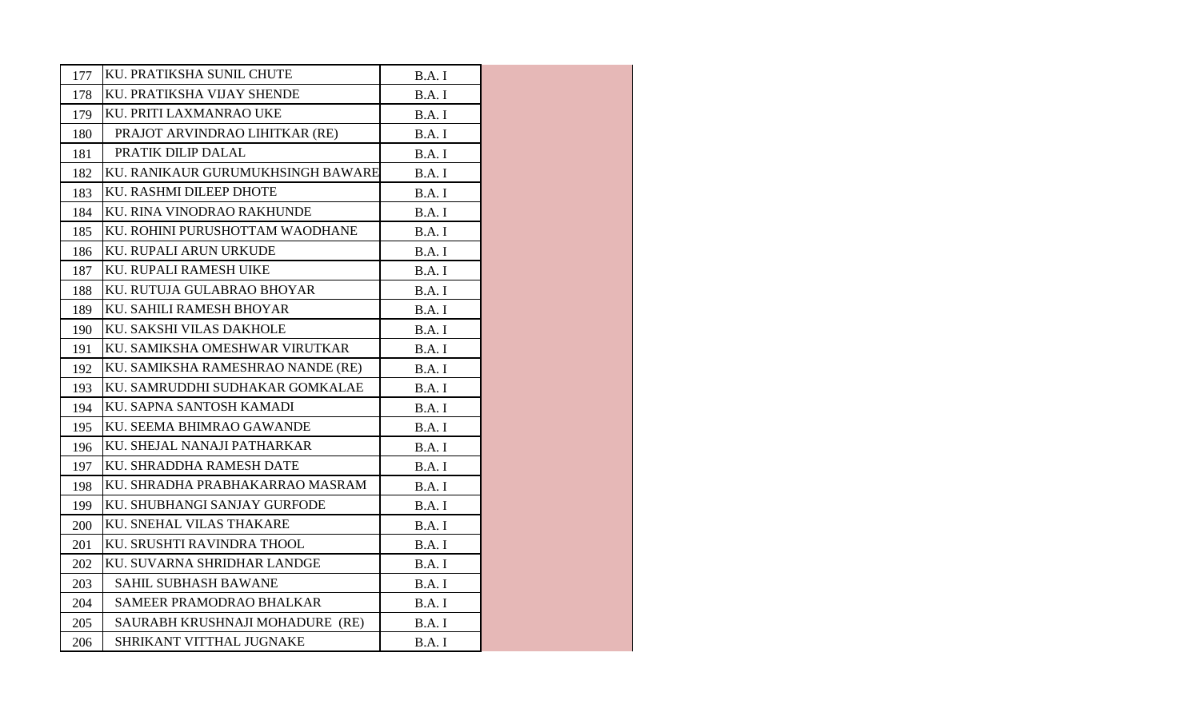| | | | |
|---|---|---|---|
| 177 | KU. PRATIKSHA SUNIL CHUTE | B.A. I | |
| 178 | KU. PRATIKSHA VIJAY SHENDE | B.A. I | |
| 179 | KU. PRITI LAXMANRAO UKE | B.A. I | |
| 180 | PRAJOT ARVINDRAO LIHITKAR (RE) | B.A. I | |
| 181 | PRATIK DILIP DALAL | B.A. I | |
| 182 | KU. RANIKAUR GURUMUKHSINGH BAWARE | B.A. I | |
| 183 | KU. RASHMI DILEEP DHOTE | B.A. I | |
| 184 | KU. RINA VINODRAO RAKHUNDE | B.A. I | |
| 185 | KU. ROHINI PURUSHOTTAM WAODHANE | B.A. I | |
| 186 | KU. RUPALI ARUN URKUDE | B.A. I | |
| 187 | KU. RUPALI RAMESH UIKE | B.A. I | |
| 188 | KU. RUTUJA GULABRAO BHOYAR | B.A. I | |
| 189 | KU. SAHILI RAMESH BHOYAR | B.A. I | |
| 190 | KU. SAKSHI VILAS DAKHOLE | B.A. I | |
| 191 | KU. SAMIKSHA OMESHWAR VIRUTKAR | B.A. I | |
| 192 | KU. SAMIKSHA RAMESHRAO NANDE (RE) | B.A. I | |
| 193 | KU. SAMRUDDHI SUDHAKAR GOMKALAE | B.A. I | |
| 194 | KU. SAPNA SANTOSH KAMADI | B.A. I | |
| 195 | KU. SEEMA BHIMRAO GAWANDE | B.A. I | |
| 196 | KU. SHEJAL NANAJI PATHARKAR | B.A. I | |
| 197 | KU. SHRADDHA RAMESH DATE | B.A. I | |
| 198 | KU. SHRADHA PRABHAKARRAO MASRAM | B.A. I | |
| 199 | KU. SHUBHANGI SANJAY GURFODE | B.A. I | |
| 200 | KU. SNEHAL VILAS THAKARE | B.A. I | |
| 201 | KU. SRUSHTI RAVINDRA THOOL | B.A. I | |
| 202 | KU. SUVARNA SHRIDHAR LANDGE | B.A. I | |
| 203 | SAHIL SUBHASH BAWANE | B.A. I | |
| 204 | SAMEER PRAMODRAO BHALKAR | B.A. I | |
| 205 | SAURABH KRUSHNAJI MOHADURE (RE) | B.A. I | |
| 206 | SHRIKANT VITTHAL JUGNAKE | B.A. I | |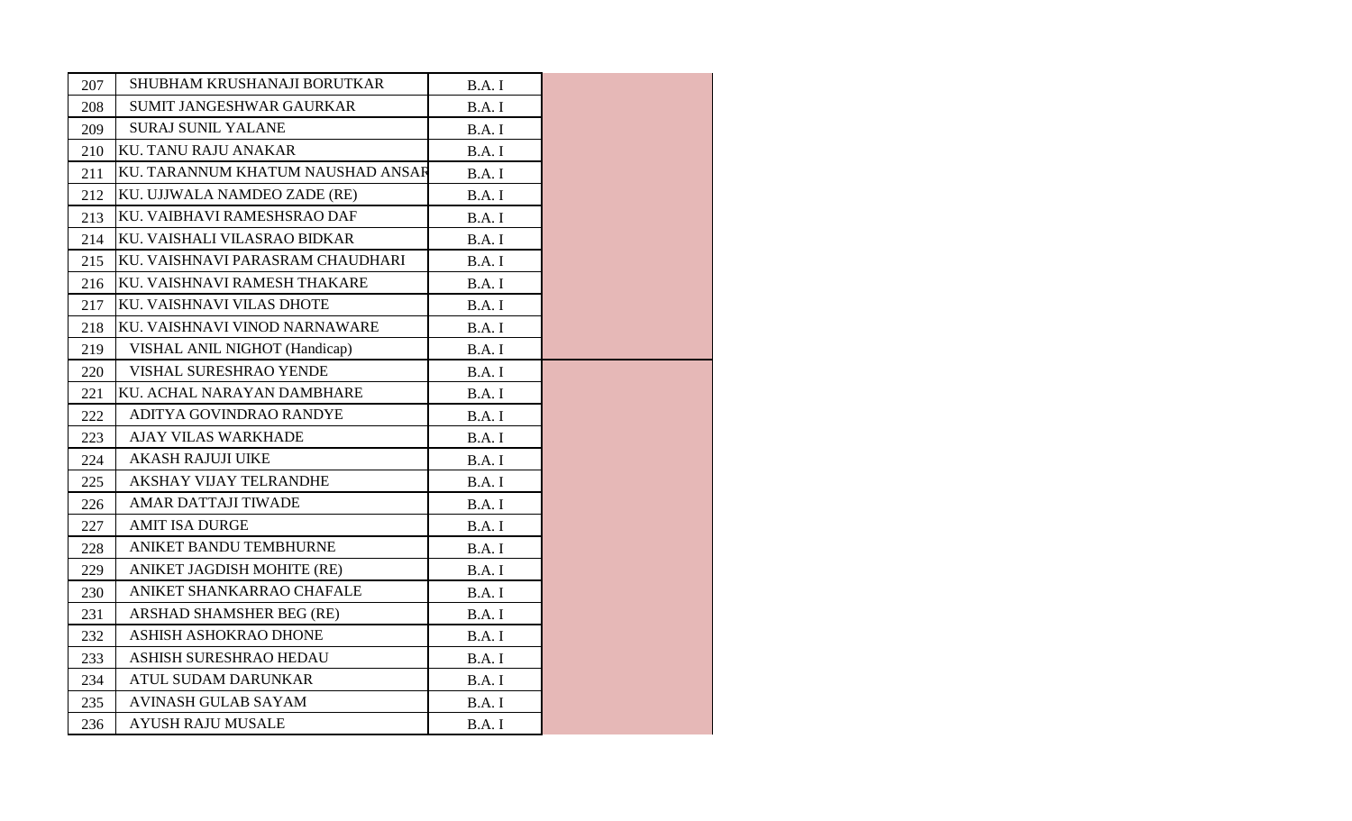| | | | |
|---|---|---|---|
| 207 | SHUBHAM KRUSHANAJI BORUTKAR | B.A. I | |
| 208 | SUMIT JANGESHWAR GAURKAR | B.A. I | |
| 209 | SURAJ SUNIL YALANE | B.A. I | |
| 210 | KU. TANU RAJU ANAKAR | B.A. I | |
| 211 | KU. TARANNUM KHATUM NAUSHAD ANSAR | B.A. I | |
| 212 | KU. UJJWALA NAMDEO ZADE (RE) | B.A. I | |
| 213 | KU. VAIBHAVI RAMESHSRAO DAF | B.A. I | |
| 214 | KU. VAISHALI VILASRAO BIDKAR | B.A. I | |
| 215 | KU. VAISHNAVI PARASRAM CHAUDHARI | B.A. I | |
| 216 | KU. VAISHNAVI RAMESH THAKARE | B.A. I | |
| 217 | KU. VAISHNAVI VILAS DHOTE | B.A. I | |
| 218 | KU. VAISHNAVI VINOD NARNAWARE | B.A. I | |
| 219 | VISHAL ANIL NIGHOT (Handicap) | B.A. I | |
| 220 | VISHAL SURESHRAO YENDE | B.A. I | |
| 221 | KU. ACHAL NARAYAN DAMBHARE | B.A. I | |
| 222 | ADITYA GOVINDRAO RANDYE | B.A. I | |
| 223 | AJAY VILAS WARKHADE | B.A. I | |
| 224 | AKASH RAJUJI UIKE | B.A. I | |
| 225 | AKSHAY VIJAY TELRANDHE | B.A. I | |
| 226 | AMAR DATTAJI TIWADE | B.A. I | |
| 227 | AMIT ISA DURGE | B.A. I | |
| 228 | ANIKET BANDU TEMBHURNE | B.A. I | |
| 229 | ANIKET JAGDISH MOHITE (RE) | B.A. I | |
| 230 | ANIKET SHANKARRAO CHAFALE | B.A. I | |
| 231 | ARSHAD SHAMSHER BEG (RE) | B.A. I | |
| 232 | ASHISH ASHOKRAO DHONE | B.A. I | |
| 233 | ASHISH SURESHRAO HEDAU | B.A. I | |
| 234 | ATUL SUDAM DARUNKAR | B.A. I | |
| 235 | AVINASH GULAB SAYAM | B.A. I | |
| 236 | AYUSH RAJU MUSALE | B.A. I | |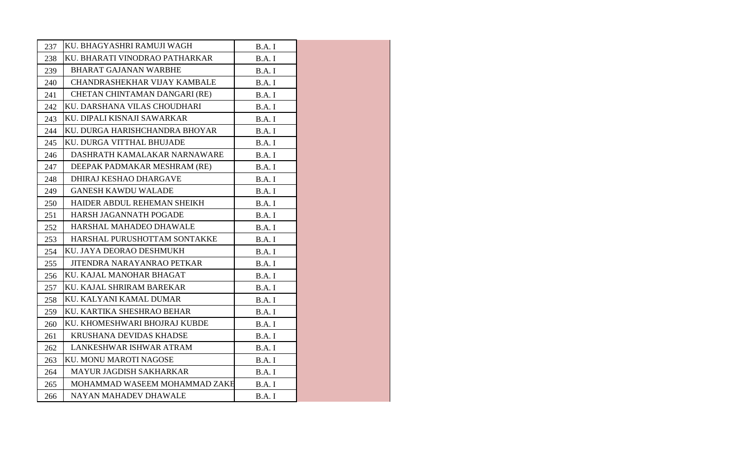| | | | |
|---|---|---|---|
| 237 | KU. BHAGYASHRI RAMUJI WAGH | B.A. I | |
| 238 | KU. BHARATI VINODRAO PATHARKAR | B.A. I | |
| 239 | BHARAT GAJANAN WARBHE | B.A. I | |
| 240 | CHANDRASHEKHAR VIJAY KAMBALE | B.A. I | |
| 241 | CHETAN CHINTAMAN DANGARI (RE) | B.A. I | |
| 242 | KU. DARSHANA VILAS CHOUDHARI | B.A. I | |
| 243 | KU. DIPALI KISNAJI SAWARKAR | B.A. I | |
| 244 | KU. DURGA HARISHCHANDRA BHOYAR | B.A. I | |
| 245 | KU. DURGA VITTHAL BHUJADE | B.A. I | |
| 246 | DASHRATH KAMALAKAR NARNAWARE | B.A. I | |
| 247 | DEEPAK PADMAKAR MESHRAM (RE) | B.A. I | |
| 248 | DHIRAJ KESHAO DHARGAVE | B.A. I | |
| 249 | GANESH KAWDU WALADE | B.A. I | |
| 250 | HAIDER ABDUL REHEMAN SHEIKH | B.A. I | |
| 251 | HARSH JAGANNATH POGADE | B.A. I | |
| 252 | HARSHAL MAHADEO DHAWALE | B.A. I | |
| 253 | HARSHAL PURUSHOTTAM SONTAKKE | B.A. I | |
| 254 | KU. JAYA DEORAO DESHMUKH | B.A. I | |
| 255 | JITENDRA NARAYANRAO PETKAR | B.A. I | |
| 256 | KU. KAJAL MANOHAR BHAGAT | B.A. I | |
| 257 | KU. KAJAL SHRIRAM BAREKAR | B.A. I | |
| 258 | KU. KALYANI KAMAL DUMAR | B.A. I | |
| 259 | KU. KARTIKA SHESHRAO BEHAR | B.A. I | |
| 260 | KU. KHOMESHWARI BHOJRAJ KUBDE | B.A. I | |
| 261 | KRUSHANA DEVIDAS KHADSE | B.A. I | |
| 262 | LANKESHWAR ISHWAR ATRAM | B.A. I | |
| 263 | KU. MONU MAROTI NAGOSE | B.A. I | |
| 264 | MAYUR JAGDISH SAKHARKAR | B.A. I | |
| 265 | MOHAMMAD WASEEM MOHAMMAD ZAKE | B.A. I | |
| 266 | NAYAN MAHADEV DHAWALE | B.A. I | |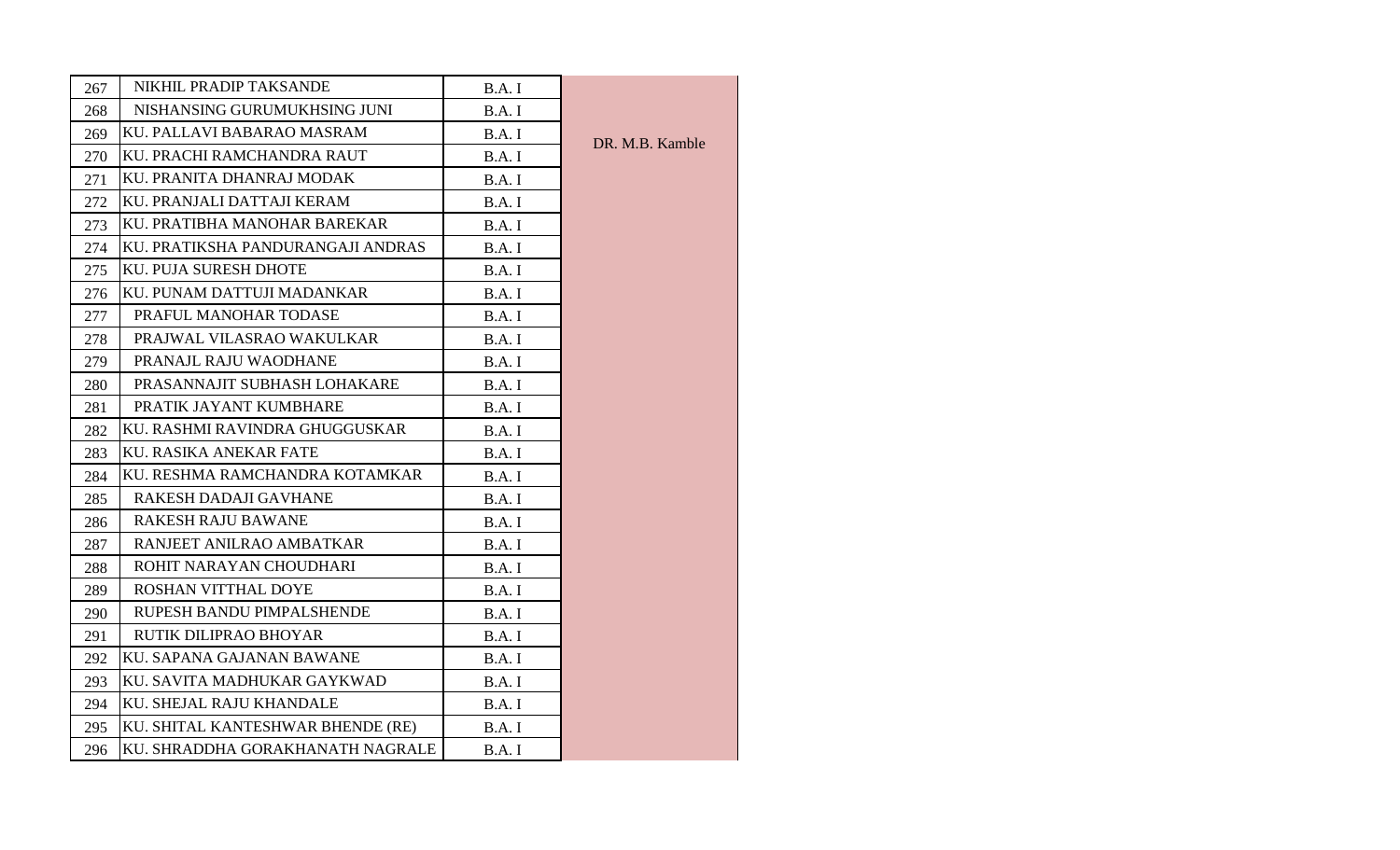| 267 | NIKHIL PRADIP TAKSANDE | B.A. I | DR. M.B. Kamble |
|---|---|---|---|
| 268 | NISHANSING GURUMUKHSING JUNI | B.A. I | |
| 269 | KU. PALLAVI BABARAO MASRAM | B.A. I | |
| 270 | KU. PRACHI RAMCHANDRA RAUT | B.A. I | |
| 271 | KU. PRANITA DHANRAJ MODAK | B.A. I | |
| 272 | KU. PRANJALI DATTAJI KERAM | B.A. I | |
| 273 | KU. PRATIBHA MANOHAR BAREKAR | B.A. I | |
| 274 | KU. PRATIKSHA PANDURANGAJI ANDRAS | B.A. I | |
| 275 | KU. PUJA SURESH DHOTE | B.A. I | |
| 276 | KU. PUNAM DATTUJI MADANKAR | B.A. I | |
| 277 | PRAFUL MANOHAR TODASE | B.A. I | |
| 278 | PRAJWAL VILASRAO WAKULKAR | B.A. I | |
| 279 | PRANAJL RAJU WAODHANE | B.A. I | |
| 280 | PRASANNAJIT SUBHASH LOHAKARE | B.A. I | |
| 281 | PRATIK JAYANT KUMBHARE | B.A. I | |
| 282 | KU. RASHMI RAVINDRA GHUGGUSKAR | B.A. I | |
| 283 | KU. RASIKA ANEKAR FATE | B.A. I | |
| 284 | KU. RESHMA RAMCHANDRA KOTAMKAR | B.A. I | |
| 285 | RAKESH DADAJI GAVHANE | B.A. I | |
| 286 | RAKESH RAJU BAWANE | B.A. I | |
| 287 | RANJEET ANILRAO AMBATKAR | B.A. I | |
| 288 | ROHIT NARAYAN CHOUDHARI | B.A. I | |
| 289 | ROSHAN VITTHAL DOYE | B.A. I | |
| 290 | RUPESH BANDU PIMPALSHENDE | B.A. I | |
| 291 | RUTIK DILIPRAO BHOYAR | B.A. I | |
| 292 | KU. SAPANA GAJANAN BAWANE | B.A. I | |
| 293 | KU. SAVITA MADHUKAR GAYKWAD | B.A. I | |
| 294 | KU. SHEJAL RAJU KHANDALE | B.A. I | |
| 295 | KU. SHITAL KANTESHWAR BHENDE (RE) | B.A. I | |
| 296 | KU. SHRADDHA GORAKHANATH NAGRALE | B.A. I | |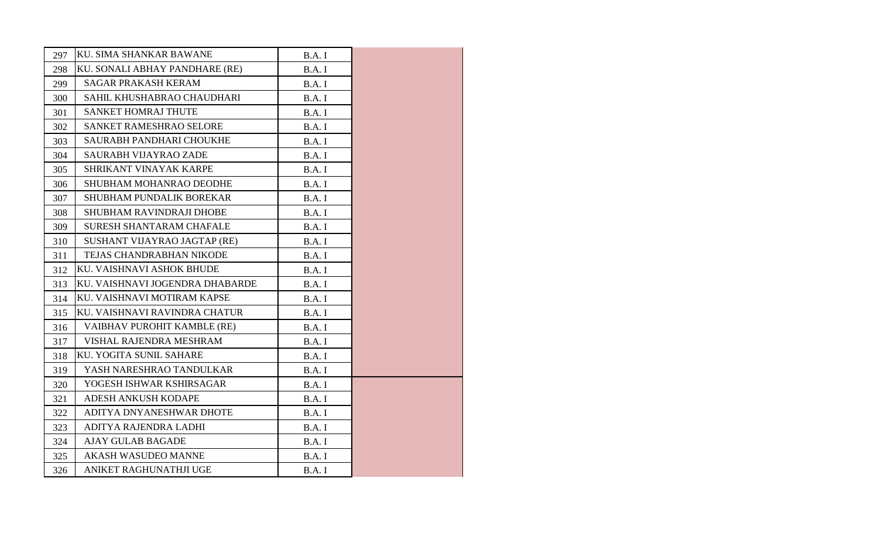| | | | |
|---|---|---|---|
| 297 | KU. SIMA SHANKAR BAWANE | B.A. I | |
| 298 | KU. SONALI ABHAY PANDHARE (RE) | B.A. I | |
| 299 | SAGAR PRAKASH KERAM | B.A. I | |
| 300 | SAHIL KHUSHABRAO CHAUDHARI | B.A. I | |
| 301 | SANKET HOMRAJ THUTE | B.A. I | |
| 302 | SANKET RAMESHRAO SELORE | B.A. I | |
| 303 | SAURABH PANDHARI CHOUKHE | B.A. I | |
| 304 | SAURABH VIJAYRAO ZADE | B.A. I | |
| 305 | SHRIKANT VINAYAK KARPE | B.A. I | |
| 306 | SHUBHAM MOHANRAO DEODHE | B.A. I | |
| 307 | SHUBHAM PUNDALIK BOREKAR | B.A. I | |
| 308 | SHUBHAM RAVINDRAJI DHOBE | B.A. I | |
| 309 | SURESH SHANTARAM CHAFALE | B.A. I | |
| 310 | SUSHANT VIJAYRAO JAGTAP (RE) | B.A. I | |
| 311 | TEJAS CHANDRABHAN NIKODE | B.A. I | |
| 312 | KU. VAISHNAVI ASHOK BHUDE | B.A. I | |
| 313 | KU. VAISHNAVI JOGENDRA DHABARDE | B.A. I | |
| 314 | KU. VAISHNAVI MOTIRAM KAPSE | B.A. I | |
| 315 | KU. VAISHNAVI RAVINDRA CHATUR | B.A. I | |
| 316 | VAIBHAV PUROHIT KAMBLE (RE) | B.A. I | |
| 317 | VISHAL RAJENDRA MESHRAM | B.A. I | |
| 318 | KU. YOGITA SUNIL SAHARE | B.A. I | |
| 319 | YASH NARESHRAO TANDULKAR | B.A. I | |
| 320 | YOGESH ISHWAR KSHIRSAGAR | B.A. I | |
| 321 | ADESH ANKUSH KODAPE | B.A. I | |
| 322 | ADITYA DNYANESHWAR DHOTE | B.A. I | |
| 323 | ADITYA RAJENDRA LADHI | B.A. I | |
| 324 | AJAY GULAB BAGADE | B.A. I | |
| 325 | AKASH WASUDEO MANNE | B.A. I | |
| 326 | ANIKET RAGHUNATHJI UGE | B.A. I | |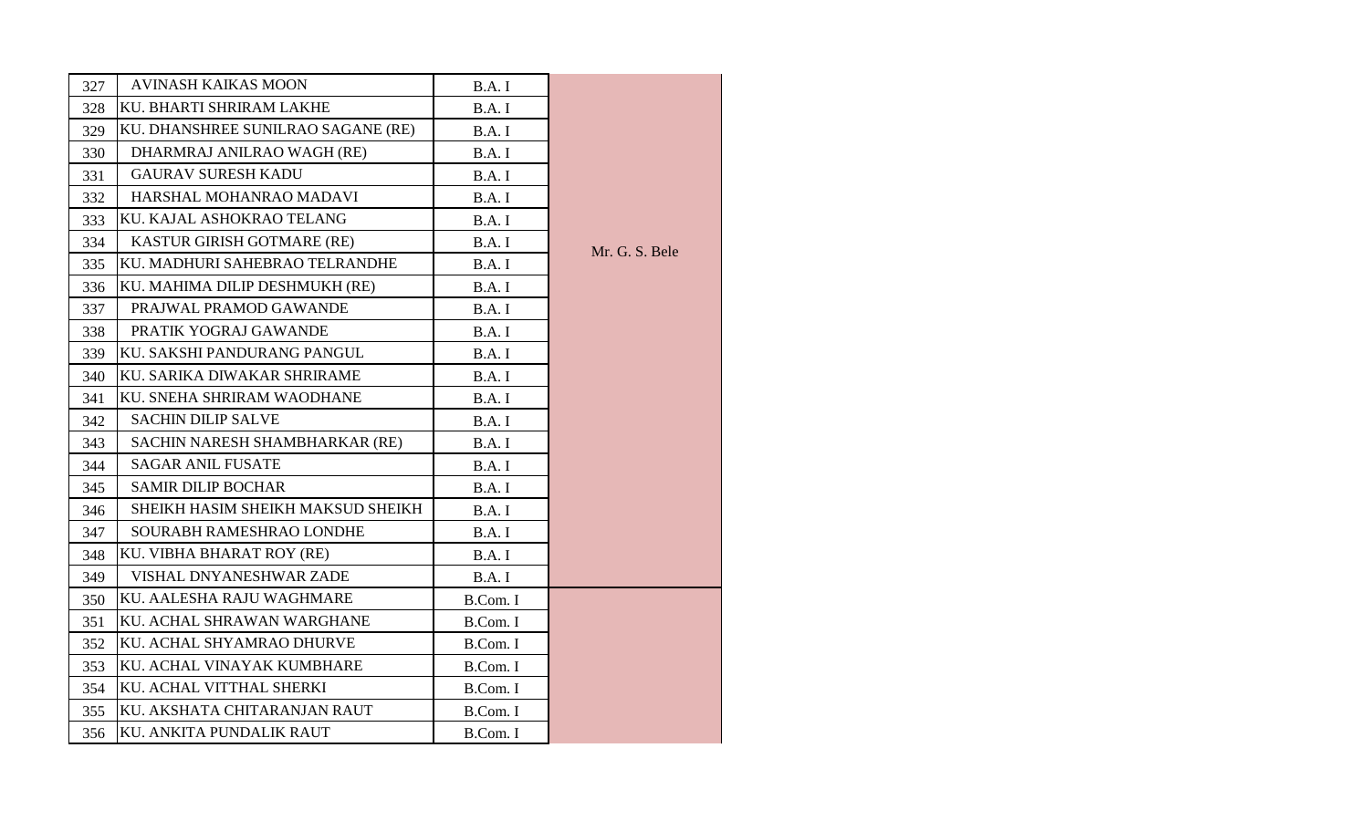| | | | |
|---|---|---|---|
| 327 | AVINASH KAIKAS MOON | B.A. I | Mr. G. S. Bele |
| 328 | KU. BHARTI SHRIRAM LAKHE | B.A. I | |
| 329 | KU. DHANSHREE SUNILRAO SAGANE (RE) | B.A. I | |
| 330 | DHARMRAJ ANILRAO WAGH (RE) | B.A. I | |
| 331 | GAURAV SURESH KADU | B.A. I | |
| 332 | HARSHAL MOHANRAO MADAVI | B.A. I | |
| 333 | KU. KAJAL ASHOKRAO TELANG | B.A. I | |
| 334 | KASTUR GIRISH GOTMARE (RE) | B.A. I | |
| 335 | KU. MADHURI SAHEBRAO TELRANDHE | B.A. I | |
| 336 | KU. MAHIMA DILIP DESHMUKH (RE) | B.A. I | |
| 337 | PRAJWAL PRAMOD GAWANDE | B.A. I | |
| 338 | PRATIK YOGRAJ GAWANDE | B.A. I | |
| 339 | KU. SAKSHI PANDURANG PANGUL | B.A. I | |
| 340 | KU. SARIKA DIWAKAR SHRIRAME | B.A. I | |
| 341 | KU. SNEHA SHRIRAM WAODHANE | B.A. I | |
| 342 | SACHIN DILIP SALVE | B.A. I | |
| 343 | SACHIN NARESH SHAMBHARKAR (RE) | B.A. I | |
| 344 | SAGAR ANIL FUSATE | B.A. I | |
| 345 | SAMIR DILIP BOCHAR | B.A. I | |
| 346 | SHEIKH HASIM SHEIKH MAKSUD SHEIKH | B.A. I | |
| 347 | SOURABH RAMESHRAO LONDHE | B.A. I | |
| 348 | KU. VIBHA BHARAT ROY (RE) | B.A. I | |
| 349 | VISHAL DNYANESHWAR ZADE | B.A. I | |
| 350 | KU. AALESHA RAJU WAGHMARE | B.Com. I | |
| 351 | KU. ACHAL SHRAWAN WARGHANE | B.Com. I | |
| 352 | KU. ACHAL SHYAMRAO DHURVE | B.Com. I | |
| 353 | KU. ACHAL VINAYAK KUMBHARE | B.Com. I | |
| 354 | KU. ACHAL VITTHAL SHERKI | B.Com. I | |
| 355 | KU. AKSHATA CHITARANJAN RAUT | B.Com. I | |
| 356 | KU. ANKITA PUNDALIK RAUT | B.Com. I | |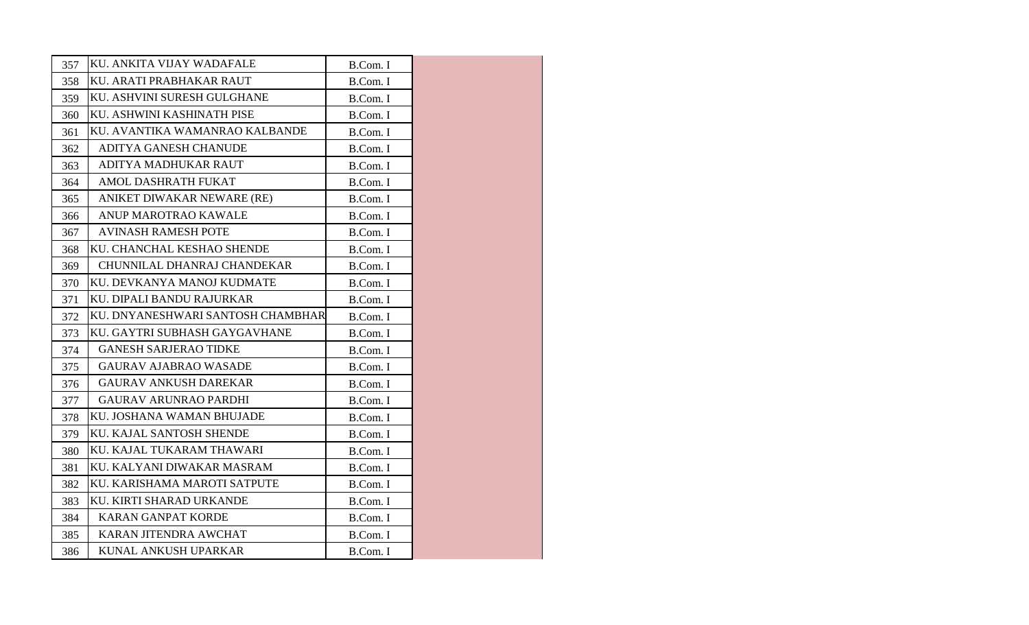| | | | |
|---|---|---|---|
| 357 | KU. ANKITA VIJAY WADAFALE | B.Com. I | |
| 358 | KU. ARATI PRABHAKAR RAUT | B.Com. I | |
| 359 | KU. ASHVINI SURESH GULGHANE | B.Com. I | |
| 360 | KU. ASHWINI KASHINATH PISE | B.Com. I | |
| 361 | KU. AVANTIKA WAMANRAO KALBANDE | B.Com. I | |
| 362 | ADITYA GANESH CHANUDE | B.Com. I | |
| 363 | ADITYA MADHUKAR RAUT | B.Com. I | |
| 364 | AMOL DASHRATH FUKAT | B.Com. I | |
| 365 | ANIKET DIWAKAR NEWARE (RE) | B.Com. I | |
| 366 | ANUP MAROTRAO KAWALE | B.Com. I | |
| 367 | AVINASH RAMESH POTE | B.Com. I | |
| 368 | KU. CHANCHAL KESHAO SHENDE | B.Com. I | |
| 369 | CHUNNILAL DHANRAJ CHANDEKAR | B.Com. I | |
| 370 | KU. DEVKANYA MANOJ KUDMATE | B.Com. I | |
| 371 | KU. DIPALI BANDU RAJURKAR | B.Com. I | |
| 372 | KU. DNYANESHWARI SANTOSH CHAMBHAR | B.Com. I | |
| 373 | KU. GAYTRI SUBHASH GAYGAVHANE | B.Com. I | |
| 374 | GANESH SARJERAO TIDKE | B.Com. I | |
| 375 | GAURAV AJABRAO WASADE | B.Com. I | |
| 376 | GAURAV ANKUSH DAREKAR | B.Com. I | |
| 377 | GAURAV ARUNRAO PARDHI | B.Com. I | |
| 378 | KU. JOSHANA WAMAN BHUJADE | B.Com. I | |
| 379 | KU. KAJAL SANTOSH SHENDE | B.Com. I | |
| 380 | KU. KAJAL TUKARAM THAWARI | B.Com. I | |
| 381 | KU. KALYANI DIWAKAR MASRAM | B.Com. I | |
| 382 | KU. KARISHAMA MAROTI SATPUTE | B.Com. I | |
| 383 | KU. KIRTI SHARAD URKANDE | B.Com. I | |
| 384 | KARAN GANPAT KORDE | B.Com. I | |
| 385 | KARAN JITENDRA AWCHAT | B.Com. I | |
| 386 | KUNAL ANKUSH UPARKAR | B.Com. I | |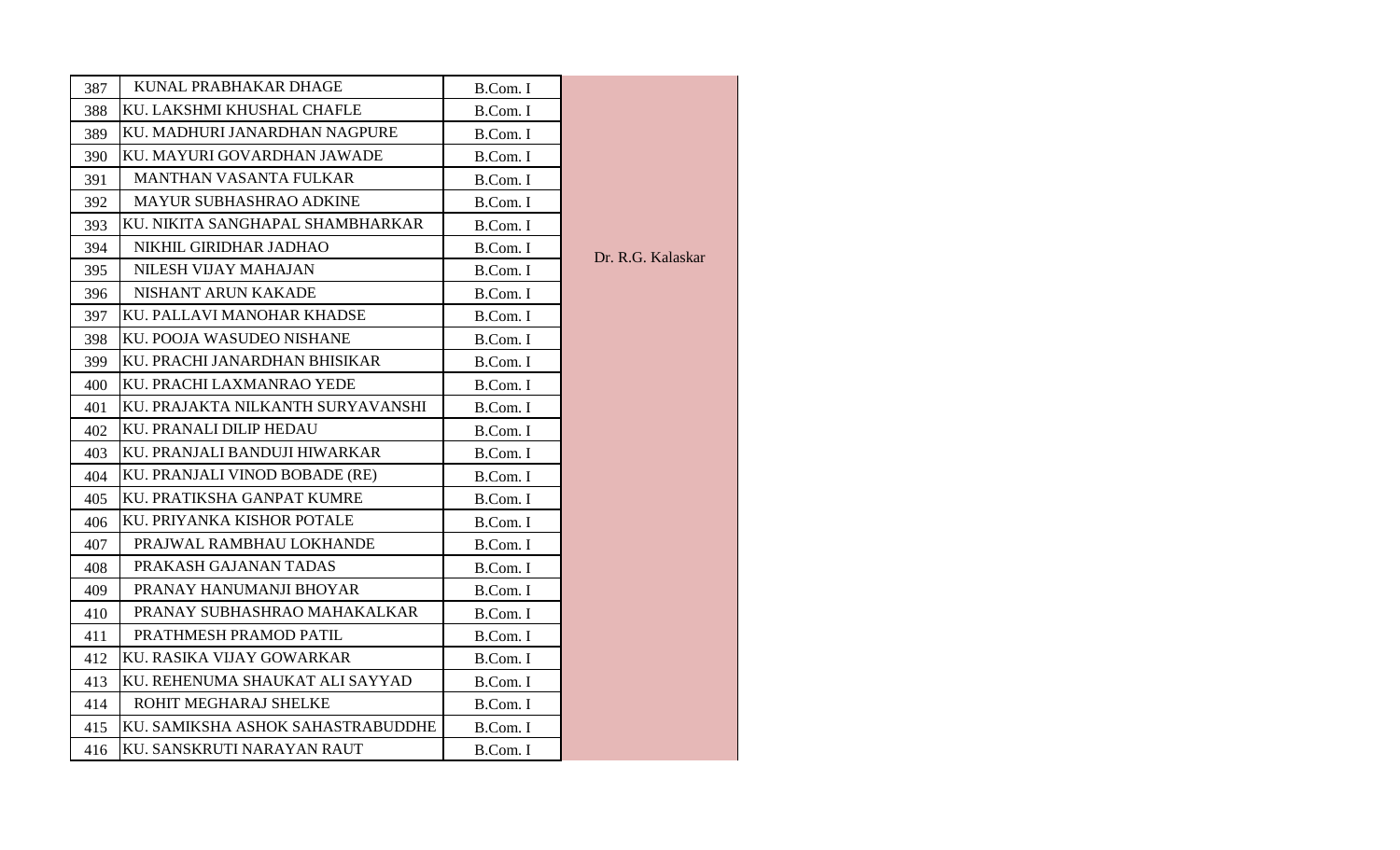| 387 | KUNAL PRABHAKAR DHAGE | B.Com. I | Dr. R.G. Kalaskar |
|---|---|---|---|
| 388 | KU. LAKSHMI KHUSHAL CHAFLE | B.Com. I | |
| 389 | KU. MADHURI JANARDHAN NAGPURE | B.Com. I | |
| 390 | KU. MAYURI GOVARDHAN JAWADE | B.Com. I | |
| 391 | MANTHAN VASANTA FULKAR | B.Com. I | |
| 392 | MAYUR SUBHASHRAO ADKINE | B.Com. I | |
| 393 | KU. NIKITA SANGHAPAL SHAMBHARKAR | B.Com. I | |
| 394 | NIKHIL GIRIDHAR JADHAO | B.Com. I | |
| 395 | NILESH VIJAY MAHAJAN | B.Com. I | |
| 396 | NISHANT ARUN KAKADE | B.Com. I | |
| 397 | KU. PALLAVI MANOHAR KHADSE | B.Com. I | |
| 398 | KU. POOJA WASUDEO NISHANE | B.Com. I | |
| 399 | KU. PRACHI JANARDHAN BHISIKAR | B.Com. I | |
| 400 | KU. PRACHI LAXMANRAO YEDE | B.Com. I | |
| 401 | KU. PRAJAKTA NILKANTH SURYAVANSHI | B.Com. I | |
| 402 | KU. PRANALI DILIP HEDAU | B.Com. I | |
| 403 | KU. PRANJALI BANDUJI HIWARKAR | B.Com. I | |
| 404 | KU. PRANJALI VINOD BOBADE (RE) | B.Com. I | |
| 405 | KU. PRATIKSHA GANPAT KUMRE | B.Com. I | |
| 406 | KU. PRIYANKA KISHOR POTALE | B.Com. I | |
| 407 | PRAJWAL RAMBHAU LOKHANDE | B.Com. I | |
| 408 | PRAKASH GAJANAN TADAS | B.Com. I | |
| 409 | PRANAY HANUMANJI BHOYAR | B.Com. I | |
| 410 | PRANAY SUBHASHRAO MAHAKALKAR | B.Com. I | |
| 411 | PRATHMESH PRAMOD PATIL | B.Com. I | |
| 412 | KU. RASIKA VIJAY GOWARKAR | B.Com. I | |
| 413 | KU. REHENUMA SHAUKAT ALI SAYYAD | B.Com. I | |
| 414 | ROHIT MEGHARAJ SHELKE | B.Com. I | |
| 415 | KU. SAMIKSHA ASHOK SAHASTRABUDDHE | B.Com. I | |
| 416 | KU. SANSKRUTI NARAYAN RAUT | B.Com. I | |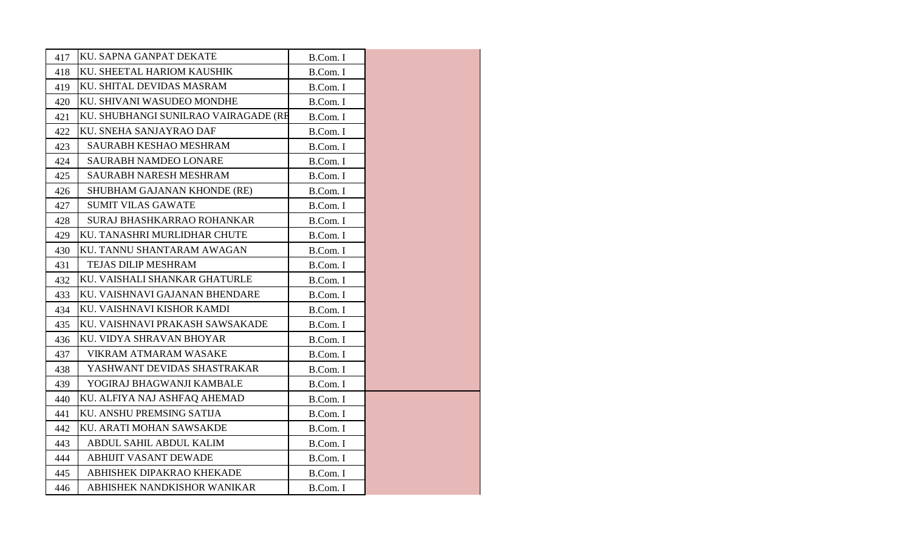| | | | |
|---|---|---|---|
| 417 | KU. SAPNA GANPAT DEKATE | B.Com. I | |
| 418 | KU. SHEETAL HARIOM KAUSHIK | B.Com. I | |
| 419 | KU. SHITAL DEVIDAS MASRAM | B.Com. I | |
| 420 | KU. SHIVANI WASUDEO MONDHE | B.Com. I | |
| 421 | KU. SHUBHANGI SUNILRAO VAIRAGADE (RE | B.Com. I | |
| 422 | KU. SNEHA SANJAYRAO DAF | B.Com. I | |
| 423 | SAURABH KESHAO MESHRAM | B.Com. I | |
| 424 | SAURABH NAMDEO LONARE | B.Com. I | |
| 425 | SAURABH NARESH MESHRAM | B.Com. I | |
| 426 | SHUBHAM GAJANAN KHONDE (RE) | B.Com. I | |
| 427 | SUMIT VILAS GAWATE | B.Com. I | |
| 428 | SURAJ BHASHKARRAO ROHANKAR | B.Com. I | |
| 429 | KU. TANASHRI MURLIDHAR CHUTE | B.Com. I | |
| 430 | KU. TANNU SHANTARAM AWAGAN | B.Com. I | |
| 431 | TEJAS DILIP MESHRAM | B.Com. I | |
| 432 | KU. VAISHALI SHANKAR GHATURLE | B.Com. I | |
| 433 | KU. VAISHNAVI GAJANAN BHENDARE | B.Com. I | |
| 434 | KU. VAISHNAVI KISHOR KAMDI | B.Com. I | |
| 435 | KU. VAISHNAVI PRAKASH SAWSAKADE | B.Com. I | |
| 436 | KU. VIDYA SHRAVAN BHOYAR | B.Com. I | |
| 437 | VIKRAM ATMARAM WASAKE | B.Com. I | |
| 438 | YASHWANT DEVIDAS SHASTRAKAR | B.Com. I | |
| 439 | YOGIRAJ BHAGWANJI KAMBALE | B.Com. I | |
| 440 | KU. ALFIYA NAJ ASHFAQ AHEMAD | B.Com. I | |
| 441 | KU. ANSHU PREMSING SATIJA | B.Com. I | |
| 442 | KU. ARATI MOHAN SAWSAKDE | B.Com. I | |
| 443 | ABDUL SAHIL ABDUL KALIM | B.Com. I | |
| 444 | ABHIJIT VASANT DEWADE | B.Com. I | |
| 445 | ABHISHEK DIPAKRAO KHEKADE | B.Com. I | |
| 446 | ABHISHEK NANDKISHOR WANIKAR | B.Com. I | |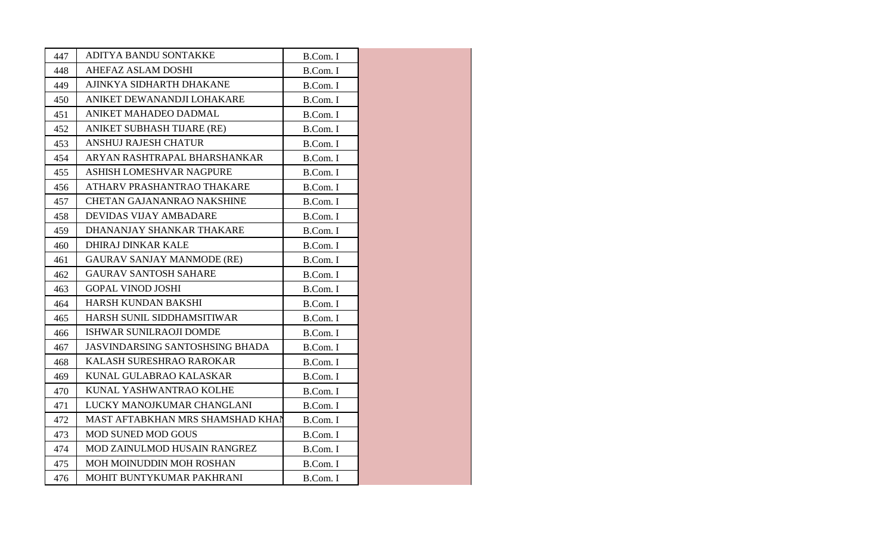| | | | |
|---|---|---|---|
| 447 | ADITYA BANDU SONTAKKE | B.Com. I | |
| 448 | AHEFAZ ASLAM DOSHI | B.Com. I | |
| 449 | AJINKYA SIDHARTH DHAKANE | B.Com. I | |
| 450 | ANIKET DEWANANDJI LOHAKARE | B.Com. I | |
| 451 | ANIKET MAHADEO DADMAL | B.Com. I | |
| 452 | ANIKET SUBHASH TIJARE (RE) | B.Com. I | |
| 453 | ANSHUJ RAJESH CHATUR | B.Com. I | |
| 454 | ARYAN RASHTRAPAL BHARSHANKAR | B.Com. I | |
| 455 | ASHISH LOMESHVAR NAGPURE | B.Com. I | |
| 456 | ATHARV PRASHANTRAO THAKARE | B.Com. I | |
| 457 | CHETAN GAJANANRAO NAKSHINE | B.Com. I | |
| 458 | DEVIDAS VIJAY AMBADARE | B.Com. I | |
| 459 | DHANANJAY SHANKAR THAKARE | B.Com. I | |
| 460 | DHIRAJ DINKAR KALE | B.Com. I | |
| 461 | GAURAV SANJAY MANMODE (RE) | B.Com. I | |
| 462 | GAURAV SANTOSH SAHARE | B.Com. I | |
| 463 | GOPAL VINOD JOSHI | B.Com. I | |
| 464 | HARSH KUNDAN BAKSHI | B.Com. I | |
| 465 | HARSH SUNIL SIDDHAMSITIWAR | B.Com. I | |
| 466 | ISHWAR SUNILRAOJI DOMDE | B.Com. I | |
| 467 | JASVINDARSING SANTOSHSING BHADA | B.Com. I | |
| 468 | KALASH SURESHRAO RAROKAR | B.Com. I | |
| 469 | KUNAL GULABRAO KALASKAR | B.Com. I | |
| 470 | KUNAL YASHWANTRAO KOLHE | B.Com. I | |
| 471 | LUCKY MANOJKUMAR CHANGLANI | B.Com. I | |
| 472 | MAST AFTABKHAN MRS SHAMSHAD KHAN | B.Com. I | |
| 473 | MOD SUNED MOD GOUS | B.Com. I | |
| 474 | MOD ZAINULMOD HUSAIN RANGREZ | B.Com. I | |
| 475 | MOH MOINUDDIN MOH ROSHAN | B.Com. I | |
| 476 | MOHIT BUNTYKUMAR PAKHRANI | B.Com. I | |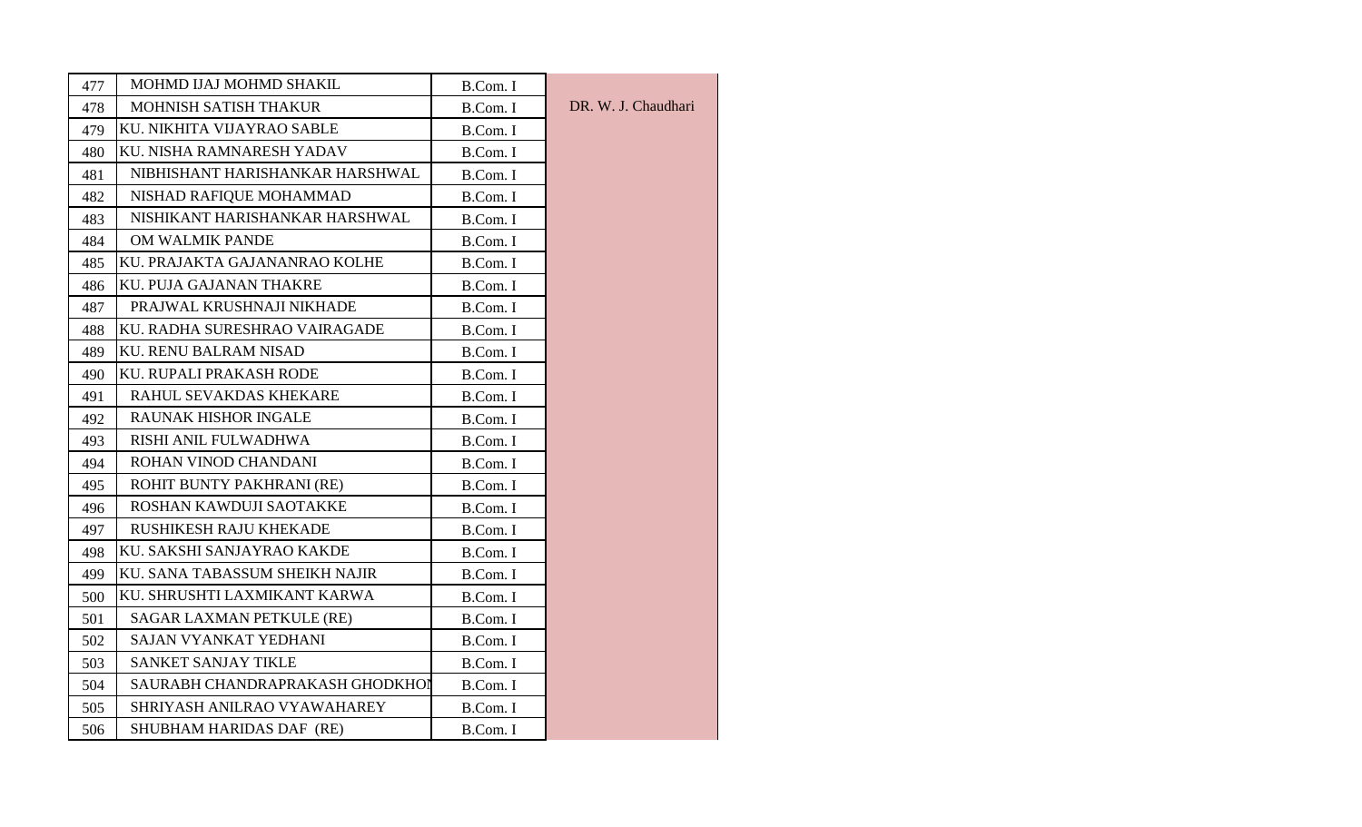| | | | |
|---|---|---|---|
| 477 | MOHMD IJAJ MOHMD SHAKIL | B.Com. I | DR. W. J. Chaudhari |
| 478 | MOHNISH SATISH THAKUR | B.Com. I | |
| 479 | KU. NIKHITA VIJAYRAO SABLE | B.Com. I | |
| 480 | KU. NISHA RAMNARESH YADAV | B.Com. I | |
| 481 | NIBHISHANT HARISHANKAR HARSHWAL | B.Com. I | |
| 482 | NISHAD RAFIQUE MOHAMMAD | B.Com. I | |
| 483 | NISHIKANT HARISHANKAR HARSHWAL | B.Com. I | |
| 484 | OM WALMIK PANDE | B.Com. I | |
| 485 | KU. PRAJAKTA GAJANANRAO KOLHE | B.Com. I | |
| 486 | KU. PUJA GAJANAN THAKRE | B.Com. I | |
| 487 | PRAJWAL KRUSHNAJI NIKHADE | B.Com. I | |
| 488 | KU. RADHA SURESHRAO VAIRAGADE | B.Com. I | |
| 489 | KU. RENU BALRAM NISAD | B.Com. I | |
| 490 | KU. RUPALI PRAKASH RODE | B.Com. I | |
| 491 | RAHUL SEVAKDAS KHEKARE | B.Com. I | |
| 492 | RAUNAK HISHOR INGALE | B.Com. I | |
| 493 | RISHI ANIL FULWADHWA | B.Com. I | |
| 494 | ROHAN VINOD CHANDANI | B.Com. I | |
| 495 | ROHIT BUNTY PAKHRANI (RE) | B.Com. I | |
| 496 | ROSHAN KAWDUJI SAOTAKKE | B.Com. I | |
| 497 | RUSHIKESH RAJU KHEKADE | B.Com. I | |
| 498 | KU. SAKSHI SANJAYRAO KAKDE | B.Com. I | |
| 499 | KU. SANA TABASSUM SHEIKH NAJIR | B.Com. I | |
| 500 | KU. SHRUSHTI LAXMIKANT KARWA | B.Com. I | |
| 501 | SAGAR LAXMAN PETKULE (RE) | B.Com. I | |
| 502 | SAJAN VYANKAT YEDHANI | B.Com. I | |
| 503 | SANKET SANJAY TIKLE | B.Com. I | |
| 504 | SAURABH CHANDRAPRAKASH GHODKHOI | B.Com. I | |
| 505 | SHRIYASH ANILRAO VYAWAHAREY | B.Com. I | |
| 506 | SHUBHAM HARIDAS DAF (RE) | B.Com. I | |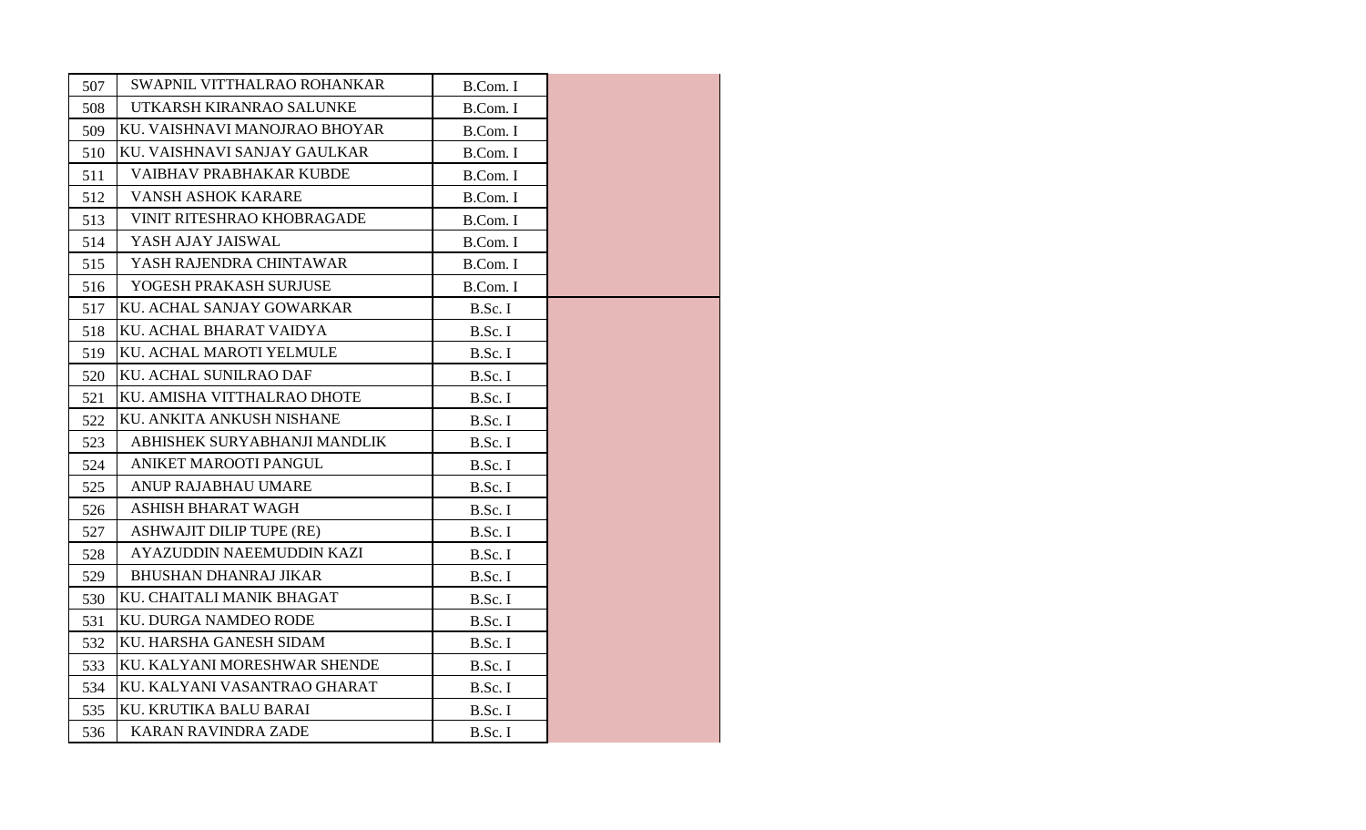| | | | |
|---|---|---|---|
| 507 | SWAPNIL VITTHALRAO ROHANKAR | B.Com. I | |
| 508 | UTKARSH KIRANRAO SALUNKE | B.Com. I | |
| 509 | KU. VAISHNAVI MANOJRAO BHOYAR | B.Com. I | |
| 510 | KU. VAISHNAVI SANJAY GAULKAR | B.Com. I | |
| 511 | VAIBHAV PRABHAKAR KUBDE | B.Com. I | |
| 512 | VANSH ASHOK KARARE | B.Com. I | |
| 513 | VINIT RITESHRAO KHOBRAGADE | B.Com. I | |
| 514 | YASH AJAY JAISWAL | B.Com. I | |
| 515 | YASH RAJENDRA CHINTAWAR | B.Com. I | |
| 516 | YOGESH PRAKASH SURJUSE | B.Com. I | |
| 517 | KU. ACHAL SANJAY GOWARKAR | B.Sc. I | |
| 518 | KU. ACHAL BHARAT VAIDYA | B.Sc. I | |
| 519 | KU. ACHAL MAROTI YELMULE | B.Sc. I | |
| 520 | KU. ACHAL SUNILRAO DAF | B.Sc. I | |
| 521 | KU. AMISHA VITTHALRAO DHOTE | B.Sc. I | |
| 522 | KU. ANKITA ANKUSH NISHANE | B.Sc. I | |
| 523 | ABHISHEK SURYABHANJI MANDLIK | B.Sc. I | |
| 524 | ANIKET MAROOTI PANGUL | B.Sc. I | |
| 525 | ANUP RAJABHAU UMARE | B.Sc. I | |
| 526 | ASHISH BHARAT WAGH | B.Sc. I | |
| 527 | ASHWAJIT DILIP TUPE (RE) | B.Sc. I | |
| 528 | AYAZUDDIN NAEEMUDDIN KAZI | B.Sc. I | |
| 529 | BHUSHAN DHANRAJ JIKAR | B.Sc. I | |
| 530 | KU. CHAITALI MANIK BHAGAT | B.Sc. I | |
| 531 | KU. DURGA NAMDEO RODE | B.Sc. I | |
| 532 | KU. HARSHA GANESH SIDAM | B.Sc. I | |
| 533 | KU. KALYANI MORESHWAR SHENDE | B.Sc. I | |
| 534 | KU. KALYANI VASANTRAO GHARAT | B.Sc. I | |
| 535 | KU. KRUTIKA BALU BARAI | B.Sc. I | |
| 536 | KARAN RAVINDRA ZADE | B.Sc. I | |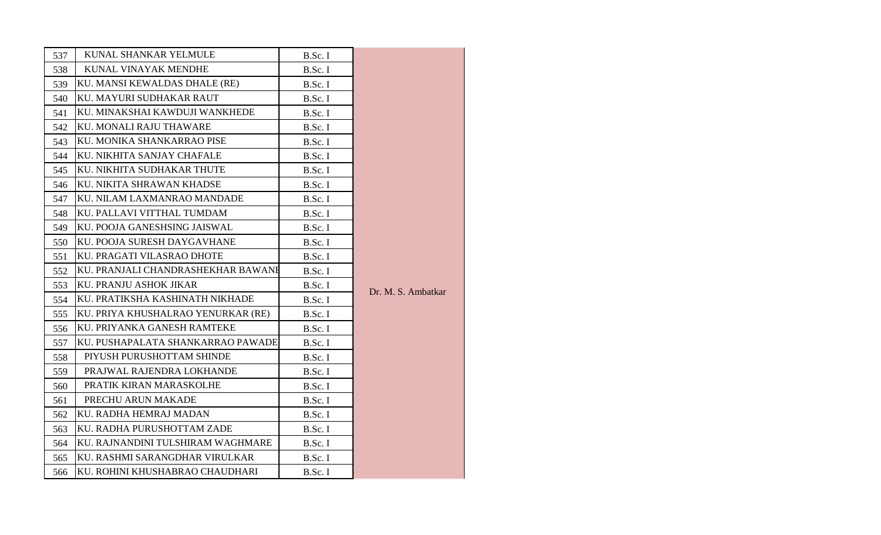| 537 | KUNAL SHANKAR YELMULE | B.Sc. I | Dr. M. S. Ambatkar |
|---|---|---|---|
| 538 | KUNAL VINAYAK MENDHE | B.Sc. I | |
| 539 | KU. MANSI KEWALDAS DHALE (RE) | B.Sc. I | |
| 540 | KU. MAYURI SUDHAKAR RAUT | B.Sc. I | |
| 541 | KU. MINAKSHAI KAWDUJI WANKHEDE | B.Sc. I | |
| 542 | KU. MONALI RAJU THAWARE | B.Sc. I | |
| 543 | KU. MONIKA SHANKARRAO PISE | B.Sc. I | |
| 544 | KU. NIKHITA SANJAY CHAFALE | B.Sc. I | |
| 545 | KU. NIKHITA SUDHAKAR THUTE | B.Sc. I | |
| 546 | KU. NIKITA SHRAWAN KHADSE | B.Sc. I | |
| 547 | KU. NILAM LAXMANRAO MANDADE | B.Sc. I | |
| 548 | KU. PALLAVI VITTHAL TUMDAM | B.Sc. I | |
| 549 | KU. POOJA GANESHSING JAISWAL | B.Sc. I | |
| 550 | KU. POOJA SURESH DAYGAVHANE | B.Sc. I | |
| 551 | KU. PRAGATI VILASRAO DHOTE | B.Sc. I | |
| 552 | KU. PRANJALI CHANDRASHEKHAR BAWANE | B.Sc. I | |
| 553 | KU. PRANJU ASHOK JIKAR | B.Sc. I | |
| 554 | KU. PRATIKSHA KASHINATH NIKHADE | B.Sc. I | |
| 555 | KU. PRIYA KHUSHALRAO YENURKAR (RE) | B.Sc. I | |
| 556 | KU. PRIYANKA GANESH RAMTEKE | B.Sc. I | |
| 557 | KU. PUSHAPALATA SHANKARRAO PAWADE | B.Sc. I | |
| 558 | PIYUSH PURUSHOTTAM SHINDE | B.Sc. I | |
| 559 | PRAJWAL RAJENDRA LOKHANDE | B.Sc. I | |
| 560 | PRATIK KIRAN MARASKOLHE | B.Sc. I | |
| 561 | PRECHU ARUN MAKADE | B.Sc. I | |
| 562 | KU. RADHA HEMRAJ MADAN | B.Sc. I | |
| 563 | KU. RADHA PURUSHOTTAM ZADE | B.Sc. I | |
| 564 | KU. RAJNANDINI TULSHIRAM WAGHMARE | B.Sc. I | |
| 565 | KU. RASHMI SARANGDHAR VIRULKAR | B.Sc. I | |
| 566 | KU. ROHINI KHUSHABRAO CHAUDHARI | B.Sc. I | |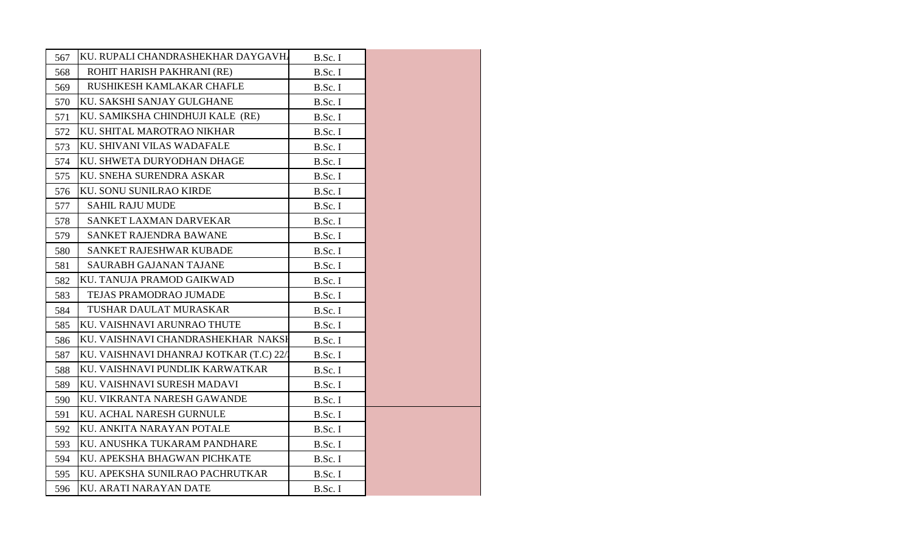| | | | |
|---|---|---|---|
| 567 | KU. RUPALI CHANDRASHEKHAR DAYGAVH | B.Sc. I | |
| 568 | ROHIT HARISH PAKHRANI (RE) | B.Sc. I | |
| 569 | RUSHIKESH KAMLAKAR CHAFLE | B.Sc. I | |
| 570 | KU. SAKSHI SANJAY GULGHANE | B.Sc. I | |
| 571 | KU. SAMIKSHA CHINDHUJI KALE (RE) | B.Sc. I | |
| 572 | KU. SHITAL MAROTRAO NIKHAR | B.Sc. I | |
| 573 | KU. SHIVANI VILAS WADAFALE | B.Sc. I | |
| 574 | KU. SHWETA DURYODHAN DHAGE | B.Sc. I | |
| 575 | KU. SNEHA SURENDRA ASKAR | B.Sc. I | |
| 576 | KU. SONU SUNILRAO KIRDE | B.Sc. I | |
| 577 | SAHIL RAJU MUDE | B.Sc. I | |
| 578 | SANKET LAXMAN DARVEKAR | B.Sc. I | |
| 579 | SANKET RAJENDRA BAWANE | B.Sc. I | |
| 580 | SANKET RAJESHWAR KUBADE | B.Sc. I | |
| 581 | SAURABH GAJANAN TAJANE | B.Sc. I | |
| 582 | KU. TANUJA PRAMOD GAIKWAD | B.Sc. I | |
| 583 | TEJAS PRAMODRAO JUMADE | B.Sc. I | |
| 584 | TUSHAR DAULAT MURASKAR | B.Sc. I | |
| 585 | KU. VAISHNAVI ARUNRAO THUTE | B.Sc. I | |
| 586 | KU. VAISHNAVI CHANDRASHEKHAR NAKSH | B.Sc. I | |
| 587 | KU. VAISHNAVI DHANRAJ KOTKAR (T.C) 22/ | B.Sc. I | |
| 588 | KU. VAISHNAVI PUNDLIK KARWATKAR | B.Sc. I | |
| 589 | KU. VAISHNAVI SURESH MADAVI | B.Sc. I | |
| 590 | KU. VIKRANTA NARESH GAWANDE | B.Sc. I | |
| 591 | KU. ACHAL NARESH GURNULE | B.Sc. I | |
| 592 | KU. ANKITA NARAYAN POTALE | B.Sc. I | |
| 593 | KU. ANUSHKA TUKARAM PANDHARE | B.Sc. I | |
| 594 | KU. APEKSHA BHAGWAN PICHKATE | B.Sc. I | |
| 595 | KU. APEKSHA SUNILRAO PACHRUTKAR | B.Sc. I | |
| 596 | KU. ARATI NARAYAN DATE | B.Sc. I | |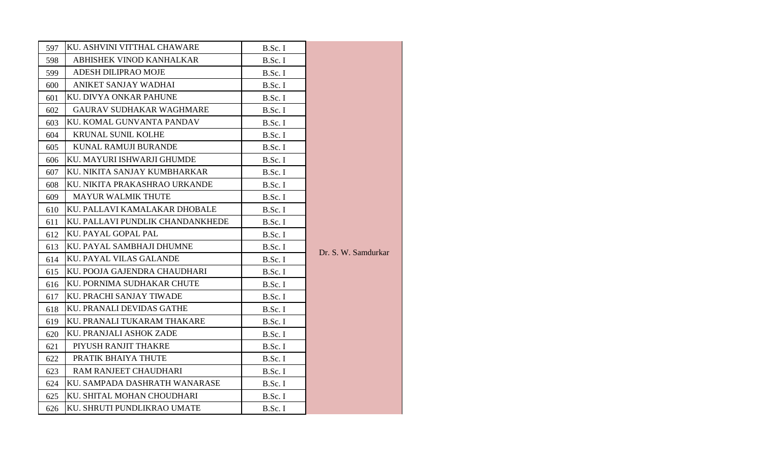| | | | |
|---|---|---|---|
| 597 | KU. ASHVINI VITTHAL CHAWARE | B.Sc. I | Dr. S. W. Samdurkar |
| 598 | ABHISHEK VINOD KANHALKAR | B.Sc. I | |
| 599 | ADESH DILIPRAO MOJE | B.Sc. I | |
| 600 | ANIKET SANJAY WADHAI | B.Sc. I | |
| 601 | KU. DIVYA ONKAR PAHUNE | B.Sc. I | |
| 602 | GAURAV SUDHAKAR WAGHMARE | B.Sc. I | |
| 603 | KU. KOMAL GUNVANTA PANDAV | B.Sc. I | |
| 604 | KRUNAL SUNIL KOLHE | B.Sc. I | |
| 605 | KUNAL RAMUJI BURANDE | B.Sc. I | |
| 606 | KU. MAYURI ISHWARJI GHUMDE | B.Sc. I | |
| 607 | KU. NIKITA SANJAY KUMBHARKAR | B.Sc. I | |
| 608 | KU. NIKITA PRAKASHRAO URKANDE | B.Sc. I | |
| 609 | MAYUR WALMIK THUTE | B.Sc. I | |
| 610 | KU. PALLAVI KAMALAKAR DHOBALE | B.Sc. I | |
| 611 | KU. PALLAVI PUNDLIK CHANDANKHEDE | B.Sc. I | |
| 612 | KU. PAYAL GOPAL PAL | B.Sc. I | |
| 613 | KU. PAYAL SAMBHAJI DHUMNE | B.Sc. I | |
| 614 | KU. PAYAL VILAS GALANDE | B.Sc. I | |
| 615 | KU. POOJA GAJENDRA CHAUDHARI | B.Sc. I | |
| 616 | KU. PORNIMA SUDHAKAR CHUTE | B.Sc. I | |
| 617 | KU. PRACHI SANJAY TIWADE | B.Sc. I | |
| 618 | KU. PRANALI DEVIDAS GATHE | B.Sc. I | |
| 619 | KU. PRANALI TUKARAM THAKARE | B.Sc. I | |
| 620 | KU. PRANJALI ASHOK ZADE | B.Sc. I | |
| 621 | PIYUSH RANJIT THAKRE | B.Sc. I | |
| 622 | PRATIK BHAIYA THUTE | B.Sc. I | |
| 623 | RAM RANJEET CHAUDHARI | B.Sc. I | |
| 624 | KU. SAMPADA DASHRATH WANARASE | B.Sc. I | |
| 625 | KU. SHITAL MOHAN CHOUDHARI | B.Sc. I | |
| 626 | KU. SHRUTI PUNDLIKRAO UMATE | B.Sc. I | |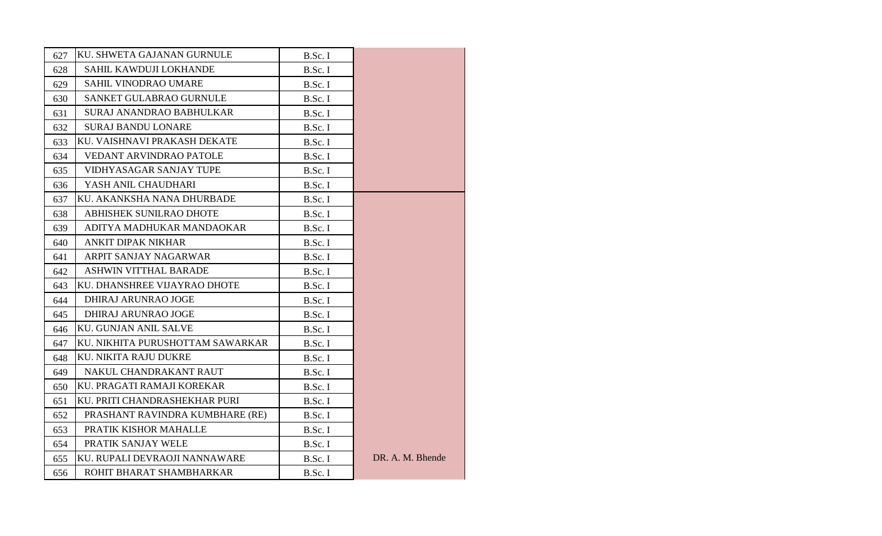| | | | |
|---|---|---|---|
| 627 | KU. SHWETA GAJANAN GURNULE | B.Sc. I | |
| 628 | SAHIL KAWDUJI LOKHANDE | B.Sc. I | |
| 629 | SAHIL VINODRAO UMARE | B.Sc. I | |
| 630 | SANKET GULABRAO GURNULE | B.Sc. I | |
| 631 | SURAJ ANANDRAO BABHULKAR | B.Sc. I | |
| 632 | SURAJ BANDU LONARE | B.Sc. I | |
| 633 | KU. VAISHNAVI PRAKASH DEKATE | B.Sc. I | |
| 634 | VEDANT ARVINDRAO PATOLE | B.Sc. I | |
| 635 | VIDHYASAGAR SANJAY TUPE | B.Sc. I | |
| 636 | YASH ANIL CHAUDHARI | B.Sc. I | |
| 637 | KU. AKANKSHA NANA DHURBADE | B.Sc. I | |
| 638 | ABHISHEK SUNILRAO DHOTE | B.Sc. I | |
| 639 | ADITYA MADHUKAR MANDAOKAR | B.Sc. I | |
| 640 | ANKIT DIPAK NIKHAR | B.Sc. I | |
| 641 | ARPIT SANJAY NAGARWAR | B.Sc. I | |
| 642 | ASHWIN VITTHAL BARADE | B.Sc. I | |
| 643 | KU. DHANSHREE VIJAYRAO DHOTE | B.Sc. I | |
| 644 | DHIRAJ ARUNRAO JOGE | B.Sc. I | |
| 645 | DHIRAJ ARUNRAO JOGE | B.Sc. I | |
| 646 | KU. GUNJAN ANIL SALVE | B.Sc. I | |
| 647 | KU. NIKHITA PURUSHOTTAM SAWARKAR | B.Sc. I | |
| 648 | KU. NIKITA RAJU DUKRE | B.Sc. I | |
| 649 | NAKUL CHANDRAKANT RAUT | B.Sc. I | |
| 650 | KU. PRAGATI RAMAJI KOREKAR | B.Sc. I | |
| 651 | KU. PRITI CHANDRASHEKHAR PURI | B.Sc. I | |
| 652 | PRASHANT RAVINDRA KUMBHARE (RE) | B.Sc. I | |
| 653 | PRATIK KISHOR MAHALLE | B.Sc. I | |
| 654 | PRATIK SANJAY WELE | B.Sc. I | |
| 655 | KU. RUPALI DEVRAOJI NANNAWARE | B.Sc. I | DR. A. M. Bhende |
| 656 | ROHIT BHARAT SHAMBHARKAR | B.Sc. I | |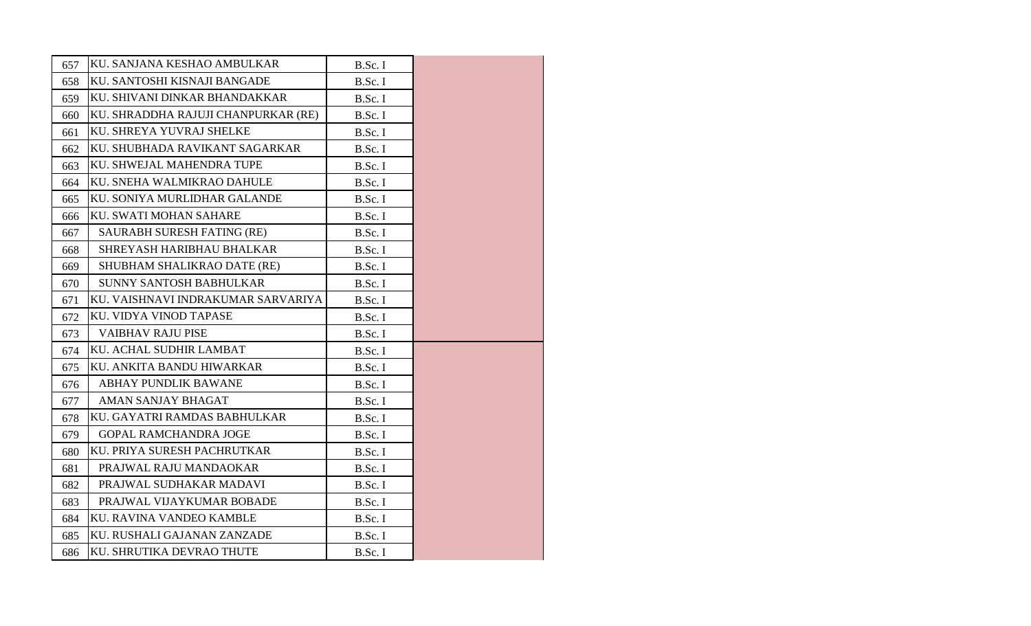| | | | |
|---|---|---|---|
| 657 | KU. SANJANA KESHAO AMBULKAR | B.Sc. I | |
| 658 | KU. SANTOSHI KISNAJI BANGADE | B.Sc. I | |
| 659 | KU. SHIVANI DINKAR BHANDAKKAR | B.Sc. I | |
| 660 | KU. SHRADDHA RAJUJI CHANPURKAR (RE) | B.Sc. I | |
| 661 | KU. SHREYA YUVRAJ SHELKE | B.Sc. I | |
| 662 | KU. SHUBHADA RAVIKANT SAGARKAR | B.Sc. I | |
| 663 | KU. SHWEJAL MAHENDRA TUPE | B.Sc. I | |
| 664 | KU. SNEHA WALMIKRAO DAHULE | B.Sc. I | |
| 665 | KU. SONIYA MURLIDHAR GALANDE | B.Sc. I | |
| 666 | KU. SWATI MOHAN SAHARE | B.Sc. I | |
| 667 | SAURABH SURESH FATING (RE) | B.Sc. I | |
| 668 | SHREYASH HARIBHAU BHALKAR | B.Sc. I | |
| 669 | SHUBHAM SHALIKRAO DATE (RE) | B.Sc. I | |
| 670 | SUNNY SANTOSH BABHULKAR | B.Sc. I | |
| 671 | KU. VAISHNAVI INDRAKUMAR SARVARIYA | B.Sc. I | |
| 672 | KU. VIDYA VINOD TAPASE | B.Sc. I | |
| 673 | VAIBHAV RAJU PISE | B.Sc. I | |
| 674 | KU. ACHAL SUDHIR LAMBAT | B.Sc. I | |
| 675 | KU. ANKITA BANDU HIWARKAR | B.Sc. I | |
| 676 | ABHAY PUNDLIK BAWANE | B.Sc. I | |
| 677 | AMAN SANJAY BHAGAT | B.Sc. I | |
| 678 | KU. GAYATRI RAMDAS BABHULKAR | B.Sc. I | |
| 679 | GOPAL RAMCHANDRA JOGE | B.Sc. I | |
| 680 | KU. PRIYA SURESH PACHRUTKAR | B.Sc. I | |
| 681 | PRAJWAL RAJU MANDAOKAR | B.Sc. I | |
| 682 | PRAJWAL SUDHAKAR MADAVI | B.Sc. I | |
| 683 | PRAJWAL VIJAYKUMAR BOBADE | B.Sc. I | |
| 684 | KU. RAVINA VANDEO KAMBLE | B.Sc. I | |
| 685 | KU. RUSHALI GAJANAN ZANZADE | B.Sc. I | |
| 686 | KU. SHRUTIKA DEVRAO THUTE | B.Sc. I | |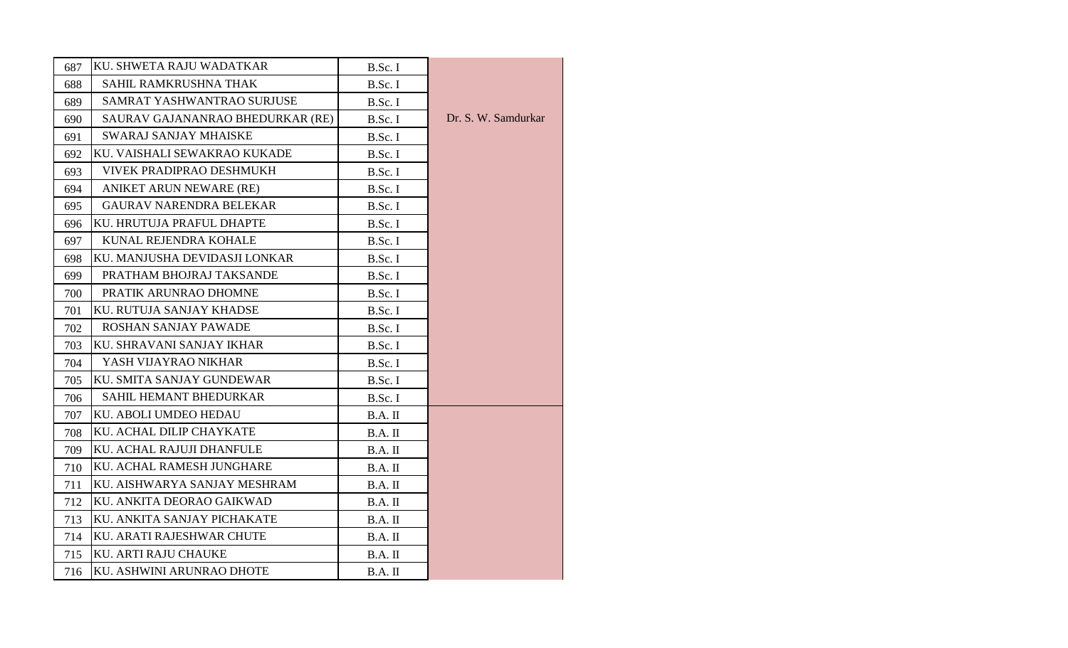| | | | |
|---|---|---|---|
| 687 | KU. SHWETA RAJU WADATKAR | B.Sc. I | Dr. S. W. Samdurkar |
| 688 | SAHIL RAMKRUSHNA THAK | B.Sc. I | |
| 689 | SAMRAT YASHWANTRAO SURJUSE | B.Sc. I | |
| 690 | SAURAV GAJANANRAO BHEDURKAR (RE) | B.Sc. I | |
| 691 | SWARAJ SANJAY MHAISKE | B.Sc. I | |
| 692 | KU. VAISHALI SEWAKRAO KUKADE | B.Sc. I | |
| 693 | VIVEK PRADIPRAO DESHMUKH | B.Sc. I | |
| 694 | ANIKET ARUN NEWARE (RE) | B.Sc. I | |
| 695 | GAURAV NARENDRA BELEKAR | B.Sc. I | |
| 696 | KU. HRUTUJA PRAFUL DHAPTE | B.Sc. I | |
| 697 | KUNAL REJENDRA KOHALE | B.Sc. I | |
| 698 | KU. MANJUSHA DEVIDASJI LONKAR | B.Sc. I | |
| 699 | PRATHAM BHOJRAJ TAKSANDE | B.Sc. I | |
| 700 | PRATIK ARUNRAO DHOMNE | B.Sc. I | |
| 701 | KU. RUTUJA SANJAY KHADSE | B.Sc. I | |
| 702 | ROSHAN SANJAY PAWADE | B.Sc. I | |
| 703 | KU. SHRAVANI SANJAY IKHAR | B.Sc. I | |
| 704 | YASH VIJAYRAO NIKHAR | B.Sc. I | |
| 705 | KU. SMITA SANJAY GUNDEWAR | B.Sc. I | |
| 706 | SAHIL HEMANT BHEDURKAR | B.Sc. I | |
| 707 | KU. ABOLI UMDEO HEDAU | B.A. II | |
| 708 | KU. ACHAL DILIP CHAYKATE | B.A. II | |
| 709 | KU. ACHAL RAJUJI DHANFULE | B.A. II | |
| 710 | KU. ACHAL RAMESH JUNGHARE | B.A. II | |
| 711 | KU. AISHWARYA SANJAY MESHRAM | B.A. II | |
| 712 | KU. ANKITA DEORAO GAIKWAD | B.A. II | |
| 713 | KU. ANKITA SANJAY PICHAKATE | B.A. II | |
| 714 | KU. ARATI RAJESHWAR CHUTE | B.A. II | |
| 715 | KU. ARTI RAJU CHAUKE | B.A. II | |
| 716 | KU. ASHWINI ARUNRAO DHOTE | B.A. II | |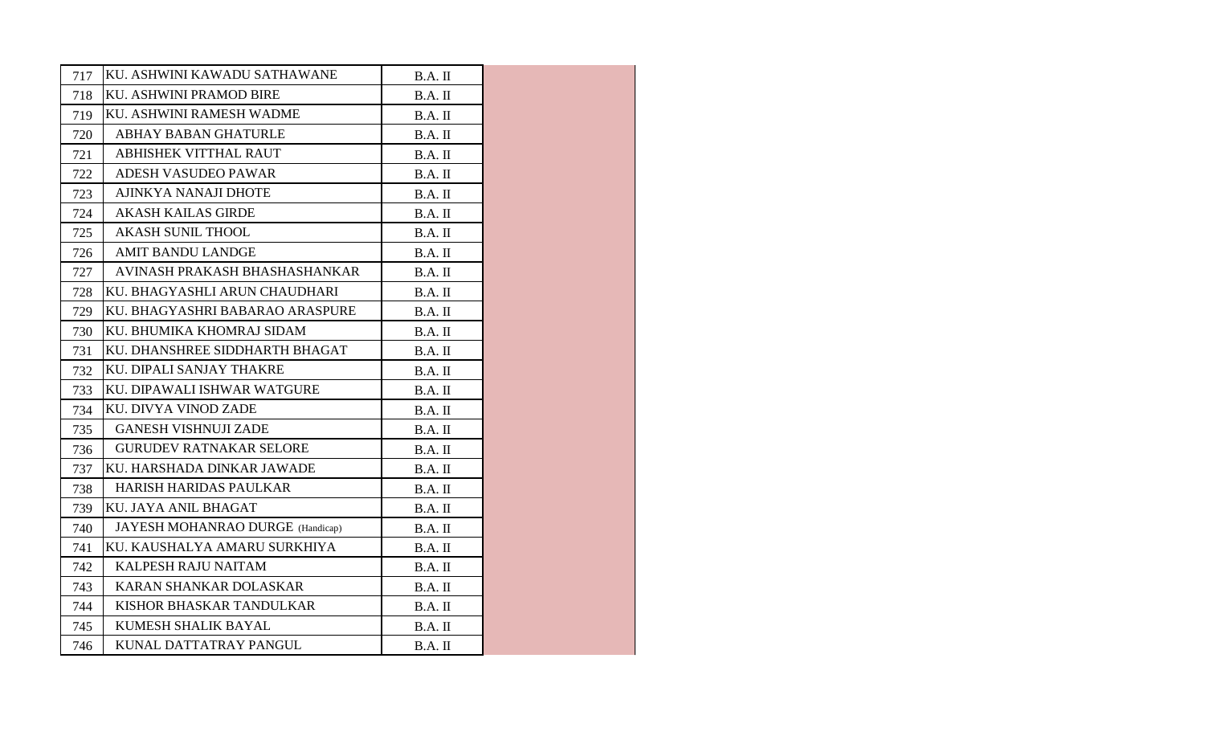| | | | |
|---|---|---|---|
| 717 | KU. ASHWINI KAWADU SATHAWANE | B.A. II | |
| 718 | KU. ASHWINI PRAMOD BIRE | B.A. II | |
| 719 | KU. ASHWINI RAMESH WADME | B.A. II | |
| 720 | ABHAY BABAN GHATURLE | B.A. II | |
| 721 | ABHISHEK VITTHAL RAUT | B.A. II | |
| 722 | ADESH VASUDEO PAWAR | B.A. II | |
| 723 | AJINKYA NANAJI DHOTE | B.A. II | |
| 724 | AKASH KAILAS GIRDE | B.A. II | |
| 725 | AKASH SUNIL THOOL | B.A. II | |
| 726 | AMIT BANDU LANDGE | B.A. II | |
| 727 | AVINASH PRAKASH BHASHASHANKAR | B.A. II | |
| 728 | KU. BHAGYASHLI ARUN CHAUDHARI | B.A. II | |
| 729 | KU. BHAGYASHRI BABARAO ARASPURE | B.A. II | |
| 730 | KU. BHUMIKA KHOMRAJ SIDAM | B.A. II | |
| 731 | KU. DHANSHREE SIDDHARTH BHAGAT | B.A. II | |
| 732 | KU. DIPALI SANJAY THAKRE | B.A. II | |
| 733 | KU. DIPAWALI ISHWAR WATGURE | B.A. II | |
| 734 | KU. DIVYA VINOD ZADE | B.A. II | |
| 735 | GANESH VISHNUJI ZADE | B.A. II | |
| 736 | GURUDEV RATNAKAR SELORE | B.A. II | |
| 737 | KU. HARSHADA DINKAR JAWADE | B.A. II | |
| 738 | HARISH HARIDAS PAULKAR | B.A. II | |
| 739 | KU. JAYA ANIL BHAGAT | B.A. II | |
| 740 | JAYESH MOHANRAO DURGE (Handicap) | B.A. II | |
| 741 | KU. KAUSHALYA AMARU SURKHIYA | B.A. II | |
| 742 | KALPESH RAJU NAITAM | B.A. II | |
| 743 | KARAN SHANKAR DOLASKAR | B.A. II | |
| 744 | KISHOR BHASKAR TANDULKAR | B.A. II | |
| 745 | KUMESH SHALIK BAYAL | B.A. II | |
| 746 | KUNAL DATTATRAY PANGUL | B.A. II | |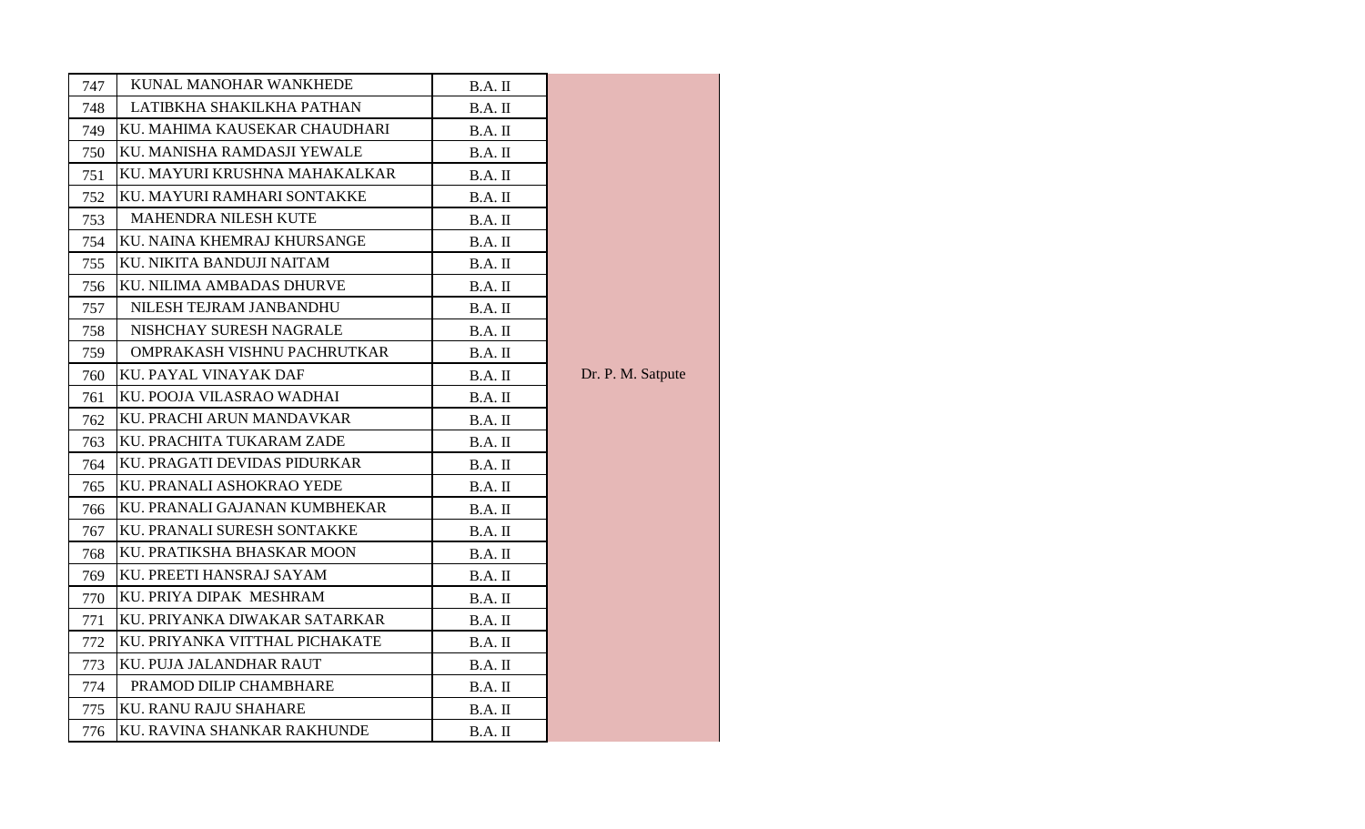| | | | |
|---|---|---|---|
| 747 | KUNAL MANOHAR WANKHEDE | B.A. II | Dr. P. M. Satpute |
| 748 | LATIBKHA SHAKILKHA PATHAN | B.A. II | |
| 749 | KU. MAHIMA KAUSEKAR CHAUDHARI | B.A. II | |
| 750 | KU. MANISHA RAMDASJI YEWALE | B.A. II | |
| 751 | KU. MAYURI KRUSHNA MAHAKALKAR | B.A. II | |
| 752 | KU. MAYURI RAMHARI SONTAKKE | B.A. II | |
| 753 | MAHENDRA NILESH KUTE | B.A. II | |
| 754 | KU. NAINA KHEMRAJ KHURSANGE | B.A. II | |
| 755 | KU. NIKITA BANDUJI NAITAM | B.A. II | |
| 756 | KU. NILIMA AMBADAS DHURVE | B.A. II | |
| 757 | NILESH TEJRAM JANBANDHU | B.A. II | |
| 758 | NISHCHAY SURESH NAGRALE | B.A. II | |
| 759 | OMPRAKASH VISHNU PACHRUTKAR | B.A. II | |
| 760 | KU. PAYAL VINAYAK DAF | B.A. II | |
| 761 | KU. POOJA VILASRAO WADHAI | B.A. II | |
| 762 | KU. PRACHI ARUN MANDAVKAR | B.A. II | |
| 763 | KU. PRACHITA TUKARAM ZADE | B.A. II | |
| 764 | KU. PRAGATI DEVIDAS PIDURKAR | B.A. II | |
| 765 | KU. PRANALI ASHOKRAO YEDE | B.A. II | |
| 766 | KU. PRANALI GAJANAN KUMBHEKAR | B.A. II | |
| 767 | KU. PRANALI SURESH SONTAKKE | B.A. II | |
| 768 | KU. PRATIKSHA BHASKAR MOON | B.A. II | |
| 769 | KU. PREETI HANSRAJ SAYAM | B.A. II | |
| 770 | KU. PRIYA DIPAK MESHRAM | B.A. II | |
| 771 | KU. PRIYANKA DIWAKAR SATARKAR | B.A. II | |
| 772 | KU. PRIYANKA VITTHAL PICHAKATE | B.A. II | |
| 773 | KU. PUJA JALANDHAR RAUT | B.A. II | |
| 774 | PRAMOD DILIP CHAMBHARE | B.A. II | |
| 775 | KU. RANU RAJU SHAHARE | B.A. II | |
| 776 | KU. RAVINA SHANKAR RAKHUNDE | B.A. II | |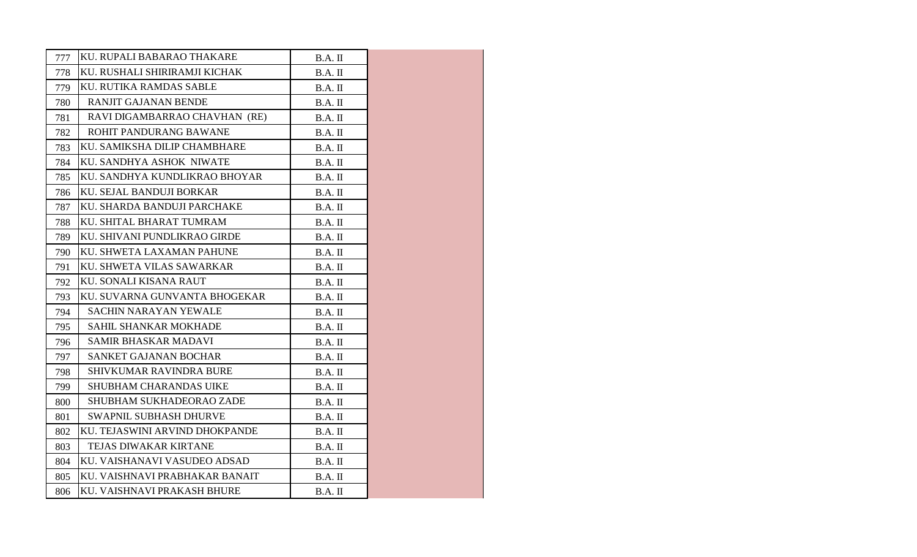| | | | |
|---|---|---|---|
| 777 | KU. RUPALI BABARAO THAKARE | B.A. II | |
| 778 | KU. RUSHALI SHIRIRAMJI KICHAK | B.A. II | |
| 779 | KU. RUTIKA RAMDAS SABLE | B.A. II | |
| 780 | RANJIT GAJANAN BENDE | B.A. II | |
| 781 | RAVI DIGAMBARRAO CHAVHAN (RE) | B.A. II | |
| 782 | ROHIT PANDURANG BAWANE | B.A. II | |
| 783 | KU. SAMIKSHA DILIP CHAMBHARE | B.A. II | |
| 784 | KU. SANDHYA ASHOK NIWATE | B.A. II | |
| 785 | KU. SANDHYA KUNDLIKRAO BHOYAR | B.A. II | |
| 786 | KU. SEJAL BANDUJI BORKAR | B.A. II | |
| 787 | KU. SHARDA BANDUJI PARCHAKE | B.A. II | |
| 788 | KU. SHITAL BHARAT TUMRAM | B.A. II | |
| 789 | KU. SHIVANI PUNDLIKRAO GIRDE | B.A. II | |
| 790 | KU. SHWETA LAXAMAN PAHUNE | B.A. II | |
| 791 | KU. SHWETA VILAS SAWARKAR | B.A. II | |
| 792 | KU. SONALI KISANA RAUT | B.A. II | |
| 793 | KU. SUVARNA GUNVANTA BHOGEKAR | B.A. II | |
| 794 | SACHIN NARAYAN YEWALE | B.A. II | |
| 795 | SAHIL SHANKAR MOKHADE | B.A. II | |
| 796 | SAMIR BHASKAR MADAVI | B.A. II | |
| 797 | SANKET GAJANAN BOCHAR | B.A. II | |
| 798 | SHIVKUMAR RAVINDRA BURE | B.A. II | |
| 799 | SHUBHAM CHARANDAS UIKE | B.A. II | |
| 800 | SHUBHAM SUKHADEORAO ZADE | B.A. II | |
| 801 | SWAPNIL SUBHASH DHURVE | B.A. II | |
| 802 | KU. TEJASWINI ARVIND DHOKPANDE | B.A. II | |
| 803 | TEJAS DIWAKAR KIRTANE | B.A. II | |
| 804 | KU. VAISHANAVI VASUDEO ADSAD | B.A. II | |
| 805 | KU. VAISHNAVI PRABHAKAR BANAIT | B.A. II | |
| 806 | KU. VAISHNAVI PRAKASH BHURE | B.A. II | |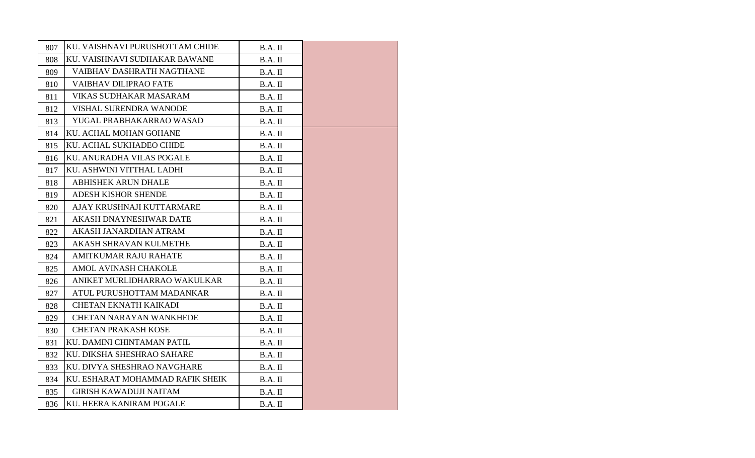| | | | |
|---|---|---|---|
| 807 | KU. VAISHNAVI PURUSHOTTAM CHIDE | B.A. II | |
| 808 | KU. VAISHNAVI SUDHAKAR BAWANE | B.A. II | |
| 809 | VAIBHAV DASHRATH NAGTHANE | B.A. II | |
| 810 | VAIBHAV DILIPRAO FATE | B.A. II | |
| 811 | VIKAS SUDHAKAR MASARAM | B.A. II | |
| 812 | VISHAL SURENDRA WANODE | B.A. II | |
| 813 | YUGAL PRABHAKARRAO WASAD | B.A. II | |
| 814 | KU. ACHAL MOHAN GOHANE | B.A. II | |
| 815 | KU. ACHAL SUKHADEO CHIDE | B.A. II | |
| 816 | KU. ANURADHA VILAS POGALE | B.A. II | |
| 817 | KU. ASHWINI VITTHAL LADHI | B.A. II | |
| 818 | ABHISHEK ARUN DHALE | B.A. II | |
| 819 | ADESH KISHOR SHENDE | B.A. II | |
| 820 | AJAY KRUSHNAJI KUTTARMARE | B.A. II | |
| 821 | AKASH DNAYNESHWAR DATE | B.A. II | |
| 822 | AKASH JANARDHAN ATRAM | B.A. II | |
| 823 | AKASH SHRAVAN KULMETHE | B.A. II | |
| 824 | AMITKUMAR RAJU RAHATE | B.A. II | |
| 825 | AMOL AVINASH CHAKOLE | B.A. II | |
| 826 | ANIKET MURLIDHARRAO WAKULKAR | B.A. II | |
| 827 | ATUL PURUSHOTTAM MADANKAR | B.A. II | |
| 828 | CHETAN EKNATH KAIKADI | B.A. II | |
| 829 | CHETAN NARAYAN WANKHEDE | B.A. II | |
| 830 | CHETAN PRAKASH KOSE | B.A. II | |
| 831 | KU. DAMINI CHINTAMAN PATIL | B.A. II | |
| 832 | KU. DIKSHA SHESHRAO SAHARE | B.A. II | |
| 833 | KU. DIVYA SHESHRAO NAVGHARE | B.A. II | |
| 834 | KU. ESHARAT MOHAMMAD RAFIK SHEIK | B.A. II | |
| 835 | GIRISH KAWADUJI NAITAM | B.A. II | |
| 836 | KU. HEERA KANIRAM POGALE | B.A. II | |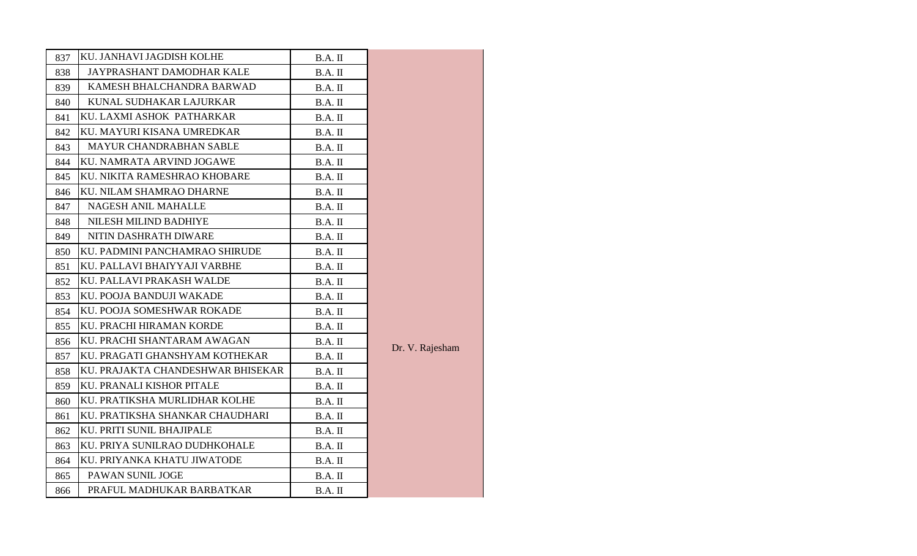| | | | |
|---|---|---|---|
| 837 | KU. JANHAVI JAGDISH KOLHE | B.A. II | Dr. V. Rajesham |
| 838 | JAYPRASHANT DAMODHAR KALE | B.A. II | |
| 839 | KAMESH BHALCHANDRA BARWAD | B.A. II | |
| 840 | KUNAL SUDHAKAR LAJURKAR | B.A. II | |
| 841 | KU. LAXMI ASHOK PATHARKAR | B.A. II | |
| 842 | KU. MAYURI KISANA UMREDKAR | B.A. II | |
| 843 | MAYUR CHANDRABHAN SABLE | B.A. II | |
| 844 | KU. NAMRATA ARVIND JOGAWE | B.A. II | |
| 845 | KU. NIKITA RAMESHRAO KHOBARE | B.A. II | |
| 846 | KU. NILAM SHAMRAO DHARNE | B.A. II | |
| 847 | NAGESH ANIL MAHALLE | B.A. II | |
| 848 | NILESH MILIND BADHIYE | B.A. II | |
| 849 | NITIN DASHRATH DIWARE | B.A. II | |
| 850 | KU. PADMINI PANCHAMRAO SHIRUDE | B.A. II | |
| 851 | KU. PALLAVI BHAIYYAJI VARBHE | B.A. II | |
| 852 | KU. PALLAVI PRAKASH WALDE | B.A. II | |
| 853 | KU. POOJA BANDUJI WAKADE | B.A. II | |
| 854 | KU. POOJA SOMESHWAR ROKADE | B.A. II | |
| 855 | KU. PRACHI HIRAMAN KORDE | B.A. II | |
| 856 | KU. PRACHI SHANTARAM AWAGAN | B.A. II | |
| 857 | KU. PRAGATI GHANSHYAM KOTHEKAR | B.A. II | |
| 858 | KU. PRAJAKTA CHANDESHWAR BHISEKAR | B.A. II | |
| 859 | KU. PRANALI KISHOR PITALE | B.A. II | |
| 860 | KU. PRATIKSHA MURLIDHAR KOLHE | B.A. II | |
| 861 | KU. PRATIKSHA SHANKAR CHAUDHARI | B.A. II | |
| 862 | KU. PRITI SUNIL BHAJIPALE | B.A. II | |
| 863 | KU. PRIYA SUNILRAO DUDHKOHALE | B.A. II | |
| 864 | KU. PRIYANKA KHATU JIWATODE | B.A. II | |
| 865 | PAWAN SUNIL JOGE | B.A. II | |
| 866 | PRAFUL MADHUKAR BARBATKAR | B.A. II | |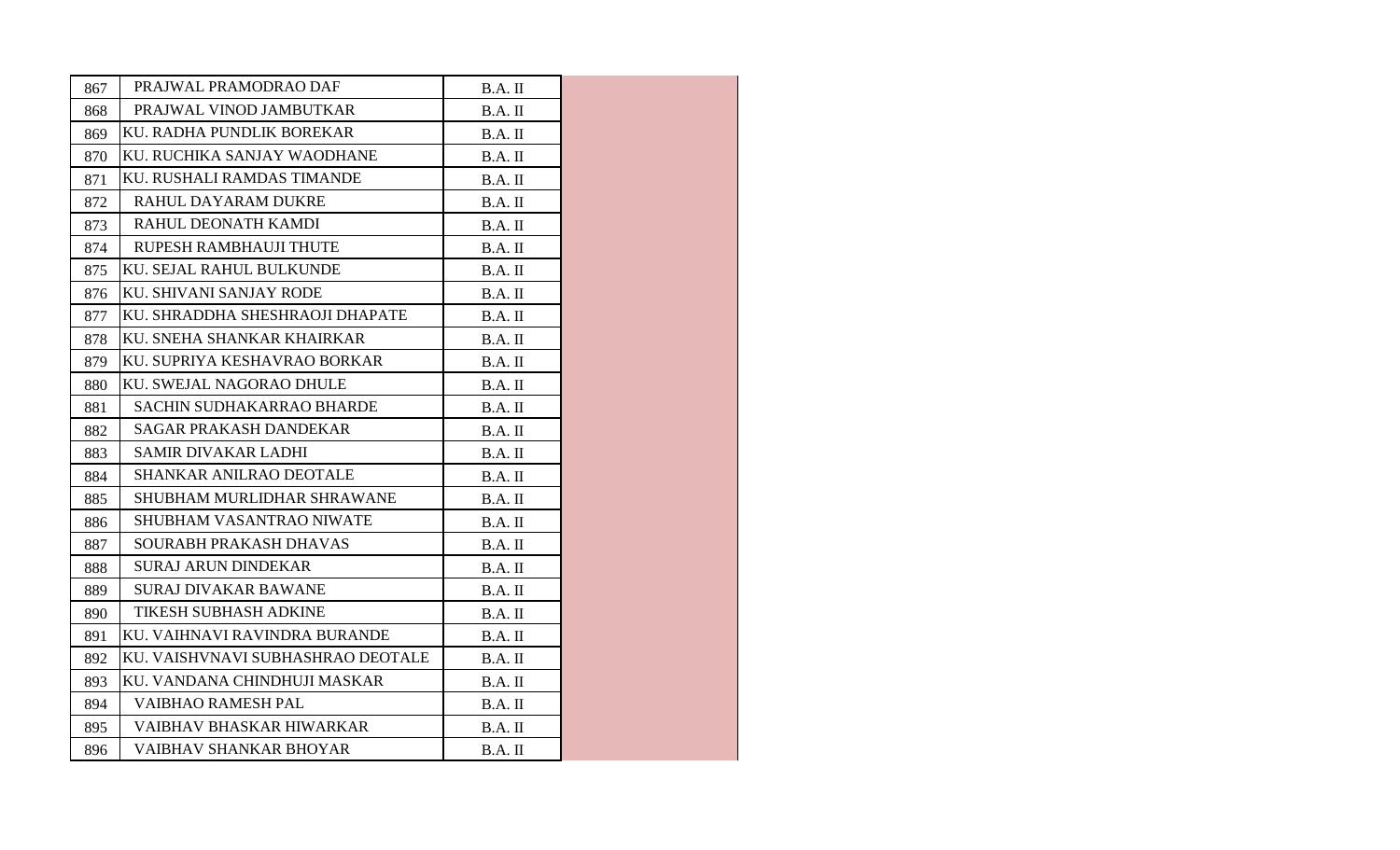| | | | |
|---|---|---|---|
| 867 | PRAJWAL PRAMODRAO DAF | B.A. II | |
| 868 | PRAJWAL VINOD JAMBUTKAR | B.A. II | |
| 869 | KU. RADHA PUNDLIK BOREKAR | B.A. II | |
| 870 | KU. RUCHIKA SANJAY WAODHANE | B.A. II | |
| 871 | KU. RUSHALI RAMDAS TIMANDE | B.A. II | |
| 872 | RAHUL DAYARAM DUKRE | B.A. II | |
| 873 | RAHUL DEONATH KAMDI | B.A. II | |
| 874 | RUPESH RAMBHAUJI THUTE | B.A. II | |
| 875 | KU. SEJAL RAHUL BULKUNDE | B.A. II | |
| 876 | KU. SHIVANI SANJAY RODE | B.A. II | |
| 877 | KU. SHRADDHA SHESHRAOJI DHAPATE | B.A. II | |
| 878 | KU. SNEHA SHANKAR KHAIRKAR | B.A. II | |
| 879 | KU. SUPRIYA KESHAVRAO BORKAR | B.A. II | |
| 880 | KU. SWEJAL NAGORAO DHULE | B.A. II | |
| 881 | SACHIN SUDHAKARRAO BHARDE | B.A. II | |
| 882 | SAGAR PRAKASH DANDEKAR | B.A. II | |
| 883 | SAMIR DIVAKAR LADHI | B.A. II | |
| 884 | SHANKAR ANILRAO DEOTALE | B.A. II | |
| 885 | SHUBHAM MURLIDHAR SHRAWANE | B.A. II | |
| 886 | SHUBHAM VASANTRAO NIWATE | B.A. II | |
| 887 | SOURABH PRAKASH DHAVAS | B.A. II | |
| 888 | SURAJ ARUN DINDEKAR | B.A. II | |
| 889 | SURAJ DIVAKAR BAWANE | B.A. II | |
| 890 | TIKESH SUBHASH ADKINE | B.A. II | |
| 891 | KU. VAIHNAVI RAVINDRA BURANDE | B.A. II | |
| 892 | KU. VAISHVNAVI SUBHASHRAO DEOTALE | B.A. II | |
| 893 | KU. VANDANA CHINDHUJI MASKAR | B.A. II | |
| 894 | VAIBHAO RAMESH PAL | B.A. II | |
| 895 | VAIBHAV BHASKAR HIWARKAR | B.A. II | |
| 896 | VAIBHAV SHANKAR BHOYAR | B.A. II | |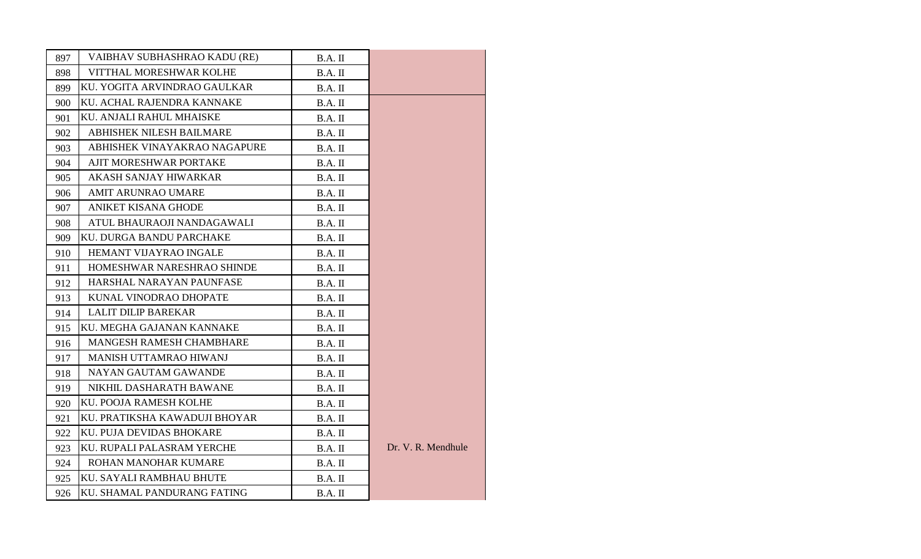| | | | |
|---|---|---|---|
| 897 | VAIBHAV SUBHASHRAO KADU (RE) | B.A. II | |
| 898 | VITTHAL MORESHWAR KOLHE | B.A. II | |
| 899 | KU. YOGITA ARVINDRAO GAULKAR | B.A. II | |
| 900 | KU. ACHAL RAJENDRA KANNAKE | B.A. II | Dr. V. R. Mendhule |
| 901 | KU. ANJALI RAHUL MHAISKE | B.A. II | |
| 902 | ABHISHEK NILESH BAILMARE | B.A. II | |
| 903 | ABHISHEK VINAYAKRAO NAGAPURE | B.A. II | |
| 904 | AJIT MORESHWAR PORTAKE | B.A. II | |
| 905 | AKASH SANJAY HIWARKAR | B.A. II | |
| 906 | AMIT ARUNRAO UMARE | B.A. II | |
| 907 | ANIKET KISANA GHODE | B.A. II | |
| 908 | ATUL BHAURAOJI NANDAGAWALI | B.A. II | |
| 909 | KU. DURGA BANDU PARCHAKE | B.A. II | |
| 910 | HEMANT VIJAYRAO INGALE | B.A. II | |
| 911 | HOMESHWAR NARESHRAO SHINDE | B.A. II | |
| 912 | HARSHAL NARAYAN PAUNFASE | B.A. II | |
| 913 | KUNAL VINODRAO DHOPATE | B.A. II | |
| 914 | LALIT DILIP BAREKAR | B.A. II | |
| 915 | KU. MEGHA GAJANAN KANNAKE | B.A. II | |
| 916 | MANGESH RAMESH CHAMBHARE | B.A. II | |
| 917 | MANISH UTTAMRAO HIWANJ | B.A. II | |
| 918 | NAYAN GAUTAM GAWANDE | B.A. II | |
| 919 | NIKHIL DASHARATH BAWANE | B.A. II | |
| 920 | KU. POOJA RAMESH KOLHE | B.A. II | |
| 921 | KU. PRATIKSHA KAWADUJI BHOYAR | B.A. II | |
| 922 | KU. PUJA DEVIDAS BHOKARE | B.A. II | |
| 923 | KU. RUPALI PALASRAM YERCHE | B.A. II | |
| 924 | ROHAN MANOHAR KUMARE | B.A. II | |
| 925 | KU. SAYALI RAMBHAU BHUTE | B.A. II | |
| 926 | KU. SHAMAL PANDURANG FATING | B.A. II | |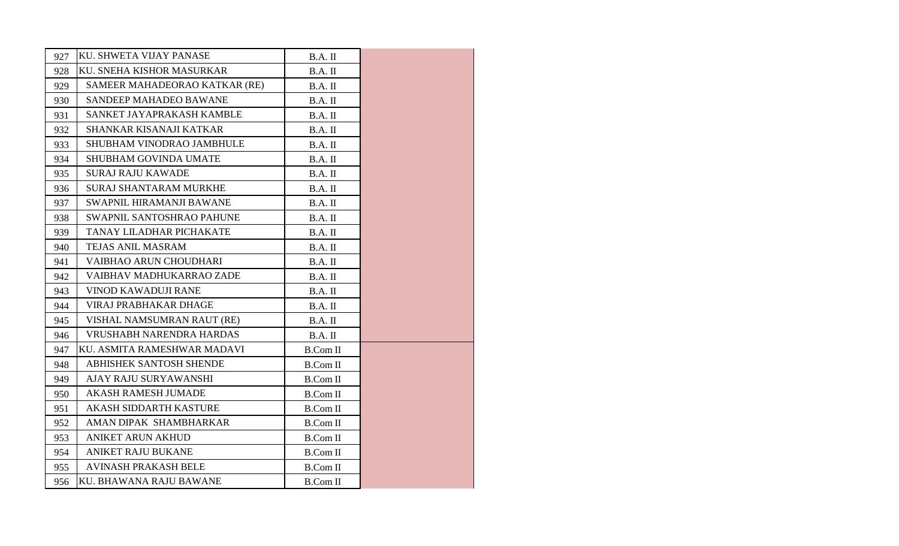| | | | |
|---|---|---|---|
| 927 | KU. SHWETA VIJAY PANASE | B.A. II | |
| 928 | KU. SNEHA KISHOR MASURKAR | B.A. II | |
| 929 | SAMEER MAHADEORAO KATKAR (RE) | B.A. II | |
| 930 | SANDEEP MAHADEO BAWANE | B.A. II | |
| 931 | SANKET JAYAPRAKASH KAMBLE | B.A. II | |
| 932 | SHANKAR KISANAJI KATKAR | B.A. II | |
| 933 | SHUBHAM VINODRAO JAMBHULE | B.A. II | |
| 934 | SHUBHAM GOVINDA UMATE | B.A. II | |
| 935 | SURAJ RAJU KAWADE | B.A. II | |
| 936 | SURAJ SHANTARAM MURKHE | B.A. II | |
| 937 | SWAPNIL HIRAMANJI BAWANE | B.A. II | |
| 938 | SWAPNIL SANTOSHRAO PAHUNE | B.A. II | |
| 939 | TANAY LILADHAR PICHAKATE | B.A. II | |
| 940 | TEJAS ANIL MASRAM | B.A. II | |
| 941 | VAIBHAO ARUN CHOUDHARI | B.A. II | |
| 942 | VAIBHAV MADHUKARRAO ZADE | B.A. II | |
| 943 | VINOD KAWADUJI RANE | B.A. II | |
| 944 | VIRAJ PRABHAKAR DHAGE | B.A. II | |
| 945 | VISHAL NAMSUMRAN RAUT (RE) | B.A. II | |
| 946 | VRUSHABH NARENDRA HARDAS | B.A. II | |
| 947 | KU. ASMITA RAMESHWAR MADAVI | B.Com II | |
| 948 | ABHISHEK SANTOSH SHENDE | B.Com II | |
| 949 | AJAY RAJU SURYAWANSHI | B.Com II | |
| 950 | AKASH RAMESH JUMADE | B.Com II | |
| 951 | AKASH SIDDARTH KASTURE | B.Com II | |
| 952 | AMAN DIPAK SHAMBHARKAR | B.Com II | |
| 953 | ANIKET ARUN AKHUD | B.Com II | |
| 954 | ANIKET RAJU BUKANE | B.Com II | |
| 955 | AVINASH PRAKASH BELE | B.Com II | |
| 956 | KU. BHAWANA RAJU BAWANE | B.Com II | |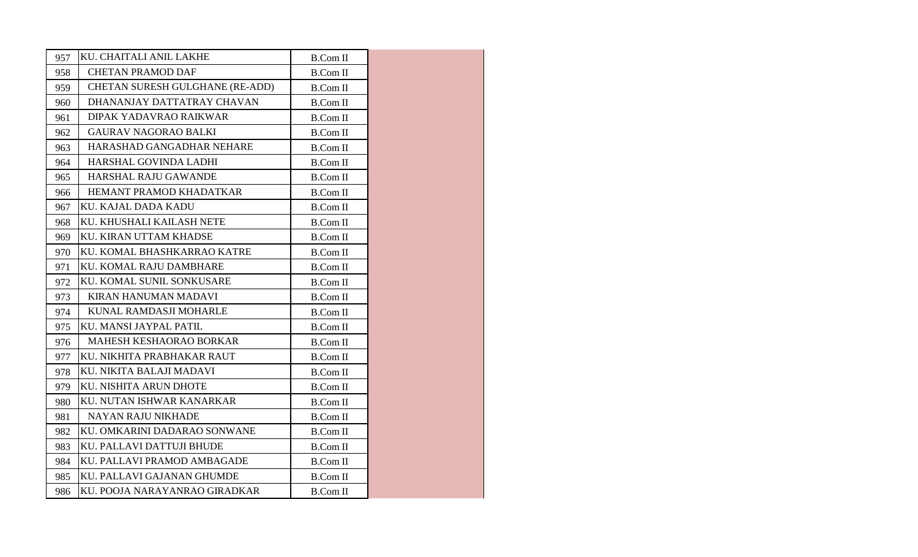| | | | |
|---|---|---|---|
| 957 | KU. CHAITALI ANIL LAKHE | B.Com II | |
| 958 | CHETAN PRAMOD DAF | B.Com II | |
| 959 | CHETAN SURESH GULGHANE (RE-ADD) | B.Com II | |
| 960 | DHANANJAY DATTATRAY CHAVAN | B.Com II | |
| 961 | DIPAK YADAVRAO RAIKWAR | B.Com II | |
| 962 | GAURAV NAGORAO BALKI | B.Com II | |
| 963 | HARASHAD GANGADHAR NEHARE | B.Com II | |
| 964 | HARSHAL GOVINDA LADHI | B.Com II | |
| 965 | HARSHAL RAJU GAWANDE | B.Com II | |
| 966 | HEMANT PRAMOD KHADATKAR | B.Com II | |
| 967 | KU. KAJAL DADA KADU | B.Com II | |
| 968 | KU. KHUSHALI KAILASH NETE | B.Com II | |
| 969 | KU. KIRAN UTTAM KHADSE | B.Com II | |
| 970 | KU. KOMAL BHASHKARRAO KATRE | B.Com II | |
| 971 | KU. KOMAL RAJU DAMBHARE | B.Com II | |
| 972 | KU. KOMAL SUNIL SONKUSARE | B.Com II | |
| 973 | KIRAN HANUMAN MADAVI | B.Com II | |
| 974 | KUNAL RAMDASJI MOHARLE | B.Com II | |
| 975 | KU. MANSI JAYPAL PATIL | B.Com II | |
| 976 | MAHESH KESHAORAO BORKAR | B.Com II | |
| 977 | KU. NIKHITA PRABHAKAR RAUT | B.Com II | |
| 978 | KU. NIKITA BALAJI MADAVI | B.Com II | |
| 979 | KU. NISHITA ARUN DHOTE | B.Com II | |
| 980 | KU. NUTAN ISHWAR KANARKAR | B.Com II | |
| 981 | NAYAN RAJU NIKHADE | B.Com II | |
| 982 | KU. OMKARINI DADARAO SONWANE | B.Com II | |
| 983 | KU. PALLAVI DATTUJI BHUDE | B.Com II | |
| 984 | KU. PALLAVI PRAMOD AMBAGADE | B.Com II | |
| 985 | KU. PALLAVI GAJANAN GHUMDE | B.Com II | |
| 986 | KU. POOJA NARAYANRAO GIRADKAR | B.Com II | |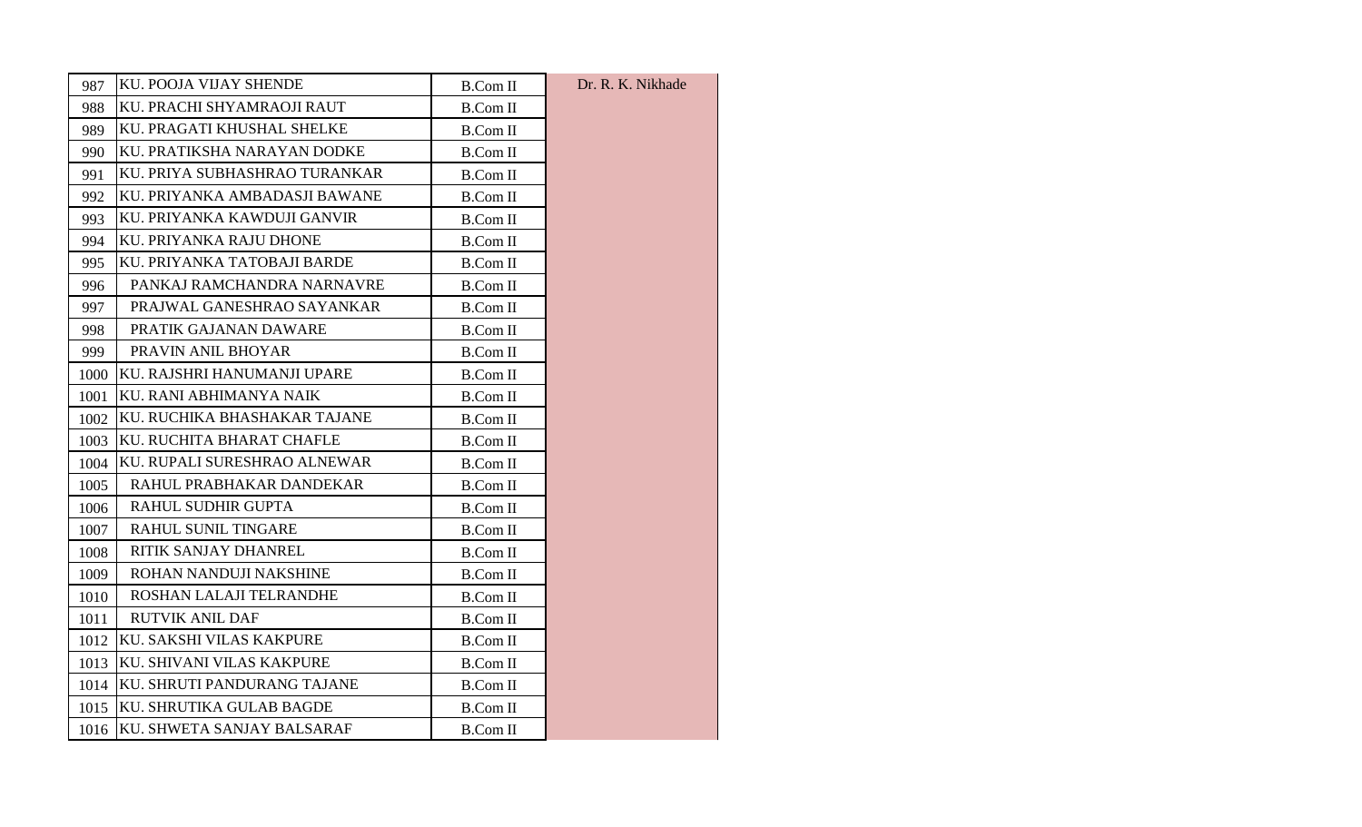| | | | |
|---|---|---|---|
| 987 | KU. POOJA VIJAY SHENDE | B.Com II | Dr. R. K. Nikhade |
| 988 | KU. PRACHI SHYAMRAOJI RAUT | B.Com II | |
| 989 | KU. PRAGATI KHUSHAL SHELKE | B.Com II | |
| 990 | KU. PRATIKSHA NARAYAN DODKE | B.Com II | |
| 991 | KU. PRIYA SUBHASHRAO TURANKAR | B.Com II | |
| 992 | KU. PRIYANKA AMBADASJI BAWANE | B.Com II | |
| 993 | KU. PRIYANKA KAWDUJI GANVIR | B.Com II | |
| 994 | KU. PRIYANKA RAJU DHONE | B.Com II | |
| 995 | KU. PRIYANKA TATOBAJI BARDE | B.Com II | |
| 996 | PANKAJ RAMCHANDRA NARNAVRE | B.Com II | |
| 997 | PRAJWAL GANESHRAO SAYANKAR | B.Com II | |
| 998 | PRATIK GAJANAN DAWARE | B.Com II | |
| 999 | PRAVIN ANIL BHOYAR | B.Com II | |
| 1000 | KU. RAJSHRI HANUMANJI UPARE | B.Com II | |
| 1001 | KU. RANI ABHIMANYA NAIK | B.Com II | |
| 1002 | KU. RUCHIKA BHASHAKAR TAJANE | B.Com II | |
| 1003 | KU. RUCHITA BHARAT CHAFLE | B.Com II | |
| 1004 | KU. RUPALI SURESHRAO ALNEWAR | B.Com II | |
| 1005 | RAHUL PRABHAKAR DANDEKAR | B.Com II | |
| 1006 | RAHUL SUDHIR GUPTA | B.Com II | |
| 1007 | RAHUL SUNIL TINGARE | B.Com II | |
| 1008 | RITIK SANJAY DHANREL | B.Com II | |
| 1009 | ROHAN NANDUJI NAKSHINE | B.Com II | |
| 1010 | ROSHAN LALAJI TELRANDHE | B.Com II | |
| 1011 | RUTVIK ANIL DAF | B.Com II | |
| 1012 | KU. SAKSHI VILAS KAKPURE | B.Com II | |
| 1013 | KU. SHIVANI VILAS KAKPURE | B.Com II | |
| 1014 | KU. SHRUTI PANDURANG TAJANE | B.Com II | |
| 1015 | KU. SHRUTIKA GULAB BAGDE | B.Com II | |
| 1016 | KU. SHWETA SANJAY BALSARAF | B.Com II | |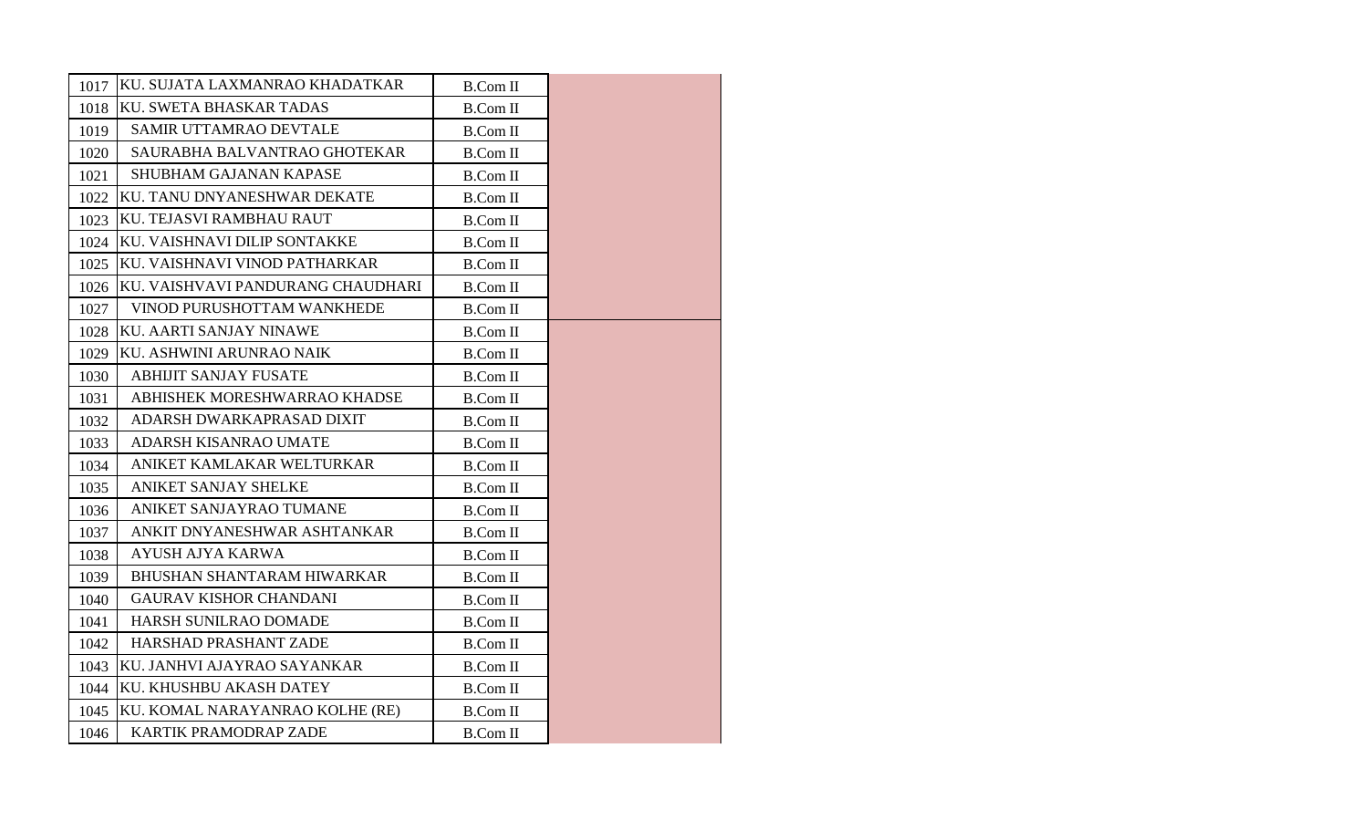| | | | |
|---|---|---|---|
| 1017 | KU. SUJATA LAXMANRAO KHADATKAR | B.Com II | |
| 1018 | KU. SWETA BHASKAR TADAS | B.Com II | |
| 1019 | SAMIR UTTAMRAO DEVTALE | B.Com II | |
| 1020 | SAURABHA BALVANTRAO GHOTEKAR | B.Com II | |
| 1021 | SHUBHAM GAJANAN KAPASE | B.Com II | |
| 1022 | KU. TANU DNYANESHWAR DEKATE | B.Com II | |
| 1023 | KU. TEJASVI RAMBHAU RAUT | B.Com II | |
| 1024 | KU. VAISHNAVI DILIP SONTAKKE | B.Com II | |
| 1025 | KU. VAISHNAVI VINOD PATHARKAR | B.Com II | |
| 1026 | KU. VAISHVAVI PANDURANG CHAUDHARI | B.Com II | |
| 1027 | VINOD PURUSHOTTAM WANKHEDE | B.Com II | |
| 1028 | KU. AARTI SANJAY NINAWE | B.Com II | |
| 1029 | KU. ASHWINI ARUNRAO NAIK | B.Com II | |
| 1030 | ABHIJIT SANJAY FUSATE | B.Com II | |
| 1031 | ABHISHEK MORESHWARRAO KHADSE | B.Com II | |
| 1032 | ADARSH DWARKAPRASAD DIXIT | B.Com II | |
| 1033 | ADARSH KISANRAO UMATE | B.Com II | |
| 1034 | ANIKET KAMLAKAR WELTURKAR | B.Com II | |
| 1035 | ANIKET SANJAY SHELKE | B.Com II | |
| 1036 | ANIKET SANJAYRAO TUMANE | B.Com II | |
| 1037 | ANKIT DNYANESHWAR ASHTANKAR | B.Com II | |
| 1038 | AYUSH AJYA KARWA | B.Com II | |
| 1039 | BHUSHAN SHANTARAM HIWARKAR | B.Com II | |
| 1040 | GAURAV KISHOR CHANDANI | B.Com II | |
| 1041 | HARSH SUNILRAO DOMADE | B.Com II | |
| 1042 | HARSHAD PRASHANT ZADE | B.Com II | |
| 1043 | KU. JANHVI AJAYRAO SAYANKAR | B.Com II | |
| 1044 | KU. KHUSHBU AKASH DATEY | B.Com II | |
| 1045 | KU. KOMAL NARAYANRAO KOLHE (RE) | B.Com II | |
| 1046 | KARTIK PRAMODRAP ZADE | B.Com II | |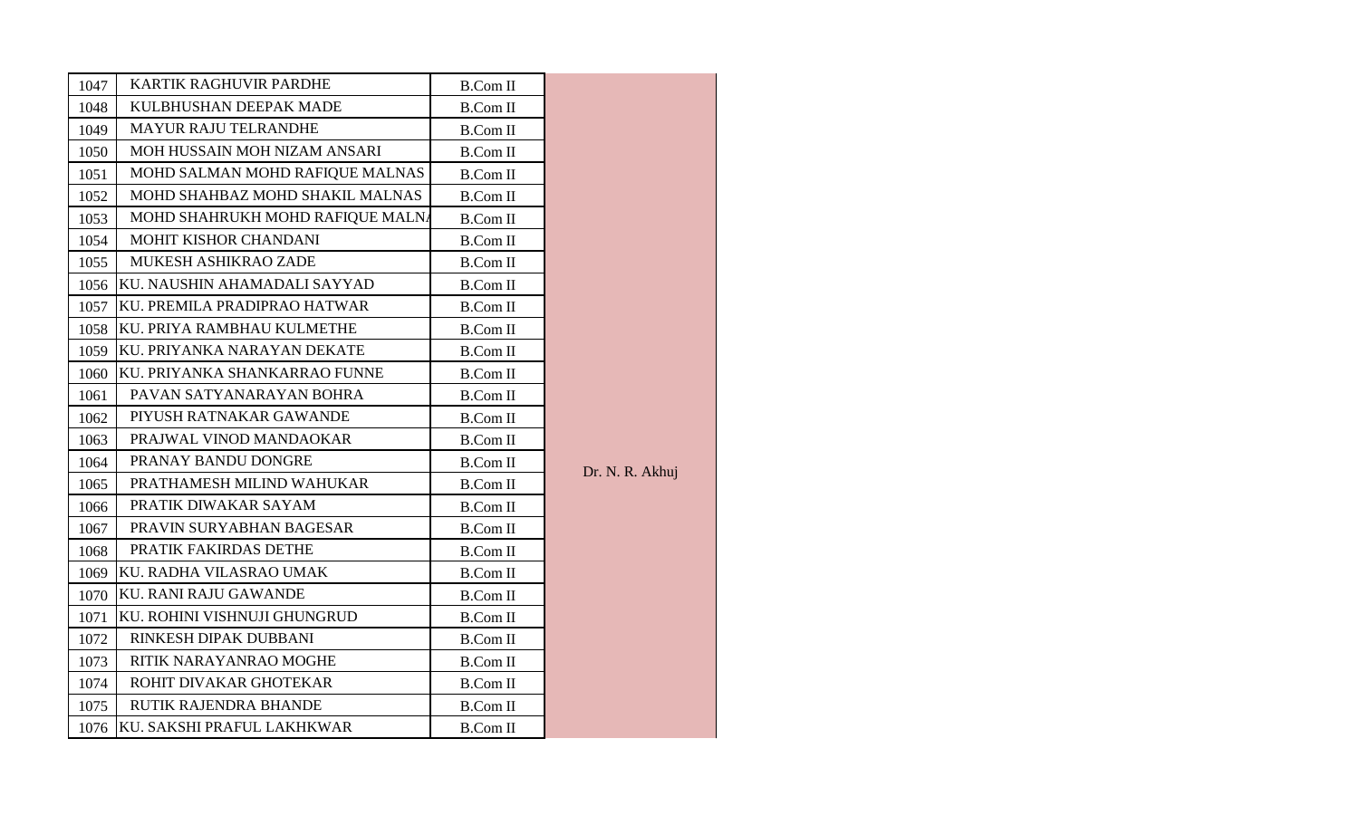| | | | |
|---|---|---|---|
| 1047 | KARTIK RAGHUVIR PARDHE | B.Com II | Dr. N. R. Akhuj |
| 1048 | KULBHUSHAN DEEPAK MADE | B.Com II | |
| 1049 | MAYUR RAJU TELRANDHE | B.Com II | |
| 1050 | MOH HUSSAIN MOH NIZAM ANSARI | B.Com II | |
| 1051 | MOHD SALMAN MOHD RAFIQUE MALNAS | B.Com II | |
| 1052 | MOHD SHAHBAZ MOHD SHAKIL MALNAS | B.Com II | |
| 1053 | MOHD SHAHRUKH MOHD RAFIQUE MALNA | B.Com II | |
| 1054 | MOHIT KISHOR CHANDANI | B.Com II | |
| 1055 | MUKESH ASHIKRAO ZADE | B.Com II | |
| 1056 | KU. NAUSHIN AHAMADALI SAYYAD | B.Com II | |
| 1057 | KU. PREMILA PRADIPRAO HATWAR | B.Com II | |
| 1058 | KU. PRIYA RAMBHAU KULMETHE | B.Com II | |
| 1059 | KU. PRIYANKA NARAYAN DEKATE | B.Com II | |
| 1060 | KU. PRIYANKA SHANKARRAO FUNNE | B.Com II | |
| 1061 | PAVAN SATYANARAYAN BOHRA | B.Com II | |
| 1062 | PIYUSH RATNAKAR GAWANDE | B.Com II | |
| 1063 | PRAJWAL VINOD MANDAOKAR | B.Com II | |
| 1064 | PRANAY BANDU DONGRE | B.Com II | |
| 1065 | PRATHAMESH MILIND WAHUKAR | B.Com II | |
| 1066 | PRATIK DIWAKAR SAYAM | B.Com II | |
| 1067 | PRAVIN SURYABHAN BAGESAR | B.Com II | |
| 1068 | PRATIK FAKIRDAS DETHE | B.Com II | |
| 1069 | KU. RADHA VILASRAO UMAK | B.Com II | |
| 1070 | KU. RANI RAJU GAWANDE | B.Com II | |
| 1071 | KU. ROHINI VISHNUJI GHUNGRUD | B.Com II | |
| 1072 | RINKESH DIPAK DUBBANI | B.Com II | |
| 1073 | RITIK NARAYANRAO MOGHE | B.Com II | |
| 1074 | ROHIT DIVAKAR GHOTEKAR | B.Com II | |
| 1075 | RUTIK RAJENDRA BHANDE | B.Com II | |
| 1076 | KU. SAKSHI PRAFUL LAKHKWAR | B.Com II | |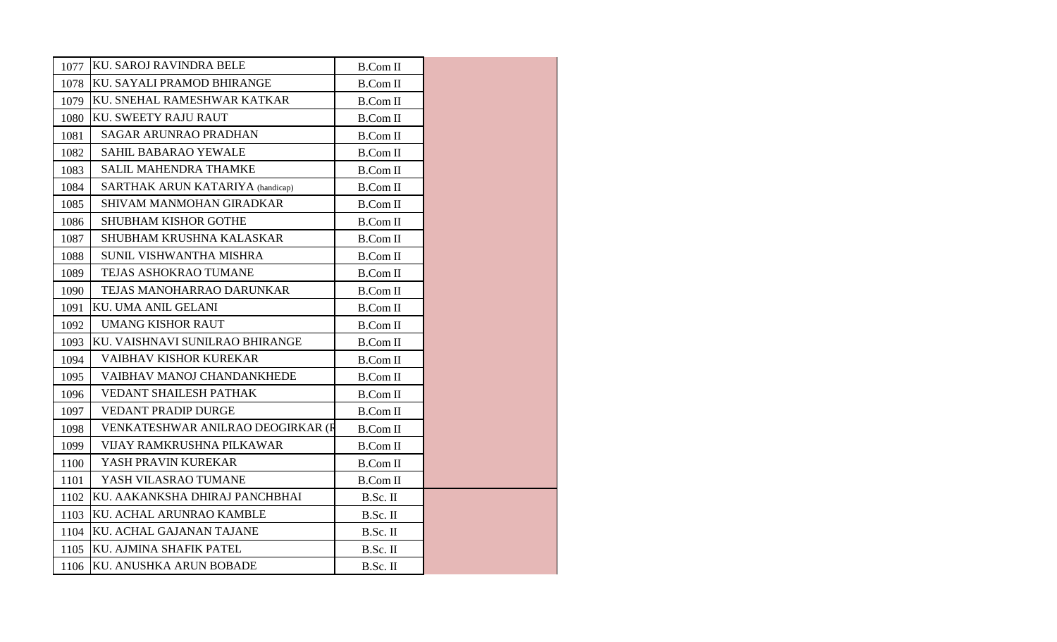| | | | |
|---|---|---|---|
| 1077 | KU. SAROJ RAVINDRA BELE | B.Com II | |
| 1078 | KU. SAYALI PRAMOD BHIRANGE | B.Com II | |
| 1079 | KU. SNEHAL RAMESHWAR KATKAR | B.Com II | |
| 1080 | KU. SWEETY RAJU RAUT | B.Com II | |
| 1081 | SAGAR ARUNRAO PRADHAN | B.Com II | |
| 1082 | SAHIL BABARAO YEWALE | B.Com II | |
| 1083 | SALIL MAHENDRA THAMKE | B.Com II | |
| 1084 | SARTHAK ARUN KATARIYA (handicap) | B.Com II | |
| 1085 | SHIVAM MANMOHAN GIRADKAR | B.Com II | |
| 1086 | SHUBHAM KISHOR GOTHE | B.Com II | |
| 1087 | SHUBHAM KRUSHNA KALASKAR | B.Com II | |
| 1088 | SUNIL VISHWANTHA MISHRA | B.Com II | |
| 1089 | TEJAS ASHOKRAO TUMANE | B.Com II | |
| 1090 | TEJAS MANOHARRAO DARUNKAR | B.Com II | |
| 1091 | KU. UMA ANIL GELANI | B.Com II | |
| 1092 | UMANG KISHOR RAUT | B.Com II | |
| 1093 | KU. VAISHNAVI SUNILRAO BHIRANGE | B.Com II | |
| 1094 | VAIBHAV KISHOR KUREKAR | B.Com II | |
| 1095 | VAIBHAV MANOJ CHANDANKHEDE | B.Com II | |
| 1096 | VEDANT SHAILESH PATHAK | B.Com II | |
| 1097 | VEDANT PRADIP DURGE | B.Com II | |
| 1098 | VENKATESHWAR ANILRAO DEOGIRKAR (F | B.Com II | |
| 1099 | VIJAY RAMKRUSHNA PILKAWAR | B.Com II | |
| 1100 | YASH PRAVIN KUREKAR | B.Com II | |
| 1101 | YASH VILASRAO TUMANE | B.Com II | |
| 1102 | KU. AAKANKSHA DHIRAJ PANCHBHAI | B.Sc. II | |
| 1103 | KU. ACHAL ARUNRAO KAMBLE | B.Sc. II | |
| 1104 | KU. ACHAL GAJANAN TAJANE | B.Sc. II | |
| 1105 | KU. AJMINA SHAFIK PATEL | B.Sc. II | |
| 1106 | KU. ANUSHKA ARUN BOBADE | B.Sc. II | |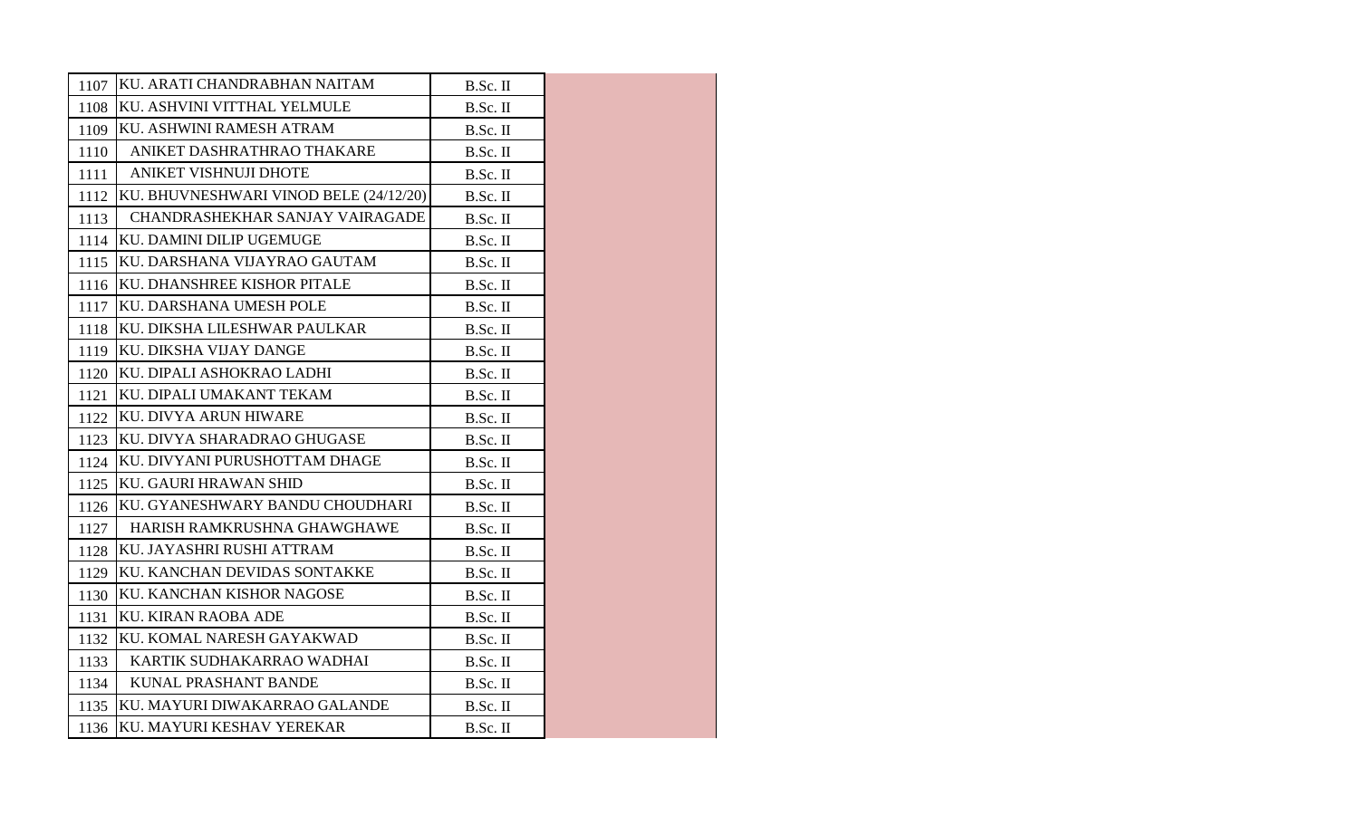| | | | |
|---|---|---|---|
| 1107 | KU. ARATI CHANDRABHAN NAITAM | B.Sc. II | |
| 1108 | KU. ASHVINI VITTHAL YELMULE | B.Sc. II | |
| 1109 | KU. ASHWINI RAMESH ATRAM | B.Sc. II | |
| 1110 | ANIKET DASHRATHRAO THAKARE | B.Sc. II | |
| 1111 | ANIKET VISHNUJI DHOTE | B.Sc. II | |
| 1112 | KU. BHUVNESHWARI VINOD BELE (24/12/20) | B.Sc. II | |
| 1113 | CHANDRASHEKHAR SANJAY VAIRAGADE | B.Sc. II | |
| 1114 | KU. DAMINI DILIP UGEMUGE | B.Sc. II | |
| 1115 | KU. DARSHANA VIJAYRAO GAUTAM | B.Sc. II | |
| 1116 | KU. DHANSHREE KISHOR PITALE | B.Sc. II | |
| 1117 | KU. DARSHANA UMESH POLE | B.Sc. II | |
| 1118 | KU. DIKSHA LILESHWAR PAULKAR | B.Sc. II | |
| 1119 | KU. DIKSHA VIJAY DANGE | B.Sc. II | |
| 1120 | KU. DIPALI ASHOKRAO LADHI | B.Sc. II | |
| 1121 | KU. DIPALI UMAKANT TEKAM | B.Sc. II | |
| 1122 | KU. DIVYA ARUN HIWARE | B.Sc. II | |
| 1123 | KU. DIVYA SHARADRAO GHUGASE | B.Sc. II | |
| 1124 | KU. DIVYANI PURUSHOTTAM DHAGE | B.Sc. II | |
| 1125 | KU. GAURI HRAWAN SHID | B.Sc. II | |
| 1126 | KU. GYANESHWARY BANDU CHOUDHARI | B.Sc. II | |
| 1127 | HARISH RAMKRUSHNA GHAWGHAWE | B.Sc. II | |
| 1128 | KU. JAYASHRI RUSHI ATTRAM | B.Sc. II | |
| 1129 | KU. KANCHAN DEVIDAS SONTAKKE | B.Sc. II | |
| 1130 | KU. KANCHAN KISHOR NAGOSE | B.Sc. II | |
| 1131 | KU. KIRAN RAOBA ADE | B.Sc. II | |
| 1132 | KU. KOMAL NARESH GAYAKWAD | B.Sc. II | |
| 1133 | KARTIK SUDHAKARRAO WADHAI | B.Sc. II | |
| 1134 | KUNAL PRASHANT BANDE | B.Sc. II | |
| 1135 | KU. MAYURI DIWAKARRAO GALANDE | B.Sc. II | |
| 1136 | KU. MAYURI KESHAV YEREKAR | B.Sc. II | |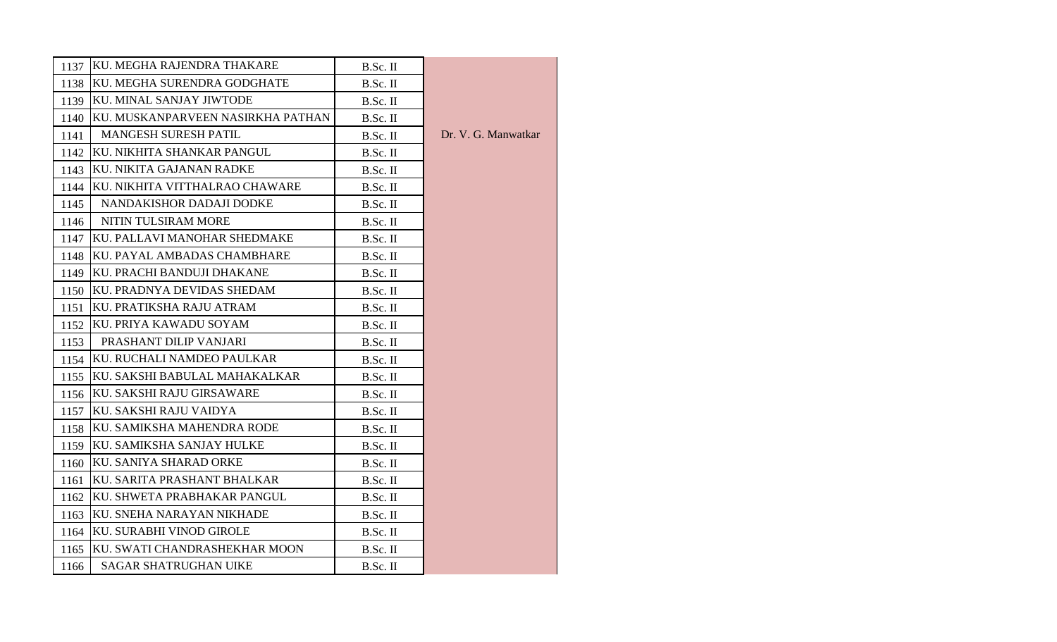| | | | |
|---|---|---|---|
| 1137 | KU. MEGHA RAJENDRA THAKARE | B.Sc. II | Dr. V. G. Manwatkar |
| 1138 | KU. MEGHA SURENDRA GODGHATE | B.Sc. II | |
| 1139 | KU. MINAL SANJAY JIWTODE | B.Sc. II | |
| 1140 | KU. MUSKANPARVEEN NASIRKHA PATHAN | B.Sc. II | |
| 1141 | MANGESH SURESH PATIL | B.Sc. II | |
| 1142 | KU. NIKHITA SHANKAR PANGUL | B.Sc. II | |
| 1143 | KU. NIKITA GAJANAN RADKE | B.Sc. II | |
| 1144 | KU. NIKHITA VITTHALRAO CHAWARE | B.Sc. II | |
| 1145 | NANDAKISHOR DADAJI DODKE | B.Sc. II | |
| 1146 | NITIN TULSIRAM MORE | B.Sc. II | |
| 1147 | KU. PALLAVI MANOHAR SHEDMAKE | B.Sc. II | |
| 1148 | KU. PAYAL AMBADAS CHAMBHARE | B.Sc. II | |
| 1149 | KU. PRACHI BANDUJI DHAKANE | B.Sc. II | |
| 1150 | KU. PRADNYA DEVIDAS SHEDAM | B.Sc. II | |
| 1151 | KU. PRATIKSHA RAJU ATRAM | B.Sc. II | |
| 1152 | KU. PRIYA KAWADU SOYAM | B.Sc. II | |
| 1153 | PRASHANT DILIP VANJARI | B.Sc. II | |
| 1154 | KU. RUCHALI NAMDEO PAULKAR | B.Sc. II | |
| 1155 | KU. SAKSHI BABULAL MAHAKALKAR | B.Sc. II | |
| 1156 | KU. SAKSHI RAJU GIRSAWARE | B.Sc. II | |
| 1157 | KU. SAKSHI RAJU VAIDYA | B.Sc. II | |
| 1158 | KU. SAMIKSHA MAHENDRA RODE | B.Sc. II | |
| 1159 | KU. SAMIKSHA SANJAY HULKE | B.Sc. II | |
| 1160 | KU. SANIYA SHARAD ORKE | B.Sc. II | |
| 1161 | KU. SARITA PRASHANT BHALKAR | B.Sc. II | |
| 1162 | KU. SHWETA PRABHAKAR PANGUL | B.Sc. II | |
| 1163 | KU. SNEHA NARAYAN NIKHADE | B.Sc. II | |
| 1164 | KU. SURABHI VINOD GIROLE | B.Sc. II | |
| 1165 | KU. SWATI CHANDRASHEKHAR MOON | B.Sc. II | |
| 1166 | SAGAR SHATRUGHAN UIKE | B.Sc. II | |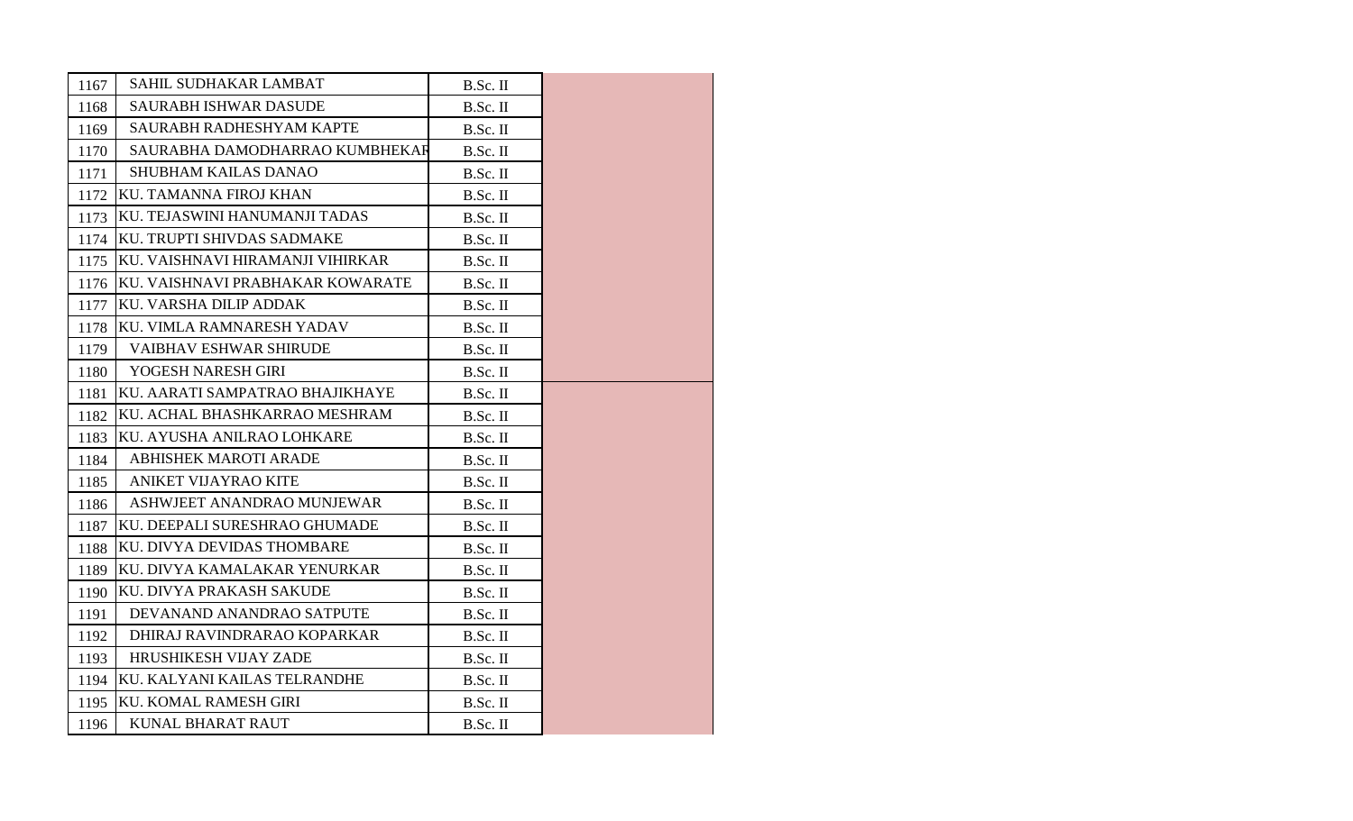| 1167 | SAHIL SUDHAKAR LAMBAT | B.Sc. II | |
|---|---|---|---|
| 1168 | SAURABH ISHWAR DASUDE | B.Sc. II | |
| 1169 | SAURABH RADHESHYAM KAPTE | B.Sc. II | |
| 1170 | SAURABHA DAMODHARRAO KUMBHEKAR | B.Sc. II | |
| 1171 | SHUBHAM KAILAS DANAO | B.Sc. II | |
| 1172 | KU. TAMANNA FIROJ KHAN | B.Sc. II | |
| 1173 | KU. TEJASWINI HANUMANJI TADAS | B.Sc. II | |
| 1174 | KU. TRUPTI SHIVDAS SADMAKE | B.Sc. II | |
| 1175 | KU. VAISHNAVI HIRAMANJI VIHIRKAR | B.Sc. II | |
| 1176 | KU. VAISHNAVI PRABHAKAR KOWARATE | B.Sc. II | |
| 1177 | KU. VARSHA DILIP ADDAK | B.Sc. II | |
| 1178 | KU. VIMLA RAMNARESH YADAV | B.Sc. II | |
| 1179 | VAIBHAV ESHWAR SHIRUDE | B.Sc. II | |
| 1180 | YOGESH NARESH GIRI | B.Sc. II | |
| 1181 | KU. AARATI SAMPATRAO BHAJIKHAYE | B.Sc. II | |
| 1182 | KU. ACHAL BHASHKARRAO MESHRAM | B.Sc. II | |
| 1183 | KU. AYUSHA ANILRAO LOHKARE | B.Sc. II | |
| 1184 | ABHISHEK MAROTI ARADE | B.Sc. II | |
| 1185 | ANIKET VIJAYRAO KITE | B.Sc. II | |
| 1186 | ASHWJEET ANANDRAO MUNJEWAR | B.Sc. II | |
| 1187 | KU. DEEPALI SURESHRAO GHUMADE | B.Sc. II | |
| 1188 | KU. DIVYA DEVIDAS THOMBARE | B.Sc. II | |
| 1189 | KU. DIVYA KAMALAKAR YENURKAR | B.Sc. II | |
| 1190 | KU. DIVYA PRAKASH SAKUDE | B.Sc. II | |
| 1191 | DEVANAND ANANDRAO SATPUTE | B.Sc. II | |
| 1192 | DHIRAJ RAVINDRARAO KOPARKAR | B.Sc. II | |
| 1193 | HRUSHIKESH VIJAY ZADE | B.Sc. II | |
| 1194 | KU. KALYANI KAILAS TELRANDHE | B.Sc. II | |
| 1195 | KU. KOMAL RAMESH GIRI | B.Sc. II | |
| 1196 | KUNAL BHARAT RAUT | B.Sc. II | |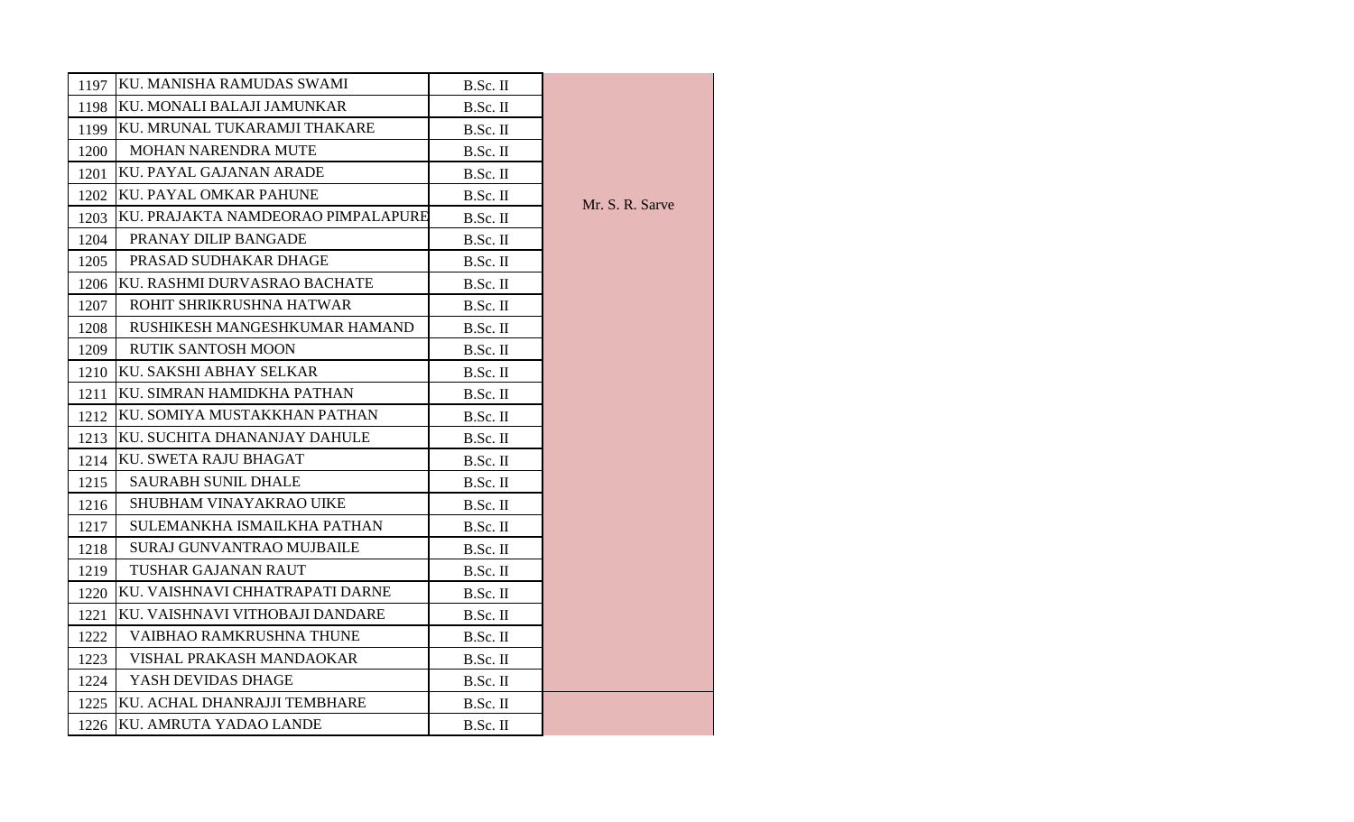| | | | |
|---|---|---|---|
| 1197 | KU. MANISHA RAMUDAS SWAMI | B.Sc. II | Mr. S. R. Sarve |
| 1198 | KU. MONALI BALAJI JAMUNKAR | B.Sc. II | |
| 1199 | KU. MRUNAL TUKARAMJI THAKARE | B.Sc. II | |
| 1200 | MOHAN NARENDRA MUTE | B.Sc. II | |
| 1201 | KU. PAYAL GAJANAN ARADE | B.Sc. II | |
| 1202 | KU. PAYAL OMKAR PAHUNE | B.Sc. II | |
| 1203 | KU. PRAJAKTA NAMDEORAO PIMPALAPURE | B.Sc. II | |
| 1204 | PRANAY DILIP BANGADE | B.Sc. II | |
| 1205 | PRASAD SUDHAKAR DHAGE | B.Sc. II | |
| 1206 | KU. RASHMI DURVASRAO BACHATE | B.Sc. II | |
| 1207 | ROHIT SHRIKRUSHNA HATWAR | B.Sc. II | |
| 1208 | RUSHIKESH MANGESHKUMAR HAMAND | B.Sc. II | |
| 1209 | RUTIK SANTOSH MOON | B.Sc. II | |
| 1210 | KU. SAKSHI ABHAY SELKAR | B.Sc. II | |
| 1211 | KU. SIMRAN HAMIDKHA PATHAN | B.Sc. II | |
| 1212 | KU. SOMIYA MUSTAKKHAN PATHAN | B.Sc. II | |
| 1213 | KU. SUCHITA DHANANJAY DAHULE | B.Sc. II | |
| 1214 | KU. SWETA RAJU BHAGAT | B.Sc. II | |
| 1215 | SAURABH SUNIL DHALE | B.Sc. II | |
| 1216 | SHUBHAM VINAYAKRAO UIKE | B.Sc. II | |
| 1217 | SULEMANKHA ISMAILKHA PATHAN | B.Sc. II | |
| 1218 | SURAJ GUNVANTRAO MUJBAILE | B.Sc. II | |
| 1219 | TUSHAR GAJANAN RAUT | B.Sc. II | |
| 1220 | KU. VAISHNAVI CHHATRAPATI DARNE | B.Sc. II | |
| 1221 | KU. VAISHNAVI VITHOBAJI DANDARE | B.Sc. II | |
| 1222 | VAIBHAO RAMKRUSHNA THUNE | B.Sc. II | |
| 1223 | VISHAL PRAKASH MANDAOKAR | B.Sc. II | |
| 1224 | YASH DEVIDAS DHAGE | B.Sc. II | |
| 1225 | KU. ACHAL DHANRAJJI TEMBHARE | B.Sc. II | |
| 1226 | KU. AMRUTA YADAO LANDE | B.Sc. II | |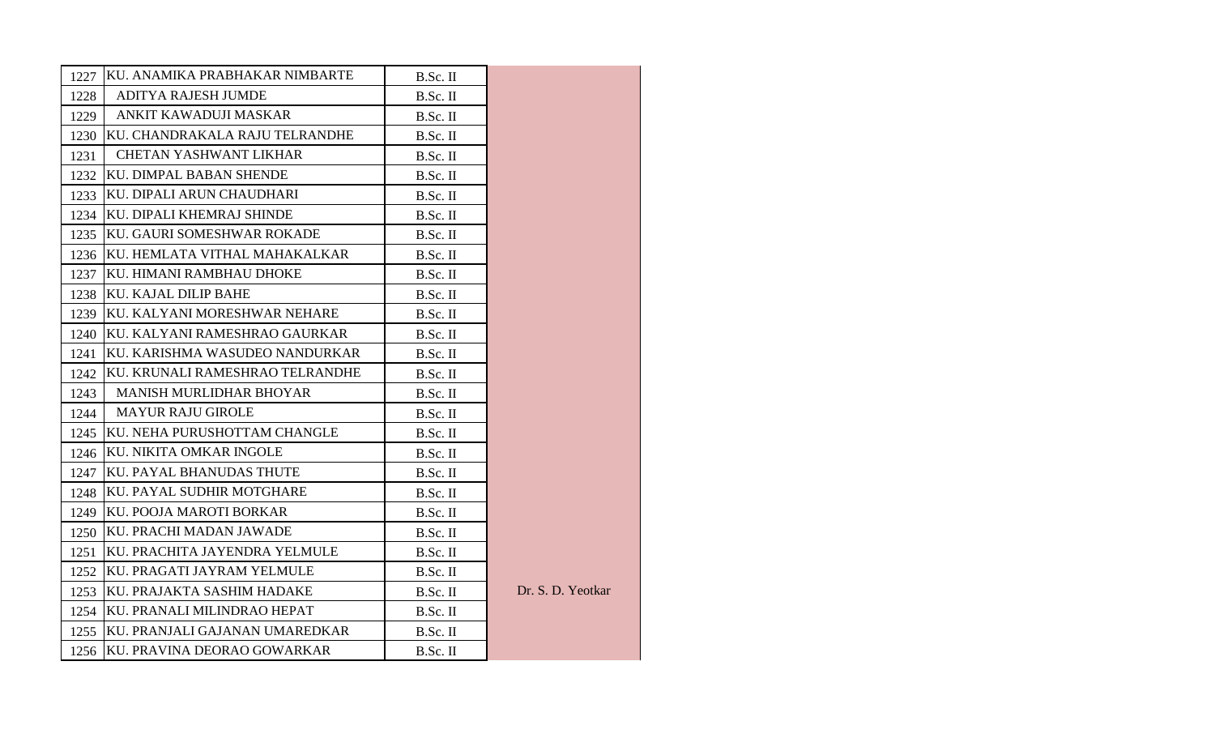| | | | |
|---|---|---|---|
| 1227 | KU. ANAMIKA PRABHAKAR NIMBARTE | B.Sc. II | |
| 1228 | ADITYA RAJESH JUMDE | B.Sc. II | |
| 1229 | ANKIT KAWADUJI MASKAR | B.Sc. II | |
| 1230 | KU. CHANDRAKALA RAJU TELRANDHE | B.Sc. II | |
| 1231 | CHETAN YASHWANT LIKHAR | B.Sc. II | |
| 1232 | KU. DIMPAL BABAN SHENDE | B.Sc. II | |
| 1233 | KU. DIPALI ARUN CHAUDHARI | B.Sc. II | |
| 1234 | KU. DIPALI KHEMRAJ SHINDE | B.Sc. II | |
| 1235 | KU. GAURI SOMESHWAR ROKADE | B.Sc. II | |
| 1236 | KU. HEMLATA VITHAL MAHAKALKAR | B.Sc. II | |
| 1237 | KU. HIMANI RAMBHAU DHOKE | B.Sc. II | |
| 1238 | KU. KAJAL DILIP BAHE | B.Sc. II | |
| 1239 | KU. KALYANI MORESHWAR NEHARE | B.Sc. II | |
| 1240 | KU. KALYANI RAMESHRAO GAURKAR | B.Sc. II | |
| 1241 | KU. KARISHMA WASUDEO NANDURKAR | B.Sc. II | |
| 1242 | KU. KRUNALI RAMESHRAO TELRANDHE | B.Sc. II | |
| 1243 | MANISH MURLIDHAR BHOYAR | B.Sc. II | |
| 1244 | MAYUR RAJU GIROLE | B.Sc. II | |
| 1245 | KU. NEHA PURUSHOTTAM CHANGLE | B.Sc. II | |
| 1246 | KU. NIKITA OMKAR INGOLE | B.Sc. II | |
| 1247 | KU. PAYAL BHANUDAS THUTE | B.Sc. II | |
| 1248 | KU. PAYAL SUDHIR MOTGHARE | B.Sc. II | |
| 1249 | KU. POOJA MAROTI BORKAR | B.Sc. II | |
| 1250 | KU. PRACHI MADAN JAWADE | B.Sc. II | |
| 1251 | KU. PRACHITA JAYENDRA YELMULE | B.Sc. II | |
| 1252 | KU. PRAGATI JAYRAM YELMULE | B.Sc. II | |
| 1253 | KU. PRAJAKTA SASHIM HADAKE | B.Sc. II | Dr. S. D. Yeotkar |
| 1254 | KU. PRANALI MILINDRAO HEPAT | B.Sc. II | |
| 1255 | KU. PRANJALI GAJANAN UMAREDKAR | B.Sc. II | |
| 1256 | KU. PRAVINA DEORAO GOWARKAR | B.Sc. II | |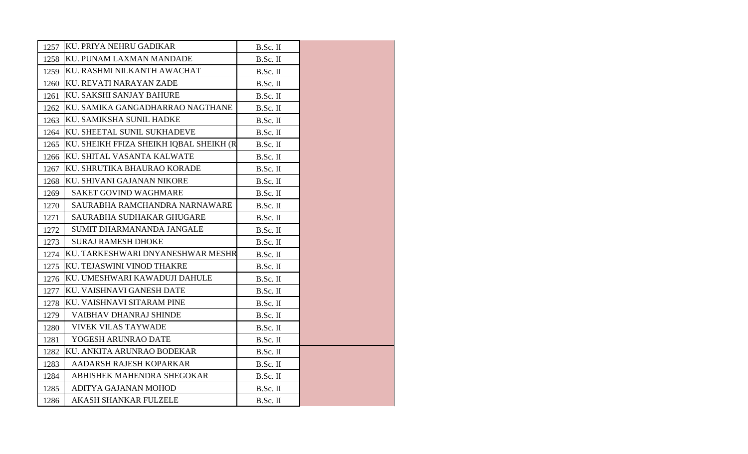| | | | |
|---|---|---|---|
| 1257 | KU. PRIYA NEHRU GADIKAR | B.Sc. II | |
| 1258 | KU. PUNAM LAXMAN MANDADE | B.Sc. II | |
| 1259 | KU. RASHMI NILKANTH AWACHAT | B.Sc. II | |
| 1260 | KU. REVATI NARAYAN ZADE | B.Sc. II | |
| 1261 | KU. SAKSHI SANJAY BAHURE | B.Sc. II | |
| 1262 | KU. SAMIKA GANGADHARRAO NAGTHANE | B.Sc. II | |
| 1263 | KU. SAMIKSHA SUNIL HADKE | B.Sc. II | |
| 1264 | KU. SHEETAL SUNIL SUKHADEVE | B.Sc. II | |
| 1265 | KU. SHEIKH FFIZA SHEIKH IQBAL SHEIKH (R | B.Sc. II | |
| 1266 | KU. SHITAL VASANTA KALWATE | B.Sc. II | |
| 1267 | KU. SHRUTIKA BHAURAO KORADE | B.Sc. II | |
| 1268 | KU. SHIVANI GAJANAN NIKORE | B.Sc. II | |
| 1269 | SAKET GOVIND WAGHMARE | B.Sc. II | |
| 1270 | SAURABHA RAMCHANDRA NARNAWARE | B.Sc. II | |
| 1271 | SAURABHA SUDHAKAR GHUGARE | B.Sc. II | |
| 1272 | SUMIT DHARMANANDA JANGALE | B.Sc. II | |
| 1273 | SURAJ RAMESH DHOKE | B.Sc. II | |
| 1274 | KU. TARKESHWARI DNYANESHWAR MESHR | B.Sc. II | |
| 1275 | KU. TEJASWINI VINOD THAKRE | B.Sc. II | |
| 1276 | KU. UMESHWARI KAWADUJI DAHULE | B.Sc. II | |
| 1277 | KU. VAISHNAVI GANESH DATE | B.Sc. II | |
| 1278 | KU. VAISHNAVI SITARAM PINE | B.Sc. II | |
| 1279 | VAIBHAV DHANRAJ SHINDE | B.Sc. II | |
| 1280 | VIVEK VILAS TAYWADE | B.Sc. II | |
| 1281 | YOGESH ARUNRAO DATE | B.Sc. II | |
| 1282 | KU. ANKITA ARUNRAO BODEKAR | B.Sc. II | |
| 1283 | AADARSH RAJESH KOPARKAR | B.Sc. II | |
| 1284 | ABHISHEK MAHENDRA SHEGOKAR | B.Sc. II | |
| 1285 | ADITYA GAJANAN MOHOD | B.Sc. II | |
| 1286 | AKASH SHANKAR FULZELE | B.Sc. II | |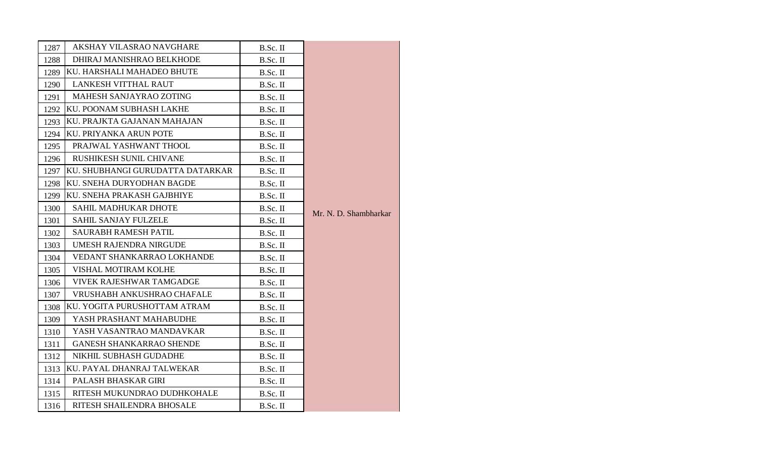| | | | |
|---|---|---|---|
| 1287 | AKSHAY VILASRAO NAVGHARE | B.Sc. II | Mr. N. D. Shambharkar |
| 1288 | DHIRAJ MANISHRAO BELKHODE | B.Sc. II | |
| 1289 | KU. HARSHALI MAHADEO BHUTE | B.Sc. II | |
| 1290 | LANKESH VITTHAL RAUT | B.Sc. II | |
| 1291 | MAHESH SANJAYRAO ZOTING | B.Sc. II | |
| 1292 | KU. POONAM SUBHASH LAKHE | B.Sc. II | |
| 1293 | KU. PRAJKTA GAJANAN MAHAJAN | B.Sc. II | |
| 1294 | KU. PRIYANKA ARUN POTE | B.Sc. II | |
| 1295 | PRAJWAL YASHWANT THOOL | B.Sc. II | |
| 1296 | RUSHIKESH SUNIL CHIVANE | B.Sc. II | |
| 1297 | KU. SHUBHANGI GURUDATTA DATARKAR | B.Sc. II | |
| 1298 | KU. SNEHA DURYODHAN BAGDE | B.Sc. II | |
| 1299 | KU. SNEHA PRAKASH GAJBHIYE | B.Sc. II | |
| 1300 | SAHIL MADHUKAR DHOTE | B.Sc. II | |
| 1301 | SAHIL SANJAY FULZELE | B.Sc. II | |
| 1302 | SAURABH RAMESH PATIL | B.Sc. II | |
| 1303 | UMESH RAJENDRA NIRGUDE | B.Sc. II | |
| 1304 | VEDANT SHANKARRAO LOKHANDE | B.Sc. II | |
| 1305 | VISHAL MOTIRAM KOLHE | B.Sc. II | |
| 1306 | VIVEK RAJESHWAR TAMGADGE | B.Sc. II | |
| 1307 | VRUSHABH ANKUSHRAO CHAFALE | B.Sc. II | |
| 1308 | KU. YOGITA PURUSHOTTAM ATRAM | B.Sc. II | |
| 1309 | YASH PRASHANT MAHABUDHE | B.Sc. II | |
| 1310 | YASH VASANTRAO MANDAVKAR | B.Sc. II | |
| 1311 | GANESH SHANKARRAO SHENDE | B.Sc. II | |
| 1312 | NIKHIL SUBHASH GUDADHE | B.Sc. II | |
| 1313 | KU. PAYAL DHANRAJ TALWEKAR | B.Sc. II | |
| 1314 | PALASH BHASKAR GIRI | B.Sc. II | |
| 1315 | RITESH MUKUNDRAO DUDHKOHALE | B.Sc. II | |
| 1316 | RITESH SHAILENDRA BHOSALE | B.Sc. II | |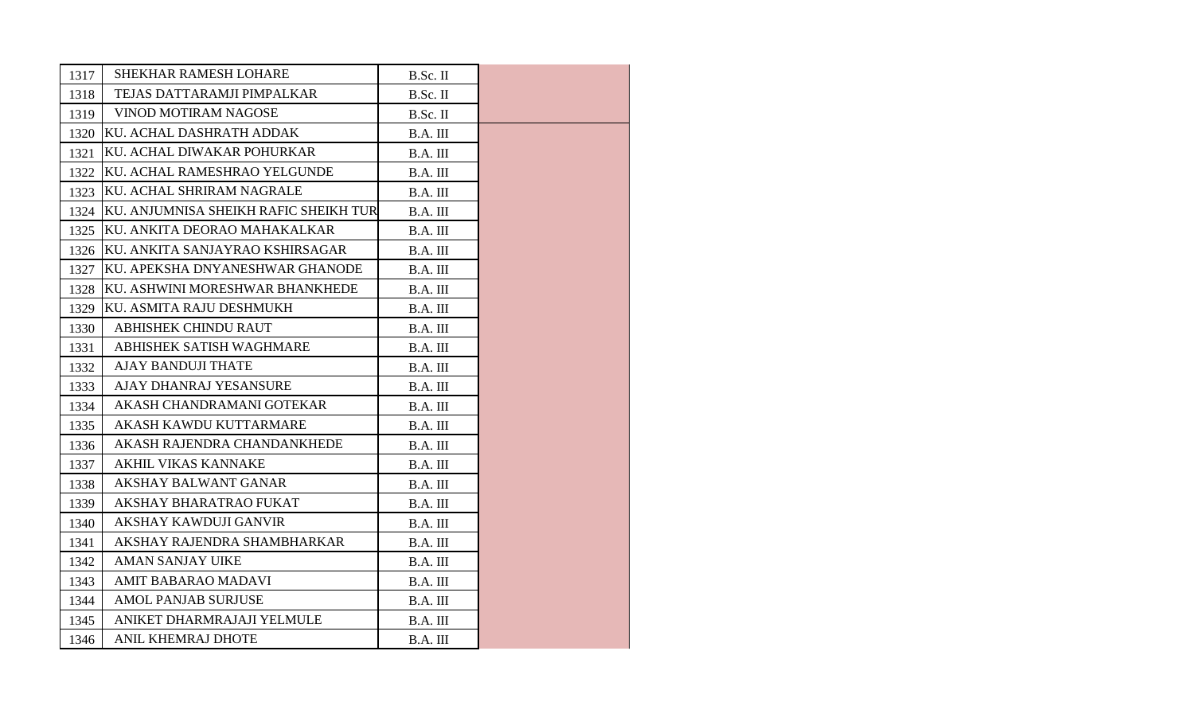| | | | |
|---|---|---|---|
| 1317 | SHEKHAR RAMESH LOHARE | B.Sc. II | |
| 1318 | TEJAS DATTARAMJI PIMPALKAR | B.Sc. II | |
| 1319 | VINOD MOTIRAM NAGOSE | B.Sc. II | |
| 1320 | KU. ACHAL DASHRATH ADDAK | B.A. III | |
| 1321 | KU. ACHAL DIWAKAR POHURKAR | B.A. III | |
| 1322 | KU. ACHAL RAMESHRAO YELGUNDE | B.A. III | |
| 1323 | KU. ACHAL SHRIRAM NAGRALE | B.A. III | |
| 1324 | KU. ANJUMNISA SHEIKH RAFIC SHEIKH TUR | B.A. III | |
| 1325 | KU. ANKITA DEORAO MAHAKALKAR | B.A. III | |
| 1326 | KU. ANKITA SANJAYRAO KSHIRSAGAR | B.A. III | |
| 1327 | KU. APEKSHA DNYANESHWAR GHANODE | B.A. III | |
| 1328 | KU. ASHWINI MORESHWAR BHANKHEDE | B.A. III | |
| 1329 | KU. ASMITA RAJU DESHMUKH | B.A. III | |
| 1330 | ABHISHEK CHINDU RAUT | B.A. III | |
| 1331 | ABHISHEK SATISH WAGHMARE | B.A. III | |
| 1332 | AJAY BANDUJI THATE | B.A. III | |
| 1333 | AJAY DHANRAJ YESANSURE | B.A. III | |
| 1334 | AKASH CHANDRAMANI GOTEKAR | B.A. III | |
| 1335 | AKASH KAWDU KUTTARMARE | B.A. III | |
| 1336 | AKASH RAJENDRA CHANDANKHEDE | B.A. III | |
| 1337 | AKHIL VIKAS KANNAKE | B.A. III | |
| 1338 | AKSHAY BALWANT GANAR | B.A. III | |
| 1339 | AKSHAY BHARATRAO FUKAT | B.A. III | |
| 1340 | AKSHAY KAWDUJI GANVIR | B.A. III | |
| 1341 | AKSHAY RAJENDRA SHAMBHARKAR | B.A. III | |
| 1342 | AMAN SANJAY UIKE | B.A. III | |
| 1343 | AMIT BABARAO MADAVI | B.A. III | |
| 1344 | AMOL PANJAB SURJUSE | B.A. III | |
| 1345 | ANIKET DHARMRAJAJI YELMULE | B.A. III | |
| 1346 | ANIL KHEMRAJ DHOTE | B.A. III | |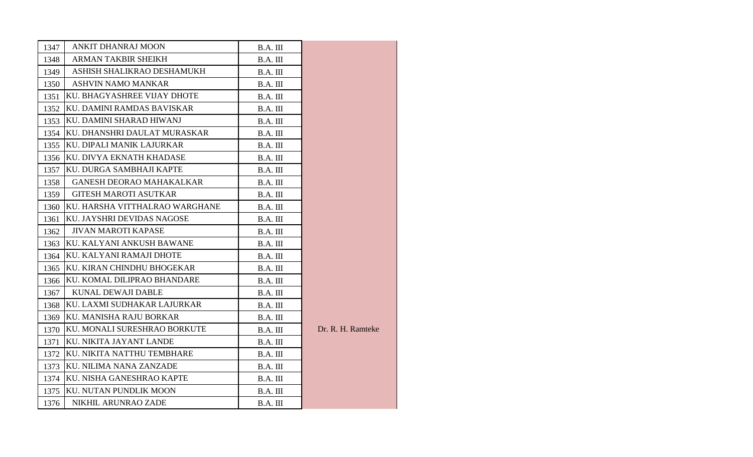| | | | |
|---|---|---|---|
| 1347 | ANKIT DHANRAJ MOON | B.A. III | Dr. R. H. Ramteke |
| 1348 | ARMAN TAKBIR SHEIKH | B.A. III | |
| 1349 | ASHISH SHALIKRAO DESHAMUKH | B.A. III | |
| 1350 | ASHVIN NAMO MANKAR | B.A. III | |
| 1351 | KU. BHAGYASHREE VIJAY DHOTE | B.A. III | |
| 1352 | KU. DAMINI RAMDAS BAVISKAR | B.A. III | |
| 1353 | KU. DAMINI SHARAD HIWANJ | B.A. III | |
| 1354 | KU. DHANSHRI DAULAT MURASKAR | B.A. III | |
| 1355 | KU. DIPALI MANIK LAJURKAR | B.A. III | |
| 1356 | KU. DIVYA EKNATH KHADASE | B.A. III | |
| 1357 | KU. DURGA SAMBHAJI KAPTE | B.A. III | |
| 1358 | GANESH DEORAO MAHAKALKAR | B.A. III | |
| 1359 | GITESH MAROTI ASUTKAR | B.A. III | |
| 1360 | KU. HARSHA VITTHALRAO WARGHANE | B.A. III | |
| 1361 | KU. JAYSHRI DEVIDAS NAGOSE | B.A. III | |
| 1362 | JIVAN MAROTI KAPASE | B.A. III | |
| 1363 | KU. KALYANI ANKUSH BAWANE | B.A. III | |
| 1364 | KU. KALYANI RAMAJI DHOTE | B.A. III | |
| 1365 | KU. KIRAN CHINDHU BHOGEKAR | B.A. III | |
| 1366 | KU. KOMAL DILIPRAO BHANDARE | B.A. III | |
| 1367 | KUNAL DEWAJI DABLE | B.A. III | |
| 1368 | KU. LAXMI SUDHAKAR LAJURKAR | B.A. III | |
| 1369 | KU. MANISHA RAJU BORKAR | B.A. III | |
| 1370 | KU. MONALI SURESHRAO BORKUTE | B.A. III | |
| 1371 | KU. NIKITA JAYANT LANDE | B.A. III | |
| 1372 | KU. NIKITA NATTHU TEMBHARE | B.A. III | |
| 1373 | KU. NILIMA NANA ZANZADE | B.A. III | |
| 1374 | KU. NISHA GANESHRAO KAPTE | B.A. III | |
| 1375 | KU. NUTAN PUNDLIK MOON | B.A. III | |
| 1376 | NIKHIL ARUNRAO ZADE | B.A. III | |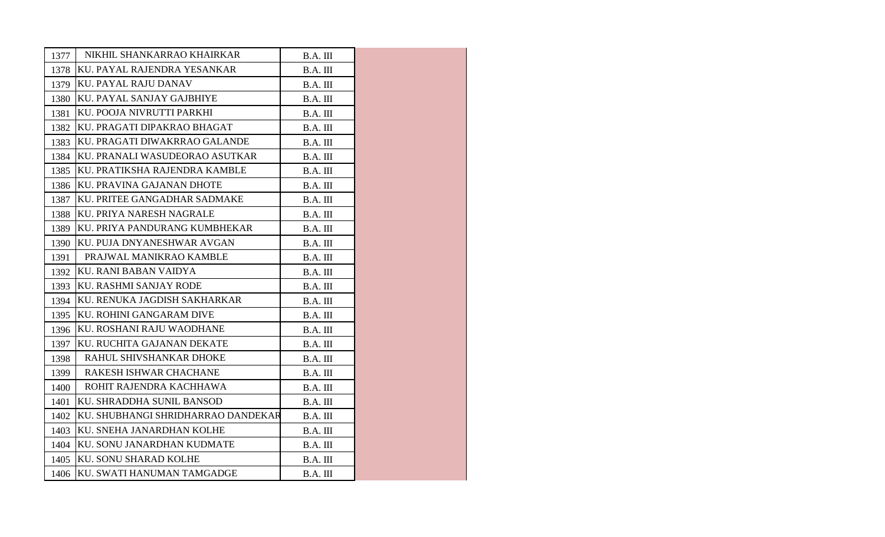| | | | |
|---|---|---|---|
| 1377 | NIKHIL SHANKARRAO KHAIRKAR | B.A. III | |
| 1378 | KU. PAYAL RAJENDRA YESANKAR | B.A. III | |
| 1379 | KU. PAYAL RAJU DANAV | B.A. III | |
| 1380 | KU. PAYAL SANJAY GAJBHIYE | B.A. III | |
| 1381 | KU. POOJA NIVRUTTI PARKHI | B.A. III | |
| 1382 | KU. PRAGATI DIPAKRAO BHAGAT | B.A. III | |
| 1383 | KU. PRAGATI DIWAKRRAO GALANDE | B.A. III | |
| 1384 | KU. PRANALI WASUDEORAO ASUTKAR | B.A. III | |
| 1385 | KU. PRATIKSHA RAJENDRA KAMBLE | B.A. III | |
| 1386 | KU. PRAVINA GAJANAN DHOTE | B.A. III | |
| 1387 | KU. PRITEE GANGADHAR SADMAKE | B.A. III | |
| 1388 | KU. PRIYA NARESH NAGRALE | B.A. III | |
| 1389 | KU. PRIYA PANDURANG KUMBHEKAR | B.A. III | |
| 1390 | KU. PUJA DNYANESHWAR AVGAN | B.A. III | |
| 1391 | PRAJWAL MANIKRAO KAMBLE | B.A. III | |
| 1392 | KU. RANI BABAN VAIDYA | B.A. III | |
| 1393 | KU. RASHMI SANJAY RODE | B.A. III | |
| 1394 | KU. RENUKA JAGDISH SAKHARKAR | B.A. III | |
| 1395 | KU. ROHINI GANGARAM DIVE | B.A. III | |
| 1396 | KU. ROSHANI RAJU WAODHANE | B.A. III | |
| 1397 | KU. RUCHITA GAJANAN DEKATE | B.A. III | |
| 1398 | RAHUL SHIVSHANKAR DHOKE | B.A. III | |
| 1399 | RAKESH ISHWAR CHACHANE | B.A. III | |
| 1400 | ROHIT RAJENDRA KACHHAWA | B.A. III | |
| 1401 | KU. SHRADDHA SUNIL BANSOD | B.A. III | |
| 1402 | KU. SHUBHANGI SHRIDHARRAO DANDEKAR | B.A. III | |
| 1403 | KU. SNEHA JANARDHAN KOLHE | B.A. III | |
| 1404 | KU. SONU JANARDHAN KUDMATE | B.A. III | |
| 1405 | KU. SONU SHARAD KOLHE | B.A. III | |
| 1406 | KU. SWATI HANUMAN TAMGADGE | B.A. III | |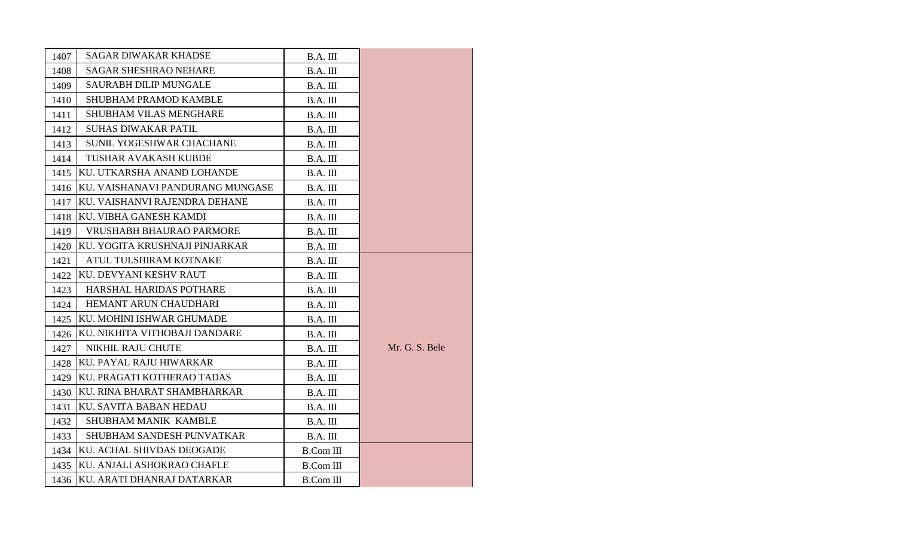| | | | |
|---|---|---|---|
| 1407 | SAGAR DIWAKAR KHADSE | B.A. III | |
| 1408 | SAGAR SHESHRAO NEHARE | B.A. III | |
| 1409 | SAURABH DILIP MUNGALE | B.A. III | |
| 1410 | SHUBHAM PRAMOD KAMBLE | B.A. III | |
| 1411 | SHUBHAM VILAS MENGHARE | B.A. III | |
| 1412 | SUHAS DIWAKAR PATIL | B.A. III | |
| 1413 | SUNIL YOGESHWAR CHACHANE | B.A. III | |
| 1414 | TUSHAR AVAKASH KUBDE | B.A. III | |
| 1415 | KU. UTKARSHA ANAND LOHANDE | B.A. III | |
| 1416 | KU. VAISHANAVI PANDURANG MUNGASE | B.A. III | |
| 1417 | KU. VAISHANVI RAJENDRA DEHANE | B.A. III | |
| 1418 | KU. VIBHA GANESH KAMDI | B.A. III | |
| 1419 | VRUSHABH BHAURAO PARMORE | B.A. III | |
| 1420 | KU. YOGITA KRUSHNAJI PINJARKAR | B.A. III | |
| 1421 | ATUL TULSHIRAM KOTNAKE | B.A. III | Mr. G. S. Bele |
| 1422 | KU. DEVYANI KESHV RAUT | B.A. III | |
| 1423 | HARSHAL HARIDAS POTHARE | B.A. III | |
| 1424 | HEMANT ARUN CHAUDHARI | B.A. III | |
| 1425 | KU. MOHINI ISHWAR GHUMADE | B.A. III | |
| 1426 | KU. NIKHITA VITHOBAJI DANDARE | B.A. III | |
| 1427 | NIKHIL RAJU CHUTE | B.A. III | |
| 1428 | KU. PAYAL RAJU HIWARKAR | B.A. III | |
| 1429 | KU. PRAGATI KOTHERAO TADAS | B.A. III | |
| 1430 | KU. RINA BHARAT SHAMBHARKAR | B.A. III | |
| 1431 | KU. SAVITA BABAN HEDAU | B.A. III | |
| 1432 | SHUBHAM MANIK KAMBLE | B.A. III | |
| 1433 | SHUBHAM SANDESH PUNVATKAR | B.A. III | |
| 1434 | KU. ACHAL SHIVDAS DEOGADE | B.Com III | |
| 1435 | KU. ANJALI ASHOKRAO CHAFLE | B.Com III | |
| 1436 | KU. ARATI DHANRAJ DATARKAR | B.Com III | |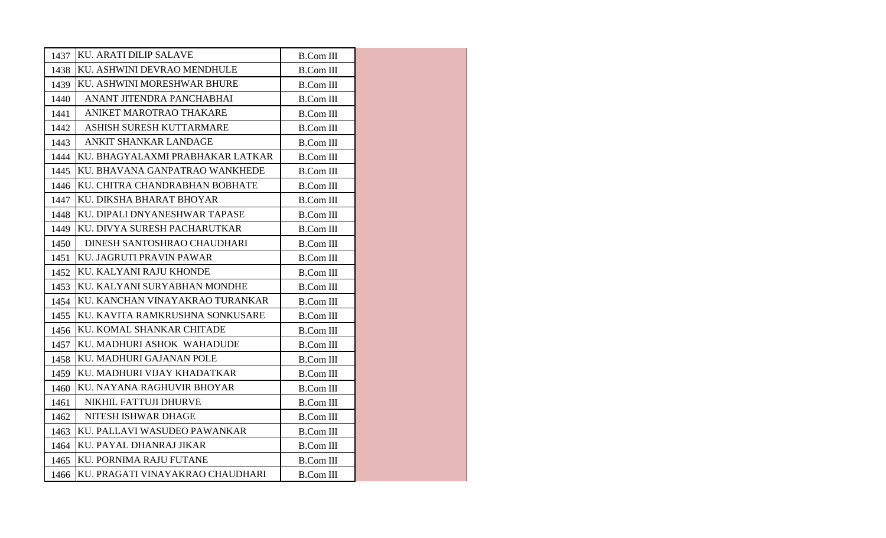| | | | |
|---|---|---|---|
| 1437 | KU. ARATI DILIP SALAVE | B.Com III | |
| 1438 | KU. ASHWINI DEVRAO MENDHULE | B.Com III | |
| 1439 | KU. ASHWINI MORESHWAR BHURE | B.Com III | |
| 1440 | ANANT JITENDRA PANCHABHAI | B.Com III | |
| 1441 | ANIKET MAROTRAO THAKARE | B.Com III | |
| 1442 | ASHISH SURESH KUTTARMARE | B.Com III | |
| 1443 | ANKIT SHANKAR LANDAGE | B.Com III | |
| 1444 | KU. BHAGYALAXMI PRABHAKAR LATKAR | B.Com III | |
| 1445 | KU. BHAVANA GANPATRAO WANKHEDE | B.Com III | |
| 1446 | KU. CHITRA CHANDRABHAN BOBHATE | B.Com III | |
| 1447 | KU. DIKSHA BHARAT BHOYAR | B.Com III | |
| 1448 | KU. DIPALI DNYANESHWAR TAPASE | B.Com III | |
| 1449 | KU. DIVYA SURESH PACHARUTKAR | B.Com III | |
| 1450 | DINESH SANTOSHRAO CHAUDHARI | B.Com III | |
| 1451 | KU. JAGRUTI PRAVIN PAWAR | B.Com III | |
| 1452 | KU. KALYANI RAJU KHONDE | B.Com III | |
| 1453 | KU. KALYANI SURYABHAN MONDHE | B.Com III | |
| 1454 | KU. KANCHAN VINAYAKRAO TURANKAR | B.Com III | |
| 1455 | KU. KAVITA RAMKRUSHNA SONKUSARE | B.Com III | |
| 1456 | KU. KOMAL SHANKAR CHITADE | B.Com III | |
| 1457 | KU. MADHURI ASHOK WAHADUDE | B.Com III | |
| 1458 | KU. MADHURI GAJANAN POLE | B.Com III | |
| 1459 | KU. MADHURI VIJAY KHADATKAR | B.Com III | |
| 1460 | KU. NAYANA RAGHUVIR BHOYAR | B.Com III | |
| 1461 | NIKHIL FATTUJI DHURVE | B.Com III | |
| 1462 | NITESH ISHWAR DHAGE | B.Com III | |
| 1463 | KU. PALLAVI WASUDEO PAWANKAR | B.Com III | |
| 1464 | KU. PAYAL DHANRAJ JIKAR | B.Com III | |
| 1465 | KU. PORNIMA RAJU FUTANE | B.Com III | |
| 1466 | KU. PRAGATI VINAYAKRAO CHAUDHARI | B.Com III | |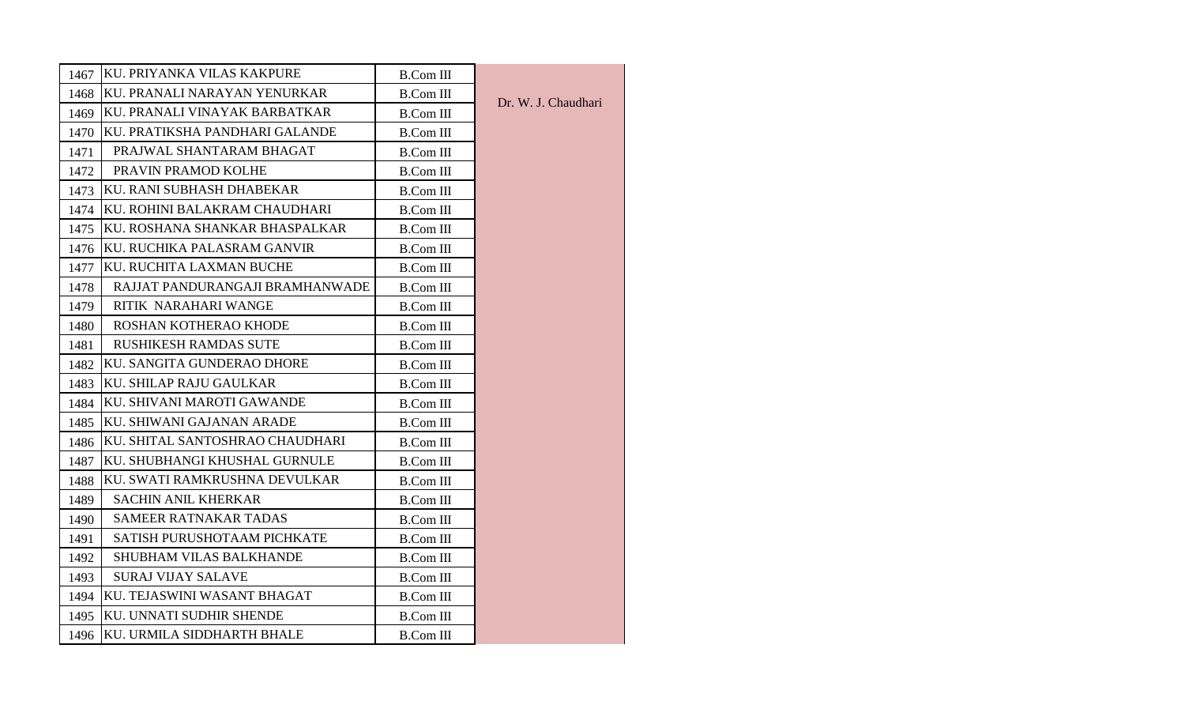| 1467 | KU. PRIYANKA VILAS KAKPURE | B.Com III | Dr. W. J. Chaudhari |
|---|---|---|---|
| 1468 | KU. PRANALI NARAYAN YENURKAR | B.Com III | |
| 1469 | KU. PRANALI VINAYAK BARBATKAR | B.Com III | |
| 1470 | KU. PRATIKSHA PANDHARI GALANDE | B.Com III | |
| 1471 | PRAJWAL SHANTARAM BHAGAT | B.Com III | |
| 1472 | PRAVIN PRAMOD KOLHE | B.Com III | |
| 1473 | KU. RANI SUBHASH DHABEKAR | B.Com III | |
| 1474 | KU. ROHINI BALAKRAM CHAUDHARI | B.Com III | |
| 1475 | KU. ROSHANA SHANKAR BHASPALKAR | B.Com III | |
| 1476 | KU. RUCHIKA PALASRAM GANVIR | B.Com III | |
| 1477 | KU. RUCHITA LAXMAN BUCHE | B.Com III | |
| 1478 | RAJJAT PANDURANGAJI BRAMHANWADE | B.Com III | |
| 1479 | RITIK NARAHARI WANGE | B.Com III | |
| 1480 | ROSHAN KOTHERAO KHODE | B.Com III | |
| 1481 | RUSHIKESH RAMDAS SUTE | B.Com III | |
| 1482 | KU. SANGITA GUNDERAO DHORE | B.Com III | |
| 1483 | KU. SHILAP RAJU GAULKAR | B.Com III | |
| 1484 | KU. SHIVANI MAROTI GAWANDE | B.Com III | |
| 1485 | KU. SHIWANI GAJANAN ARADE | B.Com III | |
| 1486 | KU. SHITAL SANTOSHRAO CHAUDHARI | B.Com III | |
| 1487 | KU. SHUBHANGI KHUSHAL GURNULE | B.Com III | |
| 1488 | KU. SWATI RAMKRUSHNA DEVULKAR | B.Com III | |
| 1489 | SACHIN ANIL KHERKAR | B.Com III | |
| 1490 | SAMEER RATNAKAR TADAS | B.Com III | |
| 1491 | SATISH PURUSHOTAAM PICHKATE | B.Com III | |
| 1492 | SHUBHAM VILAS BALKHANDE | B.Com III | |
| 1493 | SURAJ VIJAY SALAVE | B.Com III | |
| 1494 | KU. TEJASWINI WASANT BHAGAT | B.Com III | |
| 1495 | KU. UNNATI SUDHIR SHENDE | B.Com III | |
| 1496 | KU. URMILA SIDDHARTH BHALE | B.Com III | |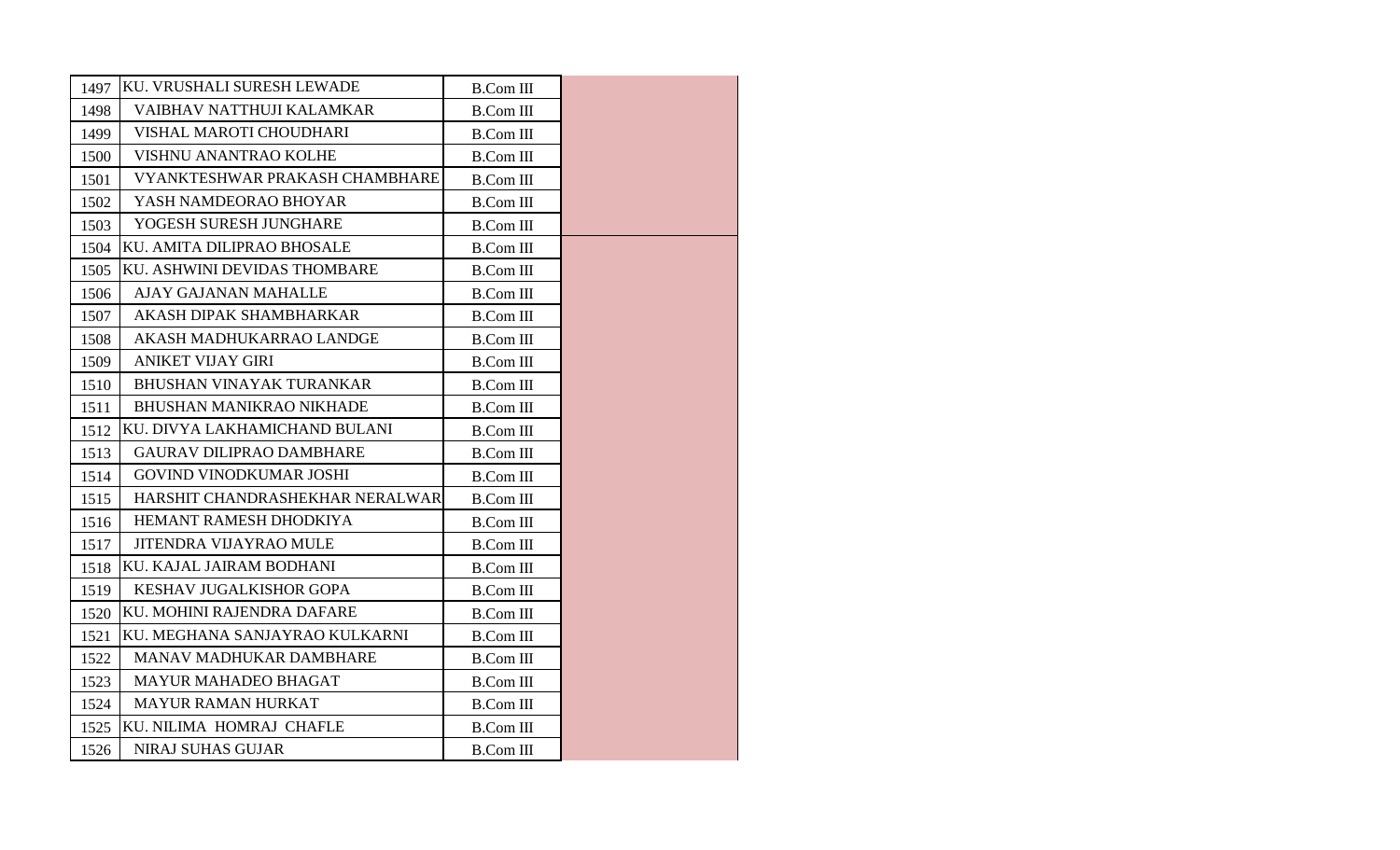| | | | |
|---|---|---|---|
| 1497 | KU. VRUSHALI SURESH LEWADE | B.Com III | |
| 1498 | VAIBHAV NATTHUJI KALAMKAR | B.Com III | |
| 1499 | VISHAL MAROTI CHOUDHARI | B.Com III | |
| 1500 | VISHNU ANANTRAO KOLHE | B.Com III | |
| 1501 | VYANKTESHWAR PRAKASH CHAMBHARE | B.Com III | |
| 1502 | YASH NAMDEORAO BHOYAR | B.Com III | |
| 1503 | YOGESH SURESH JUNGHARE | B.Com III | |
| 1504 | KU. AMITA DILIPRAO BHOSALE | B.Com III | |
| 1505 | KU. ASHWINI DEVIDAS THOMBARE | B.Com III | |
| 1506 | AJAY GAJANAN MAHALLE | B.Com III | |
| 1507 | AKASH DIPAK SHAMBHARKAR | B.Com III | |
| 1508 | AKASH MADHUKARRAO LANDGE | B.Com III | |
| 1509 | ANIKET VIJAY GIRI | B.Com III | |
| 1510 | BHUSHAN VINAYAK TURANKAR | B.Com III | |
| 1511 | BHUSHAN MANIKRAO NIKHADE | B.Com III | |
| 1512 | KU. DIVYA LAKHAMICHAND BULANI | B.Com III | |
| 1513 | GAURAV DILIPRAO DAMBHARE | B.Com III | |
| 1514 | GOVIND VINODKUMAR JOSHI | B.Com III | |
| 1515 | HARSHIT CHANDRASHEKHAR NERALWAR | B.Com III | |
| 1516 | HEMANT RAMESH DHODKIYA | B.Com III | |
| 1517 | JITENDRA VIJAYRAO MULE | B.Com III | |
| 1518 | KU. KAJAL JAIRAM BODHANI | B.Com III | |
| 1519 | KESHAV JUGALKISHOR GOPA | B.Com III | |
| 1520 | KU. MOHINI RAJENDRA DAFARE | B.Com III | |
| 1521 | KU. MEGHANA SANJAYRAO KULKARNI | B.Com III | |
| 1522 | MANAV MADHUKAR DAMBHARE | B.Com III | |
| 1523 | MAYUR MAHADEO BHAGAT | B.Com III | |
| 1524 | MAYUR RAMAN HURKAT | B.Com III | |
| 1525 | KU. NILIMA HOMRAJ CHAFLE | B.Com III | |
| 1526 | NIRAJ SUHAS GUJAR | B.Com III | |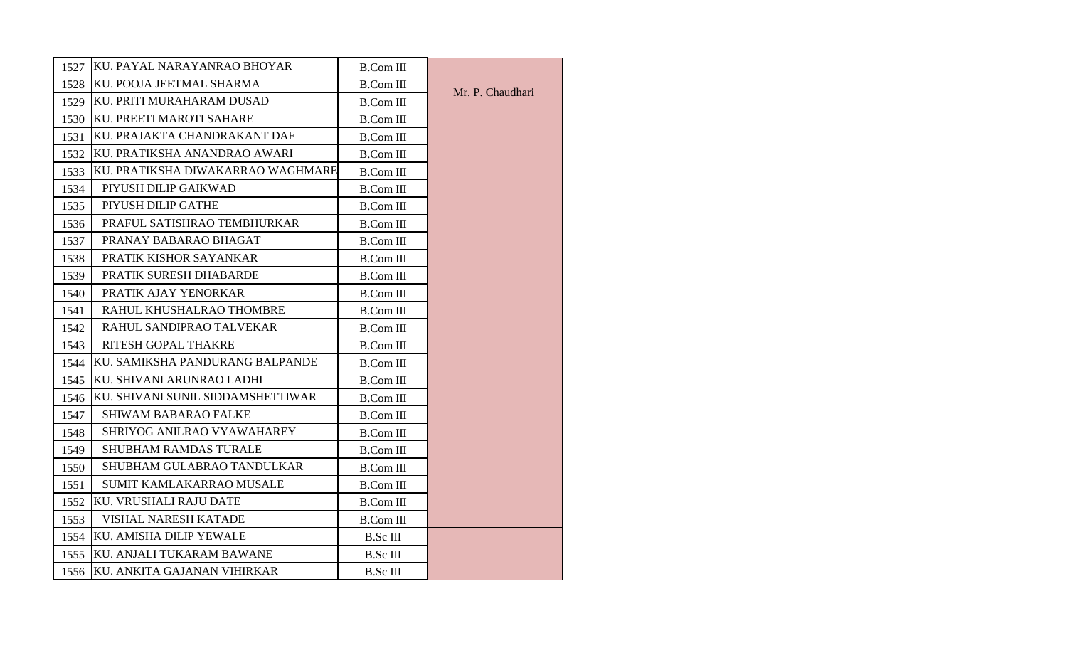| | | | |
|---|---|---|---|
| 1527 | KU. PAYAL NARAYANRAO BHOYAR | B.Com III | Mr. P. Chaudhari |
| 1528 | KU. POOJA JEETMAL SHARMA | B.Com III | |
| 1529 | KU. PRITI MURAHARAM DUSAD | B.Com III | |
| 1530 | KU. PREETI MAROTI SAHARE | B.Com III | |
| 1531 | KU. PRAJAKTA CHANDRAKANT DAF | B.Com III | |
| 1532 | KU. PRATIKSHA ANANDRAO AWARI | B.Com III | |
| 1533 | KU. PRATIKSHA DIWAKARRAO WAGHMARE | B.Com III | |
| 1534 | PIYUSH DILIP GAIKWAD | B.Com III | |
| 1535 | PIYUSH DILIP GATHE | B.Com III | |
| 1536 | PRAFUL SATISHRAO TEMBHURKAR | B.Com III | |
| 1537 | PRANAY BABARAO BHAGAT | B.Com III | |
| 1538 | PRATIK KISHOR SAYANKAR | B.Com III | |
| 1539 | PRATIK SURESH DHABARDE | B.Com III | |
| 1540 | PRATIK AJAY YENORKAR | B.Com III | |
| 1541 | RAHUL KHUSHALRAO THOMBRE | B.Com III | |
| 1542 | RAHUL SANDIPRAO TALVEKAR | B.Com III | |
| 1543 | RITESH GOPAL THAKRE | B.Com III | |
| 1544 | KU. SAMIKSHA PANDURANG BALPANDE | B.Com III | |
| 1545 | KU. SHIVANI ARUNRAO LADHI | B.Com III | |
| 1546 | KU. SHIVANI SUNIL SIDDAMSHETTIWAR | B.Com III | |
| 1547 | SHIWAM BABARAO FALKE | B.Com III | |
| 1548 | SHRIYOG ANILRAO VYAWAHAREY | B.Com III | |
| 1549 | SHUBHAM RAMDAS TURALE | B.Com III | |
| 1550 | SHUBHAM GULABRAO TANDULKAR | B.Com III | |
| 1551 | SUMIT KAMLAKARRAO MUSALE | B.Com III | |
| 1552 | KU. VRUSHALI RAJU DATE | B.Com III | |
| 1553 | VISHAL NARESH KATADE | B.Com III | |
| 1554 | KU. AMISHA DILIP YEWALE | B.Sc III | |
| 1555 | KU. ANJALI TUKARAM BAWANE | B.Sc III | |
| 1556 | KU. ANKITA GAJANAN VIHIRKAR | B.Sc III | |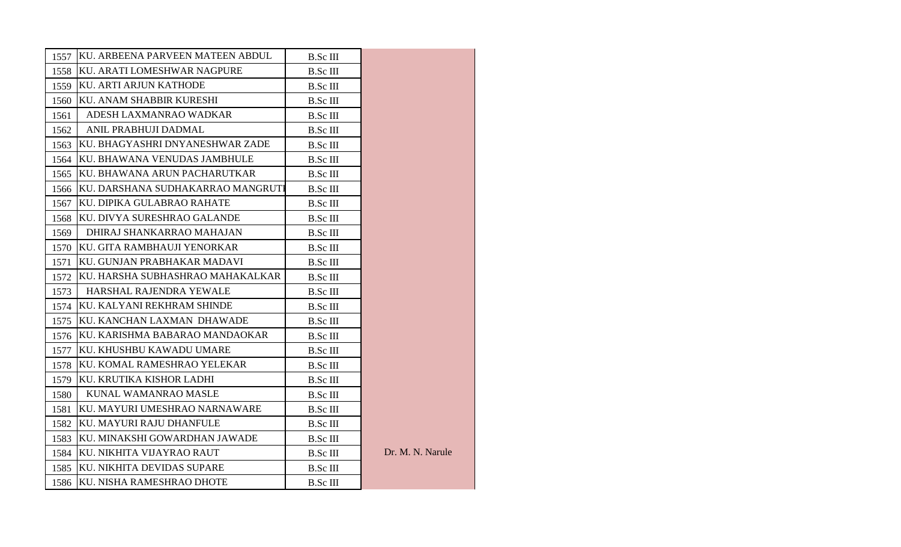| | | | |
|---|---|---|---|
| 1557 | KU. ARBEENA PARVEEN MATEEN ABDUL | B.Sc III | |
| 1558 | KU. ARATI LOMESHWAR NAGPURE | B.Sc III | |
| 1559 | KU. ARTI ARJUN KATHODE | B.Sc III | |
| 1560 | KU. ANAM SHABBIR KURESHI | B.Sc III | |
| 1561 | ADESH LAXMANRAO WADKAR | B.Sc III | |
| 1562 | ANIL PRABHUJI DADMAL | B.Sc III | |
| 1563 | KU. BHAGYASHRI DNYANESHWAR ZADE | B.Sc III | |
| 1564 | KU. BHAWANA VENUDAS JAMBHULE | B.Sc III | |
| 1565 | KU. BHAWANA ARUN PACHARUTKAR | B.Sc III | |
| 1566 | KU. DARSHANA SUDHAKARRAO MANGRUTI | B.Sc III | |
| 1567 | KU. DIPIKA GULABRAO RAHATE | B.Sc III | |
| 1568 | KU. DIVYA SURESHRAO GALANDE | B.Sc III | |
| 1569 | DHIRAJ SHANKARRAO MAHAJAN | B.Sc III | |
| 1570 | KU. GITA RAMBHAUJI YENORKAR | B.Sc III | |
| 1571 | KU. GUNJAN PRABHAKAR MADAVI | B.Sc III | |
| 1572 | KU. HARSHA SUBHASHRAO MAHAKALKAR | B.Sc III | |
| 1573 | HARSHAL RAJENDRA YEWALE | B.Sc III | |
| 1574 | KU. KALYANI REKHRAM SHINDE | B.Sc III | |
| 1575 | KU. KANCHAN LAXMAN DHAWADE | B.Sc III | |
| 1576 | KU. KARISHMA BABARAO MANDAOKAR | B.Sc III | |
| 1577 | KU. KHUSHBU KAWADU UMARE | B.Sc III | |
| 1578 | KU. KOMAL RAMESHRAO YELEKAR | B.Sc III | |
| 1579 | KU. KRUTIKA KISHOR LADHI | B.Sc III | |
| 1580 | KUNAL WAMANRAO MASLE | B.Sc III | |
| 1581 | KU. MAYURI UMESHRAO NARNAWARE | B.Sc III | |
| 1582 | KU. MAYURI RAJU DHANFULE | B.Sc III | |
| 1583 | KU. MINAKSHI GOWARDHAN JAWADE | B.Sc III | |
| 1584 | KU. NIKHITA VIJAYRAO RAUT | B.Sc III | Dr. M. N. Narule |
| 1585 | KU. NIKHITA DEVIDAS SUPARE | B.Sc III | |
| 1586 | KU. NISHA RAMESHRAO DHOTE | B.Sc III | |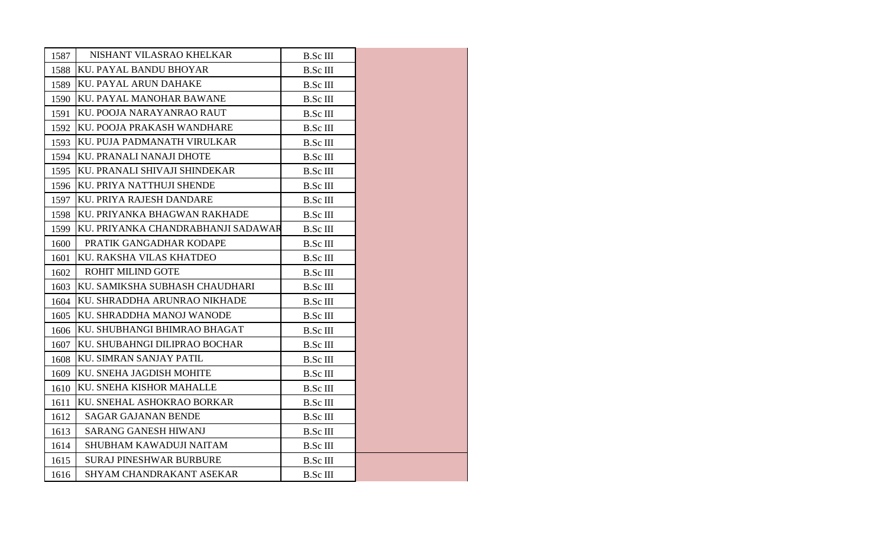| | | | |
|---|---|---|---|
| 1587 | NISHANT VILASRAO KHELKAR | B.Sc III | |
| 1588 | KU. PAYAL BANDU BHOYAR | B.Sc III | |
| 1589 | KU. PAYAL ARUN DAHAKE | B.Sc III | |
| 1590 | KU. PAYAL MANOHAR BAWANE | B.Sc III | |
| 1591 | KU. POOJA NARAYANRAO RAUT | B.Sc III | |
| 1592 | KU. POOJA PRAKASH WANDHARE | B.Sc III | |
| 1593 | KU. PUJA PADMANATH VIRULKAR | B.Sc III | |
| 1594 | KU. PRANALI NANAJI DHOTE | B.Sc III | |
| 1595 | KU. PRANALI SHIVAJI SHINDEKAR | B.Sc III | |
| 1596 | KU. PRIYA NATTHUJI SHENDE | B.Sc III | |
| 1597 | KU. PRIYA RAJESH DANDARE | B.Sc III | |
| 1598 | KU. PRIYANKA BHAGWAN RAKHADE | B.Sc III | |
| 1599 | KU. PRIYANKA CHANDRABHANJI SADAWAR | B.Sc III | |
| 1600 | PRATIK GANGADHAR KODAPE | B.Sc III | |
| 1601 | KU. RAKSHA VILAS KHATDEO | B.Sc III | |
| 1602 | ROHIT MILIND GOTE | B.Sc III | |
| 1603 | KU. SAMIKSHA SUBHASH CHAUDHARI | B.Sc III | |
| 1604 | KU. SHRADDHA ARUNRAO NIKHADE | B.Sc III | |
| 1605 | KU. SHRADDHA MANOJ WANODE | B.Sc III | |
| 1606 | KU. SHUBHANGI BHIMRAO BHAGAT | B.Sc III | |
| 1607 | KU. SHUBAHNGI DILIPRAO BOCHAR | B.Sc III | |
| 1608 | KU. SIMRAN SANJAY PATIL | B.Sc III | |
| 1609 | KU. SNEHA JAGDISH MOHITE | B.Sc III | |
| 1610 | KU. SNEHA KISHOR MAHALLE | B.Sc III | |
| 1611 | KU. SNEHAL ASHOKRAO BORKAR | B.Sc III | |
| 1612 | SAGAR GAJANAN BENDE | B.Sc III | |
| 1613 | SARANG GANESH HIWANJ | B.Sc III | |
| 1614 | SHUBHAM KAWADUJI NAITAM | B.Sc III | |
| 1615 | SURAJ PINESHWAR BURBURE | B.Sc III | |
| 1616 | SHYAM CHANDRAKANT ASEKAR | B.Sc III | |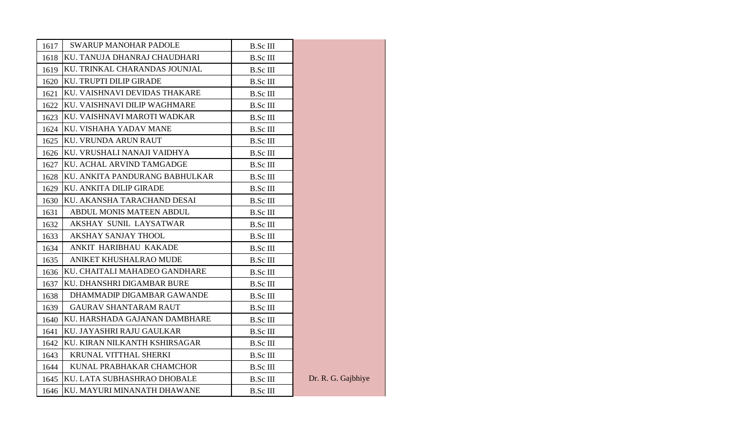| | | | |
|---|---|---|---|
| 1617 | SWARUP MANOHAR PADOLE | B.Sc III | |
| 1618 | KU. TANUJA DHANRAJ CHAUDHARI | B.Sc III | |
| 1619 | KU. TRINKAL CHARANDAS JOUNJAL | B.Sc III | |
| 1620 | KU. TRUPTI DILIP GIRADE | B.Sc III | |
| 1621 | KU. VAISHNAVI DEVIDAS THAKARE | B.Sc III | |
| 1622 | KU. VAISHNAVI DILIP WAGHMARE | B.Sc III | |
| 1623 | KU. VAISHNAVI MAROTI WADKAR | B.Sc III | |
| 1624 | KU. VISHAHA YADAV MANE | B.Sc III | |
| 1625 | KU. VRUNDA ARUN RAUT | B.Sc III | |
| 1626 | KU. VRUSHALI NANAJI VAIDHYA | B.Sc III | |
| 1627 | KU. ACHAL ARVIND TAMGADGE | B.Sc III | |
| 1628 | KU. ANKITA PANDURANG BABHULKAR | B.Sc III | |
| 1629 | KU. ANKITA DILIP GIRADE | B.Sc III | |
| 1630 | KU. AKANSHA TARACHAND DESAI | B.Sc III | |
| 1631 | ABDUL MONIS MATEEN ABDUL | B.Sc III | |
| 1632 | AKSHAY SUNIL LAYSATWAR | B.Sc III | |
| 1633 | AKSHAY SANJAY THOOL | B.Sc III | |
| 1634 | ANKIT HARIBHAU KAKADE | B.Sc III | |
| 1635 | ANIKET KHUSHALRAO MUDE | B.Sc III | |
| 1636 | KU. CHAITALI MAHADEO GANDHARE | B.Sc III | |
| 1637 | KU. DHANSHRI DIGAMBAR BURE | B.Sc III | |
| 1638 | DHAMMADIP DIGAMBAR GAWANDE | B.Sc III | |
| 1639 | GAURAV SHANTARAM RAUT | B.Sc III | |
| 1640 | KU. HARSHADA GAJANAN DAMBHARE | B.Sc III | |
| 1641 | KU. JAYASHRI RAJU GAULKAR | B.Sc III | |
| 1642 | KU. KIRAN NILKANTH KSHIRSAGAR | B.Sc III | |
| 1643 | KRUNAL VITTHAL SHERKI | B.Sc III | |
| 1644 | KUNAL PRABHAKAR CHAMCHOR | B.Sc III | |
| 1645 | KU. LATA SUBHASHRAO DHOBALE | B.Sc III | Dr. R. G. Gajbhiye |
| 1646 | KU. MAYURI MINANATH DHAWANE | B.Sc III | |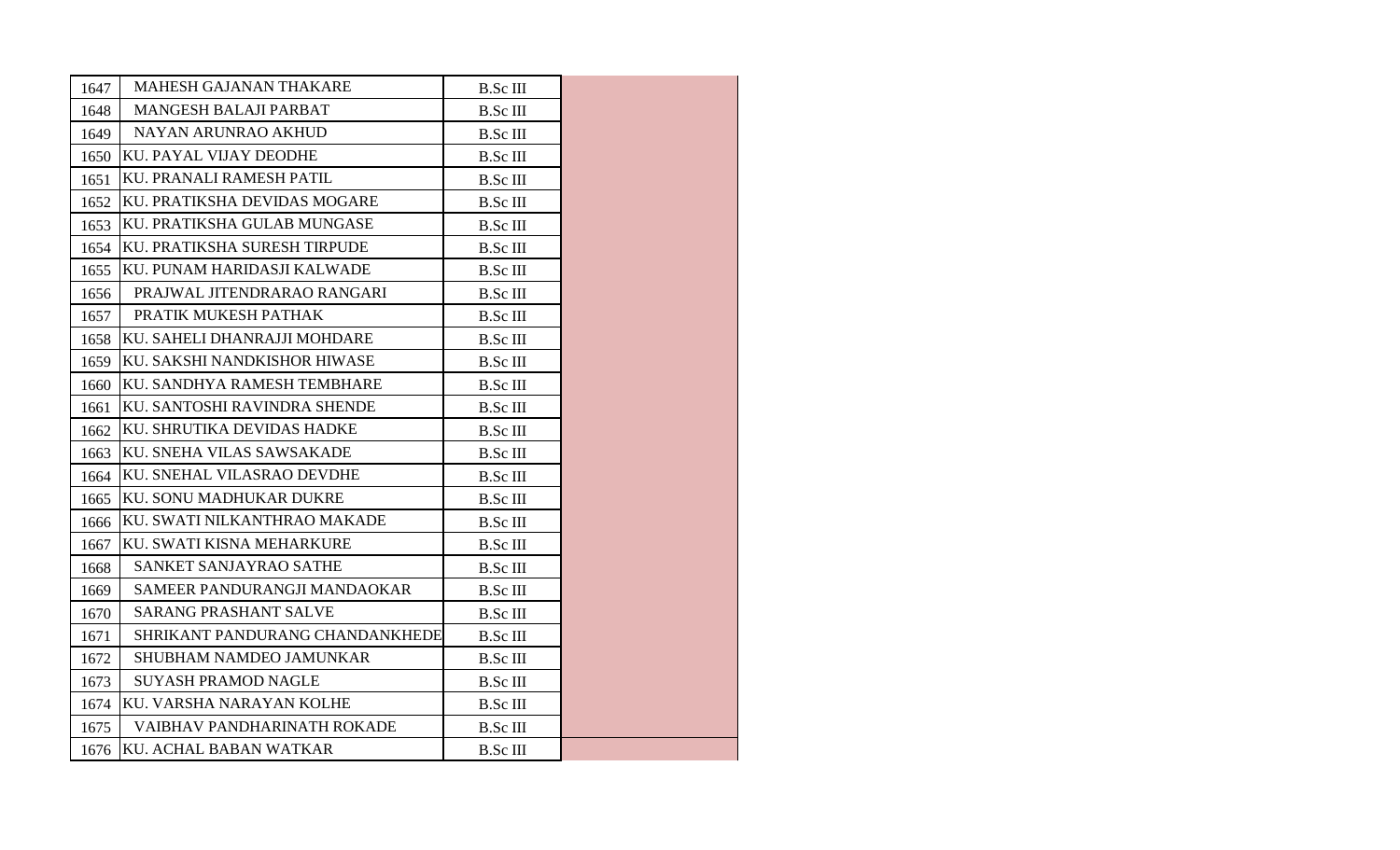| | | | |
|---|---|---|---|
| 1647 | MAHESH GAJANAN THAKARE | B.Sc III | |
| 1648 | MANGESH BALAJI PARBAT | B.Sc III | |
| 1649 | NAYAN ARUNRAO AKHUD | B.Sc III | |
| 1650 | KU. PAYAL VIJAY DEODHE | B.Sc III | |
| 1651 | KU. PRANALI RAMESH PATIL | B.Sc III | |
| 1652 | KU. PRATIKSHA DEVIDAS MOGARE | B.Sc III | |
| 1653 | KU. PRATIKSHA GULAB MUNGASE | B.Sc III | |
| 1654 | KU. PRATIKSHA SURESH TIRPUDE | B.Sc III | |
| 1655 | KU. PUNAM HARIDASJI KALWADE | B.Sc III | |
| 1656 | PRAJWAL JITENDRARAO RANGARI | B.Sc III | |
| 1657 | PRATIK MUKESH PATHAK | B.Sc III | |
| 1658 | KU. SAHELI DHANRAJJI MOHDARE | B.Sc III | |
| 1659 | KU. SAKSHI NANDKISHOR HIWASE | B.Sc III | |
| 1660 | KU. SANDHYA RAMESH TEMBHARE | B.Sc III | |
| 1661 | KU. SANTOSHI RAVINDRA SHENDE | B.Sc III | |
| 1662 | KU. SHRUTIKA DEVIDAS HADKE | B.Sc III | |
| 1663 | KU. SNEHA VILAS SAWSAKADE | B.Sc III | |
| 1664 | KU. SNEHAL VILASRAO DEVDHE | B.Sc III | |
| 1665 | KU. SONU MADHUKAR DUKRE | B.Sc III | |
| 1666 | KU. SWATI NILKANTHRAO MAKADE | B.Sc III | |
| 1667 | KU. SWATI KISNA MEHARKURE | B.Sc III | |
| 1668 | SANKET SANJAYRAO SATHE | B.Sc III | |
| 1669 | SAMEER PANDURANGJI MANDAOKAR | B.Sc III | |
| 1670 | SARANG PRASHANT SALVE | B.Sc III | |
| 1671 | SHRIKANT PANDURANG CHANDANKHEDE | B.Sc III | |
| 1672 | SHUBHAM NAMDEO JAMUNKAR | B.Sc III | |
| 1673 | SUYASH PRAMOD NAGLE | B.Sc III | |
| 1674 | KU. VARSHA NARAYAN KOLHE | B.Sc III | |
| 1675 | VAIBHAV PANDHARINATH ROKADE | B.Sc III | |
| 1676 | KU. ACHAL BABAN WATKAR | B.Sc III | |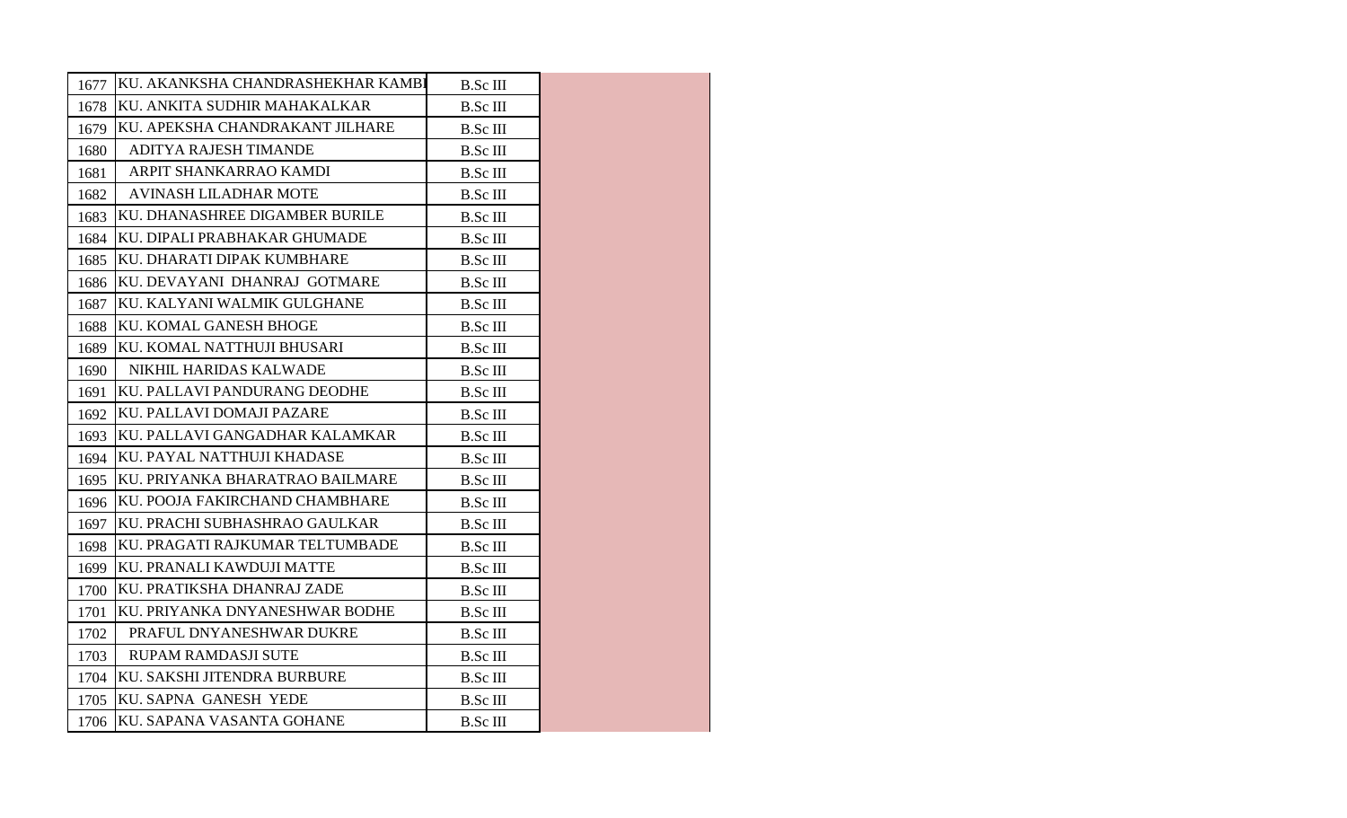| | | | |
|---|---|---|---|
| 1677 | KU. AKANKSHA CHANDRASHEKHAR KAMBI | B.Sc III | |
| 1678 | KU. ANKITA SUDHIR MAHAKALKAR | B.Sc III | |
| 1679 | KU. APEKSHA CHANDRAKANT JILHARE | B.Sc III | |
| 1680 | ADITYA RAJESH TIMANDE | B.Sc III | |
| 1681 | ARPIT SHANKARRAO KAMDI | B.Sc III | |
| 1682 | AVINASH LILADHAR MOTE | B.Sc III | |
| 1683 | KU. DHANASHREE DIGAMBER BURILE | B.Sc III | |
| 1684 | KU. DIPALI PRABHAKAR GHUMADE | B.Sc III | |
| 1685 | KU. DHARATI DIPAK KUMBHARE | B.Sc III | |
| 1686 | KU. DEVAYANI DHANRAJ GOTMARE | B.Sc III | |
| 1687 | KU. KALYANI WALMIK GULGHANE | B.Sc III | |
| 1688 | KU. KOMAL GANESH BHOGE | B.Sc III | |
| 1689 | KU. KOMAL NATTHUJI BHUSARI | B.Sc III | |
| 1690 | NIKHIL HARIDAS KALWADE | B.Sc III | |
| 1691 | KU. PALLAVI PANDURANG DEODHE | B.Sc III | |
| 1692 | KU. PALLAVI DOMAJI PAZARE | B.Sc III | |
| 1693 | KU. PALLAVI GANGADHAR KALAMKAR | B.Sc III | |
| 1694 | KU. PAYAL NATTHUJI KHADASE | B.Sc III | |
| 1695 | KU. PRIYANKA BHARATRAO BAILMARE | B.Sc III | |
| 1696 | KU. POOJA FAKIRCHAND CHAMBHARE | B.Sc III | |
| 1697 | KU. PRACHI SUBHASHRAO GAULKAR | B.Sc III | |
| 1698 | KU. PRAGATI RAJKUMAR TELTUMBADE | B.Sc III | |
| 1699 | KU. PRANALI KAWDUJI MATTE | B.Sc III | |
| 1700 | KU. PRATIKSHA DHANRAJ ZADE | B.Sc III | |
| 1701 | KU. PRIYANKA DNYANESHWAR BODHE | B.Sc III | |
| 1702 | PRAFUL DNYANESHWAR DUKRE | B.Sc III | |
| 1703 | RUPAM RAMDASJI SUTE | B.Sc III | |
| 1704 | KU. SAKSHI JITENDRA BURBURE | B.Sc III | |
| 1705 | KU. SAPNA GANESH YEDE | B.Sc III | |
| 1706 | KU. SAPANA VASANTA GOHANE | B.Sc III | |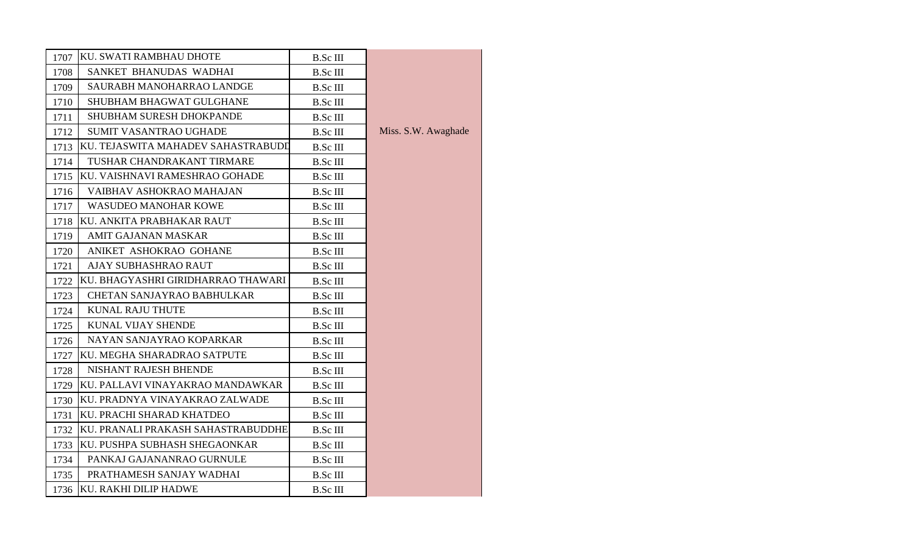| | | | |
|---|---|---|---|
| 1707 | KU. SWATI RAMBHAU DHOTE | B.Sc III | Miss. S.W. Awaghade |
| 1708 | SANKET BHANUDAS WADHAI | B.Sc III | |
| 1709 | SAURABH MANOHARRAO LANDGE | B.Sc III | |
| 1710 | SHUBHAM BHAGWAT GULGHANE | B.Sc III | |
| 1711 | SHUBHAM SURESH DHOKPANDE | B.Sc III | |
| 1712 | SUMIT VASANTRAO UGHADE | B.Sc III | |
| 1713 | KU. TEJASWITA MAHADEV SAHASTRABUDD | B.Sc III | |
| 1714 | TUSHAR CHANDRAKANT TIRMARE | B.Sc III | |
| 1715 | KU. VAISHNAVI RAMESHRAO GOHADE | B.Sc III | |
| 1716 | VAIBHAV ASHOKRAO MAHAJAN | B.Sc III | |
| 1717 | WASUDEO MANOHAR KOWE | B.Sc III | |
| 1718 | KU. ANKITA PRABHAKAR RAUT | B.Sc III | |
| 1719 | AMIT GAJANAN MASKAR | B.Sc III | |
| 1720 | ANIKET ASHOKRAO GOHANE | B.Sc III | |
| 1721 | AJAY SUBHASHRAO RAUT | B.Sc III | |
| 1722 | KU. BHAGYASHRI GIRIDHARRAO THAWARI | B.Sc III | |
| 1723 | CHETAN SANJAYRAO BABHULKAR | B.Sc III | |
| 1724 | KUNAL RAJU THUTE | B.Sc III | |
| 1725 | KUNAL VIJAY SHENDE | B.Sc III | |
| 1726 | NAYAN SANJAYRAO KOPARKAR | B.Sc III | |
| 1727 | KU. MEGHA SHARADRAO SATPUTE | B.Sc III | |
| 1728 | NISHANT RAJESH BHENDE | B.Sc III | |
| 1729 | KU. PALLAVI VINAYAKRAO MANDAWKAR | B.Sc III | |
| 1730 | KU. PRADNYA VINAYAKRAO ZALWADE | B.Sc III | |
| 1731 | KU. PRACHI SHARAD KHATDEO | B.Sc III | |
| 1732 | KU. PRANALI PRAKASH SAHASTRABUDDHE | B.Sc III | |
| 1733 | KU. PUSHPA SUBHASH SHEGAONKAR | B.Sc III | |
| 1734 | PANKAJ GAJANANRAO GURNULE | B.Sc III | |
| 1735 | PRATHAMESH SANJAY WADHAI | B.Sc III | |
| 1736 | KU. RAKHI DILIP HADWE | B.Sc III | |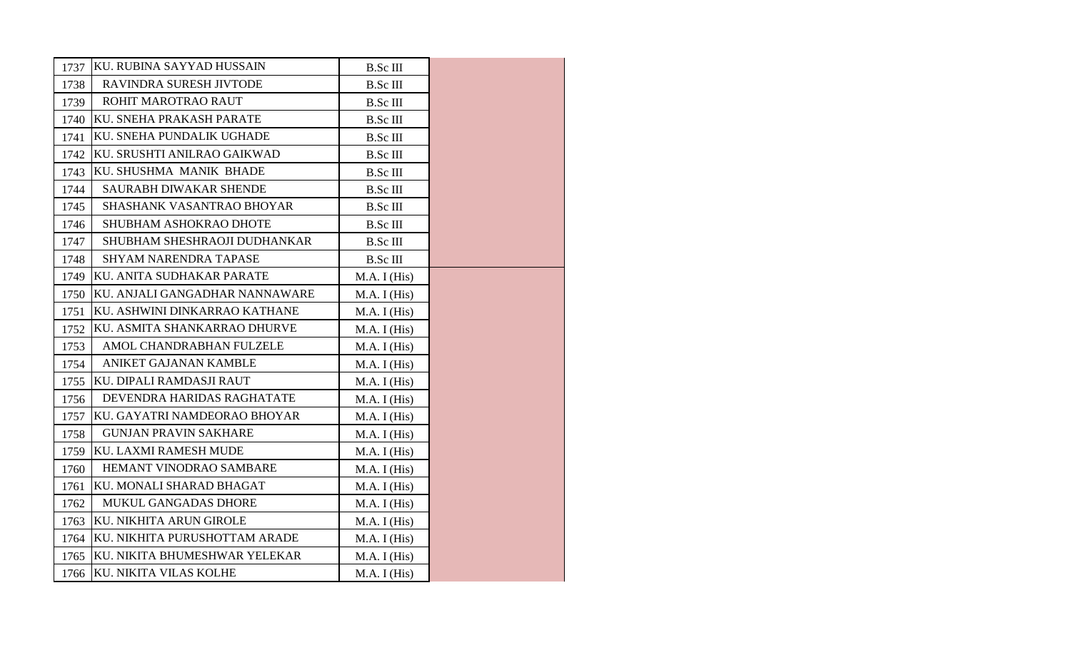| | | | |
|---|---|---|---|
| 1737 | KU. RUBINA SAYYAD HUSSAIN | B.Sc III | |
| 1738 | RAVINDRA SURESH JIVTODE | B.Sc III | |
| 1739 | ROHIT MAROTRAO RAUT | B.Sc III | |
| 1740 | KU. SNEHA PRAKASH PARATE | B.Sc III | |
| 1741 | KU. SNEHA PUNDALIK UGHADE | B.Sc III | |
| 1742 | KU. SRUSHTI ANILRAO GAIKWAD | B.Sc III | |
| 1743 | KU. SHUSHMA MANIK BHADE | B.Sc III | |
| 1744 | SAURABH DIWAKAR SHENDE | B.Sc III | |
| 1745 | SHASHANK VASANTRAO BHOYAR | B.Sc III | |
| 1746 | SHUBHAM ASHOKRAO DHOTE | B.Sc III | |
| 1747 | SHUBHAM SHESHRAOJI DUDHANKAR | B.Sc III | |
| 1748 | SHYAM NARENDRA TAPASE | B.Sc III | |
| 1749 | KU. ANITA SUDHAKAR PARATE | M.A. I (His) | |
| 1750 | KU. ANJALI GANGADHAR NANNAWARE | M.A. I (His) | |
| 1751 | KU. ASHWINI DINKARRAO KATHANE | M.A. I (His) | |
| 1752 | KU. ASMITA SHANKARRAO DHURVE | M.A. I (His) | |
| 1753 | AMOL CHANDRABHAN FULZELE | M.A. I (His) | |
| 1754 | ANIKET GAJANAN KAMBLE | M.A. I (His) | |
| 1755 | KU. DIPALI RAMDASJI RAUT | M.A. I (His) | |
| 1756 | DEVENDRA HARIDAS RAGHATATE | M.A. I (His) | |
| 1757 | KU. GAYATRI NAMDEORAO BHOYAR | M.A. I (His) | |
| 1758 | GUNJAN PRAVIN SAKHARE | M.A. I (His) | |
| 1759 | KU. LAXMI RAMESH MUDE | M.A. I (His) | |
| 1760 | HEMANT VINODRAO SAMBARE | M.A. I (His) | |
| 1761 | KU. MONALI SHARAD BHAGAT | M.A. I (His) | |
| 1762 | MUKUL GANGADAS DHORE | M.A. I (His) | |
| 1763 | KU. NIKHITA ARUN GIROLE | M.A. I (His) | |
| 1764 | KU. NIKHITA PURUSHOTTAM ARADE | M.A. I (His) | |
| 1765 | KU. NIKITA BHUMESHWAR YELEKAR | M.A. I (His) | |
| 1766 | KU. NIKITA VILAS KOLHE | M.A. I (His) | |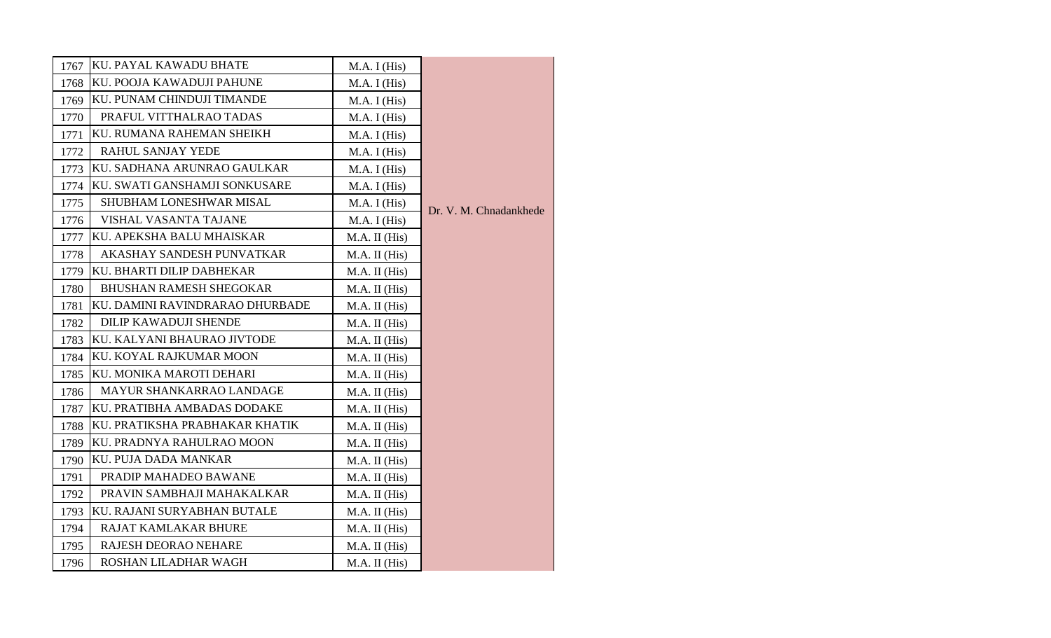| | | | |
|---|---|---|---|
| 1767 | KU. PAYAL KAWADU BHATE | M.A. I (His) | Dr. V. M. Chnadankhede |
| 1768 | KU. POOJA KAWADUJI PAHUNE | M.A. I (His) | |
| 1769 | KU. PUNAM CHINDUJI TIMANDE | M.A. I (His) | |
| 1770 | PRAFUL VITTHALRAO TADAS | M.A. I (His) | |
| 1771 | KU. RUMANA RAHEMAN SHEIKH | M.A. I (His) | |
| 1772 | RAHUL SANJAY YEDE | M.A. I (His) | |
| 1773 | KU. SADHANA ARUNRAO GAULKAR | M.A. I (His) | |
| 1774 | KU. SWATI GANSHAMJI SONKUSARE | M.A. I (His) | |
| 1775 | SHUBHAM LONESHWAR MISAL | M.A. I (His) | |
| 1776 | VISHAL VASANTA TAJANE | M.A. I (His) | |
| 1777 | KU. APEKSHA BALU MHAISKAR | M.A. II (His) | |
| 1778 | AKASHAY SANDESH PUNVATKAR | M.A. II (His) | |
| 1779 | KU. BHARTI DILIP DABHEKAR | M.A. II (His) | |
| 1780 | BHUSHAN RAMESH SHEGOKAR | M.A. II (His) | |
| 1781 | KU. DAMINI RAVINDRARAO DHURBADE | M.A. II (His) | |
| 1782 | DILIP KAWADUJI SHENDE | M.A. II (His) | |
| 1783 | KU. KALYANI BHAURAO JIVTODE | M.A. II (His) | |
| 1784 | KU. KOYAL RAJKUMAR MOON | M.A. II (His) | |
| 1785 | KU. MONIKA MAROTI DEHARI | M.A. II (His) | |
| 1786 | MAYUR SHANKARRAO LANDAGE | M.A. II (His) | |
| 1787 | KU. PRATIBHA AMBADAS DODAKE | M.A. II (His) | |
| 1788 | KU. PRATIKSHA PRABHAKAR KHATIK | M.A. II (His) | |
| 1789 | KU. PRADNYA RAHULRAO MOON | M.A. II (His) | |
| 1790 | KU. PUJA DADA MANKAR | M.A. II (His) | |
| 1791 | PRADIP MAHADEO BAWANE | M.A. II (His) | |
| 1792 | PRAVIN SAMBHAJI MAHAKALKAR | M.A. II (His) | |
| 1793 | KU. RAJANI SURYABHAN BUTALE | M.A. II (His) | |
| 1794 | RAJAT KAMLAKAR BHURE | M.A. II (His) | |
| 1795 | RAJESH DEORAO NEHARE | M.A. II (His) | |
| 1796 | ROSHAN LILADHAR WAGH | M.A. II (His) | |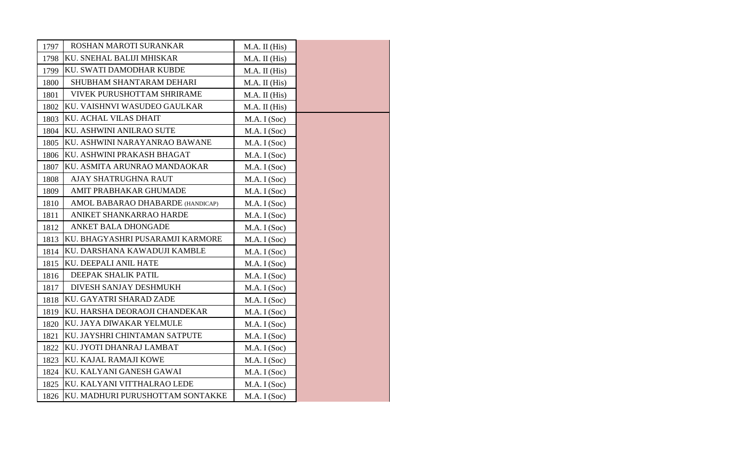| | | | |
|---|---|---|---|
| 1797 | ROSHAN MAROTI SURANKAR | M.A. II (His) | |
| 1798 | KU. SNEHAL BALIJI MHISKAR | M.A. II (His) | |
| 1799 | KU. SWATI DAMODHAR KUBDE | M.A. II (His) | |
| 1800 | SHUBHAM SHANTARAM DEHARI | M.A. II (His) | |
| 1801 | VIVEK PURUSHOTTAM SHRIRAME | M.A. II (His) | |
| 1802 | KU. VAISHNVI WASUDEO GAULKAR | M.A. II (His) | |
| 1803 | KU. ACHAL VILAS DHAIT | M.A. I (Soc) | |
| 1804 | KU. ASHWINI ANILRAO SUTE | M.A. I (Soc) | |
| 1805 | KU. ASHWINI NARAYANRAO BAWANE | M.A. I (Soc) | |
| 1806 | KU. ASHWINI PRAKASH BHAGAT | M.A. I (Soc) | |
| 1807 | KU. ASMITA ARUNRAO MANDAOKAR | M.A. I (Soc) | |
| 1808 | AJAY SHATRUGHNA RAUT | M.A. I (Soc) | |
| 1809 | AMIT PRABHAKAR GHUMADE | M.A. I (Soc) | |
| 1810 | AMOL BABARAO DHABARDE (HANDICAP) | M.A. I (Soc) | |
| 1811 | ANIKET SHANKARRAO HARDE | M.A. I (Soc) | |
| 1812 | ANKET BALA DHONGADE | M.A. I (Soc) | |
| 1813 | KU. BHAGYASHRI PUSARAMJI KARMORE | M.A. I (Soc) | |
| 1814 | KU. DARSHANA KAWADUJI KAMBLE | M.A. I (Soc) | |
| 1815 | KU. DEEPALI ANIL HATE | M.A. I (Soc) | |
| 1816 | DEEPAK SHALIK PATIL | M.A. I (Soc) | |
| 1817 | DIVESH SANJAY DESHMUKH | M.A. I (Soc) | |
| 1818 | KU. GAYATRI SHARAD ZADE | M.A. I (Soc) | |
| 1819 | KU. HARSHA DEORAOJI CHANDEKAR | M.A. I (Soc) | |
| 1820 | KU. JAYA DIWAKAR YELMULE | M.A. I (Soc) | |
| 1821 | KU. JAYSHRI CHINTAMAN SATPUTE | M.A. I (Soc) | |
| 1822 | KU. JYOTI DHANRAJ LAMBAT | M.A. I (Soc) | |
| 1823 | KU. KAJAL RAMAJI KOWE | M.A. I (Soc) | |
| 1824 | KU. KALYANI GANESH GAWAI | M.A. I (Soc) | |
| 1825 | KU. KALYANI VITTHALRAO LEDE | M.A. I (Soc) | |
| 1826 | KU. MADHURI PURUSHOTTAM SONTAKKE | M.A. I (Soc) | |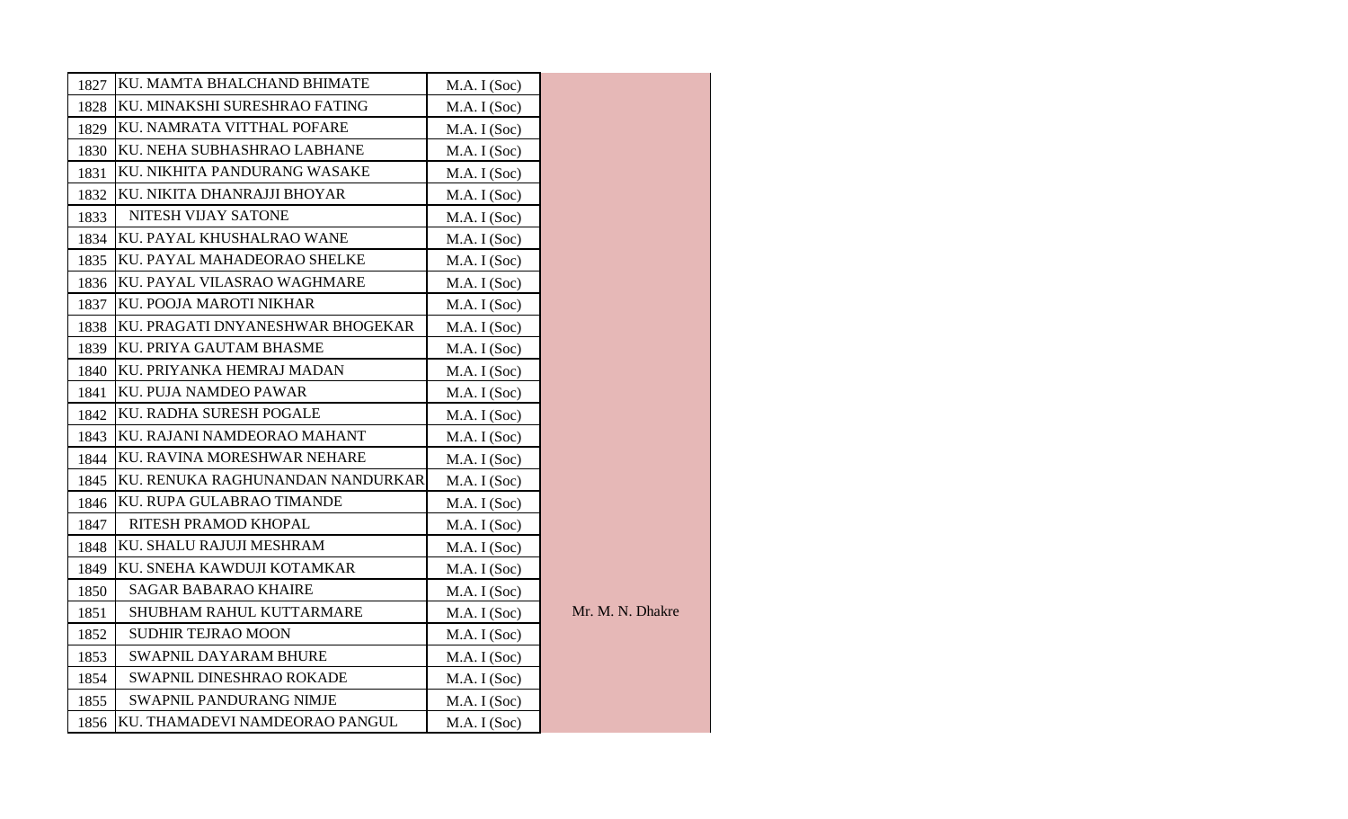| | | | |
|---|---|---|---|
| 1827 | KU. MAMTA BHALCHAND BHIMATE | M.A. I (Soc) | Mr. M. N. Dhakre |
| 1828 | KU. MINAKSHI SURESHRAO FATING | M.A. I (Soc) | |
| 1829 | KU. NAMRATA VITTHAL POFARE | M.A. I (Soc) | |
| 1830 | KU. NEHA SUBHASHRAO LABHANE | M.A. I (Soc) | |
| 1831 | KU. NIKHITA PANDURANG WASAKE | M.A. I (Soc) | |
| 1832 | KU. NIKITA DHANRAJJI BHOYAR | M.A. I (Soc) | |
| 1833 | NITESH VIJAY SATONE | M.A. I (Soc) | |
| 1834 | KU. PAYAL KHUSHALRAO WANE | M.A. I (Soc) | |
| 1835 | KU. PAYAL MAHADEORAO SHELKE | M.A. I (Soc) | |
| 1836 | KU. PAYAL VILASRAO WAGHMARE | M.A. I (Soc) | |
| 1837 | KU. POOJA MAROTI NIKHAR | M.A. I (Soc) | |
| 1838 | KU. PRAGATI DNYANESHWAR BHOGEKAR | M.A. I (Soc) | |
| 1839 | KU. PRIYA GAUTAM BHASME | M.A. I (Soc) | |
| 1840 | KU. PRIYANKA HEMRAJ MADAN | M.A. I (Soc) | |
| 1841 | KU. PUJA NAMDEO PAWAR | M.A. I (Soc) | |
| 1842 | KU. RADHA SURESH POGALE | M.A. I (Soc) | |
| 1843 | KU. RAJANI NAMDEORAO MAHANT | M.A. I (Soc) | |
| 1844 | KU. RAVINA MORESHWAR NEHARE | M.A. I (Soc) | |
| 1845 | KU. RENUKA RAGHUNANDAN NANDURKAR | M.A. I (Soc) | |
| 1846 | KU. RUPA GULABRAO TIMANDE | M.A. I (Soc) | |
| 1847 | RITESH PRAMOD KHOPAL | M.A. I (Soc) | |
| 1848 | KU. SHALU RAJUJI MESHRAM | M.A. I (Soc) | |
| 1849 | KU. SNEHA KAWDUJI KOTAMKAR | M.A. I (Soc) | |
| 1850 | SAGAR BABARAO KHAIRE | M.A. I (Soc) | |
| 1851 | SHUBHAM RAHUL KUTTARMARE | M.A. I (Soc) | |
| 1852 | SUDHIR TEJRAO MOON | M.A. I (Soc) | |
| 1853 | SWAPNIL DAYARAM BHURE | M.A. I (Soc) | |
| 1854 | SWAPNIL DINESHRAO ROKADE | M.A. I (Soc) | |
| 1855 | SWAPNIL PANDURANG NIMJE | M.A. I (Soc) | |
| 1856 | KU. THAMADEVI NAMDEORAO PANGUL | M.A. I (Soc) | |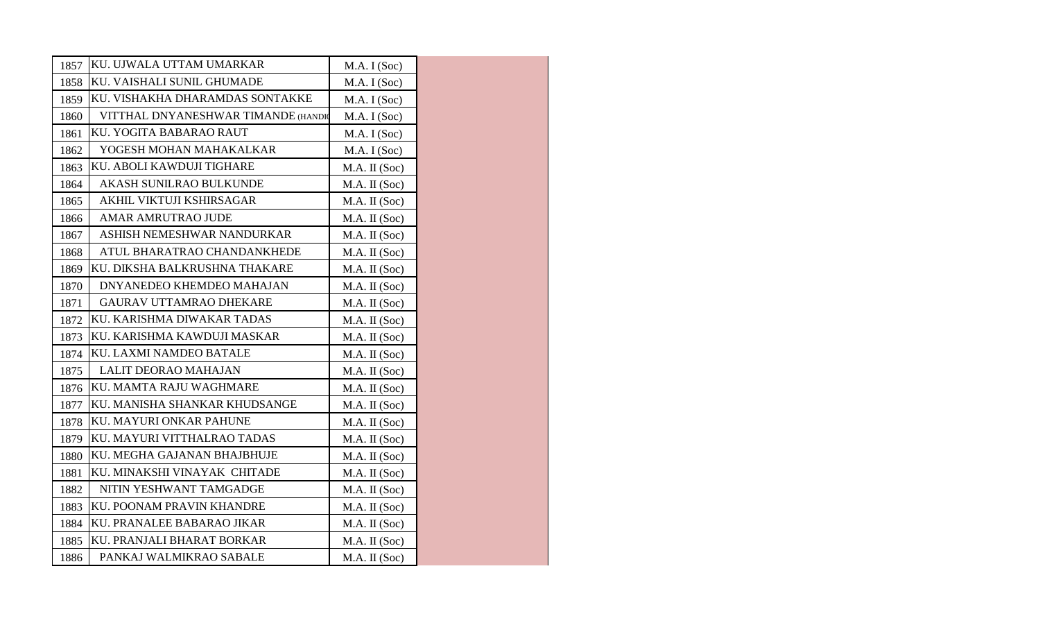| | | | |
|---|---|---|---|
| 1857 | KU. UJWALA UTTAM UMARKAR | M.A. I (Soc) | |
| 1858 | KU. VAISHALI SUNIL GHUMADE | M.A. I (Soc) | |
| 1859 | KU. VISHAKHA DHARAMDAS SONTAKKE | M.A. I (Soc) | |
| 1860 | VITTHAL DNYANESHWAR TIMANDE (HANDI | M.A. I (Soc) | |
| 1861 | KU. YOGITA BABARAO RAUT | M.A. I (Soc) | |
| 1862 | YOGESH MOHAN MAHAKALKAR | M.A. I (Soc) | |
| 1863 | KU. ABOLI KAWDUJI TIGHARE | M.A. II (Soc) | |
| 1864 | AKASH SUNILRAO BULKUNDE | M.A. II (Soc) | |
| 1865 | AKHIL VIKTUJI KSHIRSAGAR | M.A. II (Soc) | |
| 1866 | AMAR AMRUTRAO JUDE | M.A. II (Soc) | |
| 1867 | ASHISH NEMESHWAR NANDURKAR | M.A. II (Soc) | |
| 1868 | ATUL BHARATRAO CHANDANKHEDE | M.A. II (Soc) | |
| 1869 | KU. DIKSHA BALKRUSHNA THAKARE | M.A. II (Soc) | |
| 1870 | DNYANEDEO KHEMDEO MAHAJAN | M.A. II (Soc) | |
| 1871 | GAURAV UTTAMRAO DHEKARE | M.A. II (Soc) | |
| 1872 | KU. KARISHMA DIWAKAR TADAS | M.A. II (Soc) | |
| 1873 | KU. KARISHMA KAWDUJI MASKAR | M.A. II (Soc) | |
| 1874 | KU. LAXMI NAMDEO BATALE | M.A. II (Soc) | |
| 1875 | LALIT DEORAO MAHAJAN | M.A. II (Soc) | |
| 1876 | KU. MAMTA RAJU WAGHMARE | M.A. II (Soc) | |
| 1877 | KU. MANISHA SHANKAR KHUDSANGE | M.A. II (Soc) | |
| 1878 | KU. MAYURI ONKAR PAHUNE | M.A. II (Soc) | |
| 1879 | KU. MAYURI VITTHALRAO TADAS | M.A. II (Soc) | |
| 1880 | KU. MEGHA GAJANAN BHAJBHUJE | M.A. II (Soc) | |
| 1881 | KU. MINAKSHI VINAYAK CHITADE | M.A. II (Soc) | |
| 1882 | NITIN YESHWANT TAMGADGE | M.A. II (Soc) | |
| 1883 | KU. POONAM PRAVIN KHANDRE | M.A. II (Soc) | |
| 1884 | KU. PRANALEE BABARAO JIKAR | M.A. II (Soc) | |
| 1885 | KU. PRANJALI BHARAT BORKAR | M.A. II (Soc) | |
| 1886 | PANKAJ WALMIKRAO SABALE | M.A. II (Soc) | |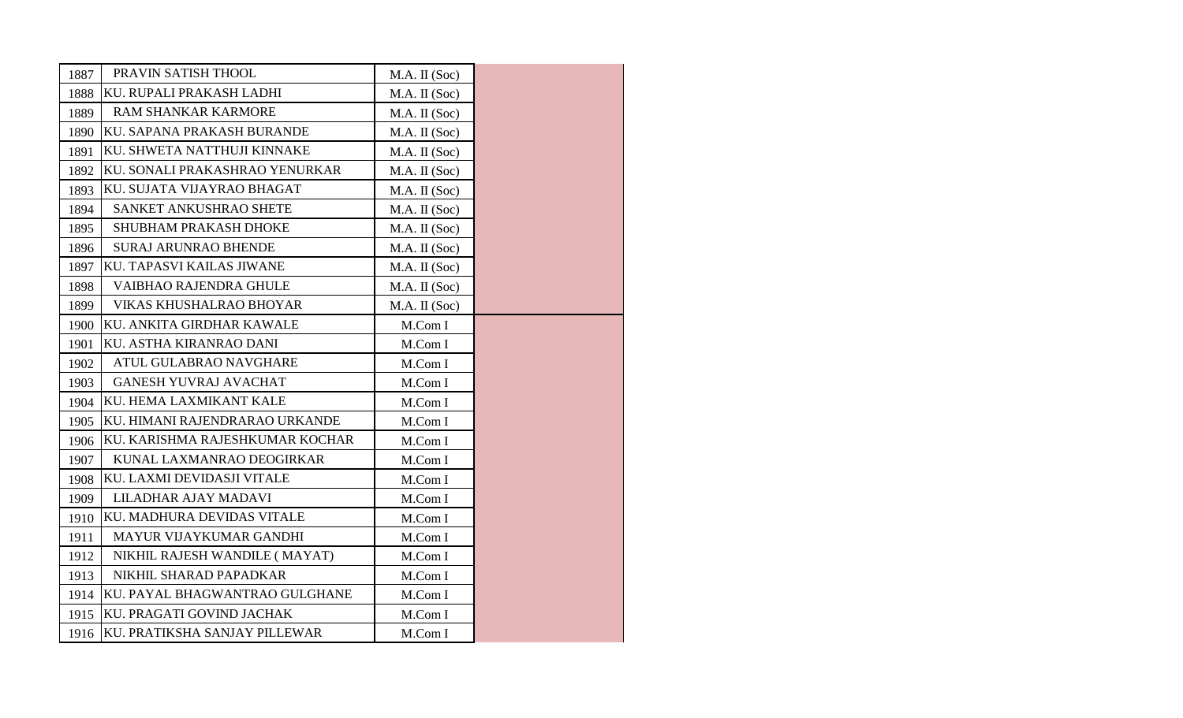| | | | |
|---|---|---|---|
| 1887 | PRAVIN SATISH THOOL | M.A. II (Soc) | |
| 1888 | KU. RUPALI PRAKASH LADHI | M.A. II (Soc) | |
| 1889 | RAM SHANKAR KARMORE | M.A. II (Soc) | |
| 1890 | KU. SAPANA PRAKASH BURANDE | M.A. II (Soc) | |
| 1891 | KU. SHWETA NATTHUJI KINNAKE | M.A. II (Soc) | |
| 1892 | KU. SONALI PRAKASHRAO YENURKAR | M.A. II (Soc) | |
| 1893 | KU. SUJATA VIJAYRAO BHAGAT | M.A. II (Soc) | |
| 1894 | SANKET ANKUSHRAO SHETE | M.A. II (Soc) | |
| 1895 | SHUBHAM PRAKASH DHOKE | M.A. II (Soc) | |
| 1896 | SURAJ ARUNRAO BHENDE | M.A. II (Soc) | |
| 1897 | KU. TAPASVI KAILAS JIWANE | M.A. II (Soc) | |
| 1898 | VAIBHAO RAJENDRA GHULE | M.A. II (Soc) | |
| 1899 | VIKAS KHUSHALRAO BHOYAR | M.A. II (Soc) | |
| 1900 | KU. ANKITA GIRDHAR KAWALE | M.Com I | |
| 1901 | KU. ASTHA KIRANRAO DANI | M.Com I | |
| 1902 | ATUL GULABRAO NAVGHARE | M.Com I | |
| 1903 | GANESH YUVRAJ AVACHAT | M.Com I | |
| 1904 | KU. HEMA LAXMIKANT KALE | M.Com I | |
| 1905 | KU. HIMANI RAJENDRARAO URKANDE | M.Com I | |
| 1906 | KU. KARISHMA RAJESHKUMAR KOCHAR | M.Com I | |
| 1907 | KUNAL LAXMANRAO DEOGIRKAR | M.Com I | |
| 1908 | KU. LAXMI DEVIDASJI VITALE | M.Com I | |
| 1909 | LILADHAR AJAY MADAVI | M.Com I | |
| 1910 | KU. MADHURA DEVIDAS VITALE | M.Com I | |
| 1911 | MAYUR VIJAYKUMAR GANDHI | M.Com I | |
| 1912 | NIKHIL RAJESH WANDILE ( MAYAT) | M.Com I | |
| 1913 | NIKHIL SHARAD PAPADKAR | M.Com I | |
| 1914 | KU. PAYAL BHAGWANTRAO GULGHANE | M.Com I | |
| 1915 | KU. PRAGATI GOVIND JACHAK | M.Com I | |
| 1916 | KU. PRATIKSHA SANJAY PILLEWAR | M.Com I | |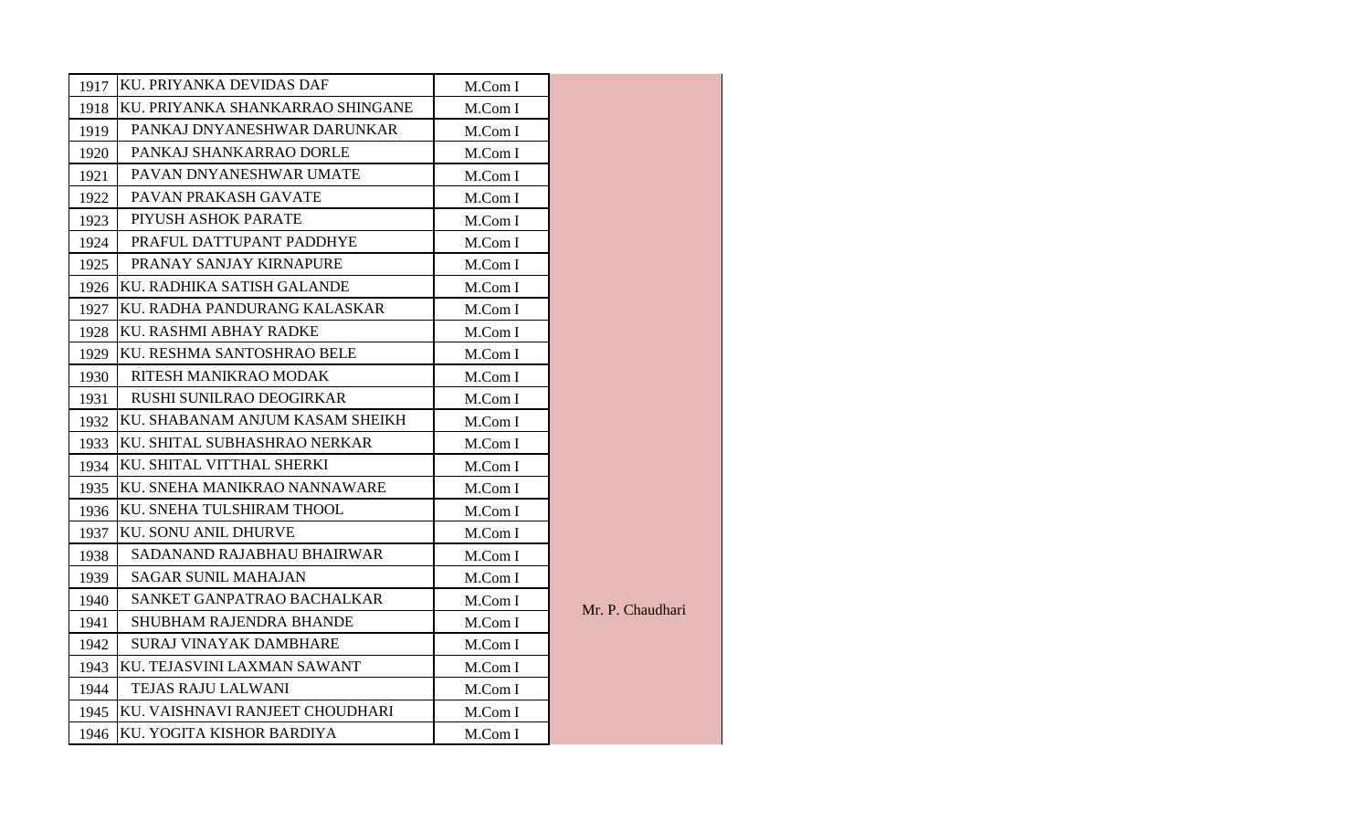| | | | |
|---|---|---|---|
| 1917 | KU. PRIYANKA DEVIDAS DAF | M.Com I | Mr. P. Chaudhari |
| 1918 | KU. PRIYANKA SHANKARRAO SHINGANE | M.Com I | |
| 1919 | PANKAJ DNYANESHWAR DARUNKAR | M.Com I | |
| 1920 | PANKAJ SHANKARRAO DORLE | M.Com I | |
| 1921 | PAVAN DNYANESHWAR UMATE | M.Com I | |
| 1922 | PAVAN PRAKASH GAVATE | M.Com I | |
| 1923 | PIYUSH ASHOK PARATE | M.Com I | |
| 1924 | PRAFUL DATTUPANT PADDHYE | M.Com I | |
| 1925 | PRANAY SANJAY KIRNAPURE | M.Com I | |
| 1926 | KU. RADHIKA SATISH GALANDE | M.Com I | |
| 1927 | KU. RADHA PANDURANG KALASKAR | M.Com I | |
| 1928 | KU. RASHMI ABHAY RADKE | M.Com I | |
| 1929 | KU. RESHMA SANTOSHRAO BELE | M.Com I | |
| 1930 | RITESH MANIKRAO MODAK | M.Com I | |
| 1931 | RUSHI SUNILRAO DEOGIRKAR | M.Com I | |
| 1932 | KU. SHABANAM ANJUM KASAM SHEIKH | M.Com I | |
| 1933 | KU. SHITAL SUBHASHRAO NERKAR | M.Com I | |
| 1934 | KU. SHITAL VITTHAL SHERKI | M.Com I | |
| 1935 | KU. SNEHA MANIKRAO NANNAWARE | M.Com I | |
| 1936 | KU. SNEHA TULSHIRAM THOOL | M.Com I | |
| 1937 | KU. SONU ANIL DHURVE | M.Com I | |
| 1938 | SADANAND RAJABHAU BHAIRWAR | M.Com I | |
| 1939 | SAGAR SUNIL MAHAJAN | M.Com I | |
| 1940 | SANKET GANPATRAO BACHALKAR | M.Com I | |
| 1941 | SHUBHAM RAJENDRA BHANDE | M.Com I | |
| 1942 | SURAJ VINAYAK DAMBHARE | M.Com I | |
| 1943 | KU. TEJASVINI LAXMAN SAWANT | M.Com I | |
| 1944 | TEJAS RAJU LALWANI | M.Com I | |
| 1945 | KU. VAISHNAVI RANJEET CHOUDHARI | M.Com I | |
| 1946 | KU. YOGITA KISHOR BARDIYA | M.Com I | |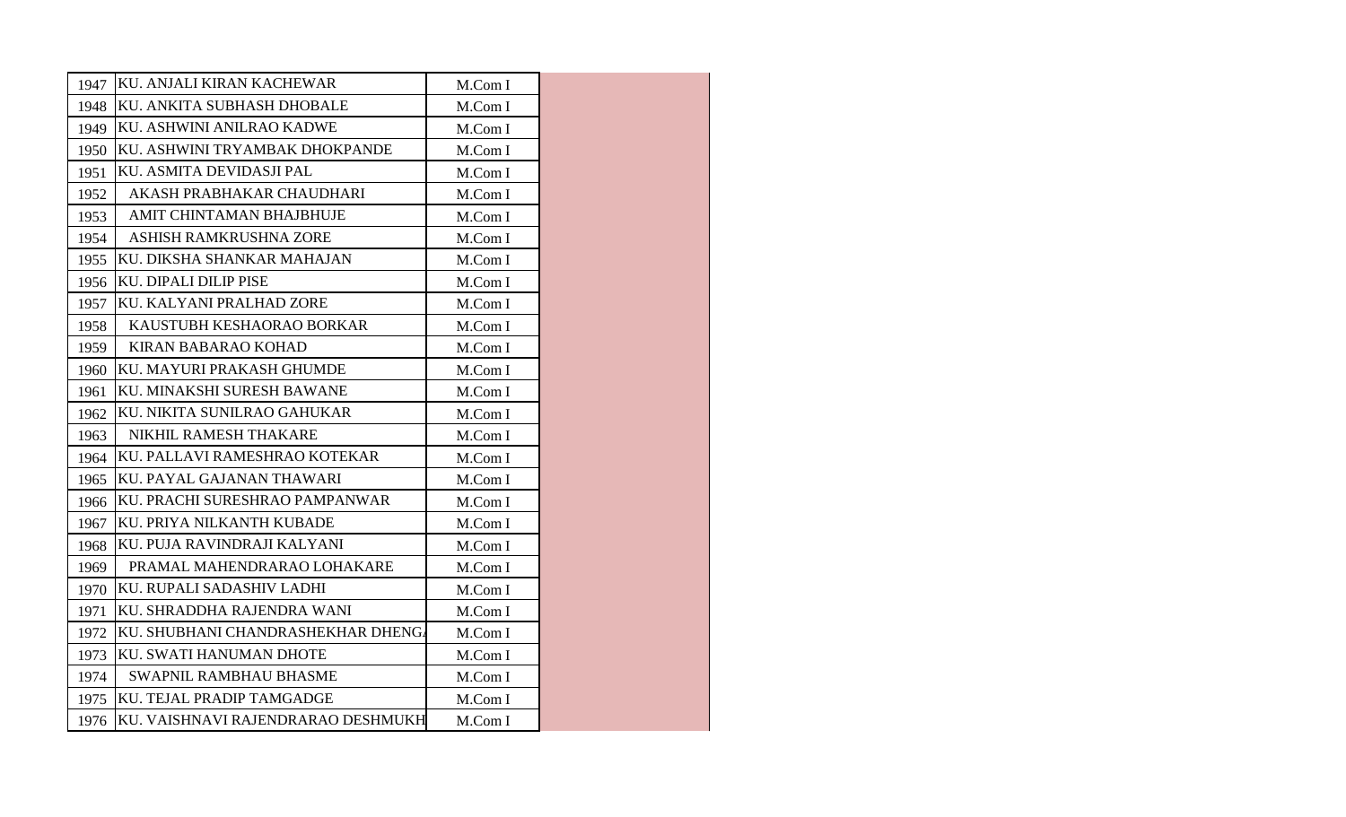| | | | |
|---|---|---|---|
| 1947 | KU. ANJALI KIRAN KACHEWAR | M.Com I | |
| 1948 | KU. ANKITA SUBHASH DHOBALE | M.Com I | |
| 1949 | KU. ASHWINI ANILRAO KADWE | M.Com I | |
| 1950 | KU. ASHWINI TRYAMBAK DHOKPANDE | M.Com I | |
| 1951 | KU. ASMITA DEVIDASJI PAL | M.Com I | |
| 1952 | AKASH PRABHAKAR CHAUDHARI | M.Com I | |
| 1953 | AMIT CHINTAMAN BHAJBHUJE | M.Com I | |
| 1954 | ASHISH RAMKRUSHNA ZORE | M.Com I | |
| 1955 | KU. DIKSHA SHANKAR MAHAJAN | M.Com I | |
| 1956 | KU. DIPALI DILIP PISE | M.Com I | |
| 1957 | KU. KALYANI PRALHAD ZORE | M.Com I | |
| 1958 | KAUSTUBH KESHAORAO BORKAR | M.Com I | |
| 1959 | KIRAN BABARAO KOHAD | M.Com I | |
| 1960 | KU. MAYURI PRAKASH GHUMDE | M.Com I | |
| 1961 | KU. MINAKSHI SURESH BAWANE | M.Com I | |
| 1962 | KU. NIKITA SUNILRAO GAHUKAR | M.Com I | |
| 1963 | NIKHIL RAMESH THAKARE | M.Com I | |
| 1964 | KU. PALLAVI RAMESHRAO KOTEKAR | M.Com I | |
| 1965 | KU. PAYAL GAJANAN THAWARI | M.Com I | |
| 1966 | KU. PRACHI SURESHRAO PAMPANWAR | M.Com I | |
| 1967 | KU. PRIYA NILKANTH KUBADE | M.Com I | |
| 1968 | KU. PUJA RAVINDRAJI KALYANI | M.Com I | |
| 1969 | PRAMAL MAHENDRARAO LOHAKARE | M.Com I | |
| 1970 | KU. RUPALI SADASHIV LADHI | M.Com I | |
| 1971 | KU. SHRADDHA RAJENDRA WANI | M.Com I | |
| 1972 | KU. SHUBHANI CHANDRASHEKHAR DHENGA | M.Com I | |
| 1973 | KU. SWATI HANUMAN DHOTE | M.Com I | |
| 1974 | SWAPNIL RAMBHAU BHASME | M.Com I | |
| 1975 | KU. TEJAL PRADIP TAMGADGE | M.Com I | |
| 1976 | KU. VAISHNAVI RAJENDRARAO DESHMUKH | M.Com I | |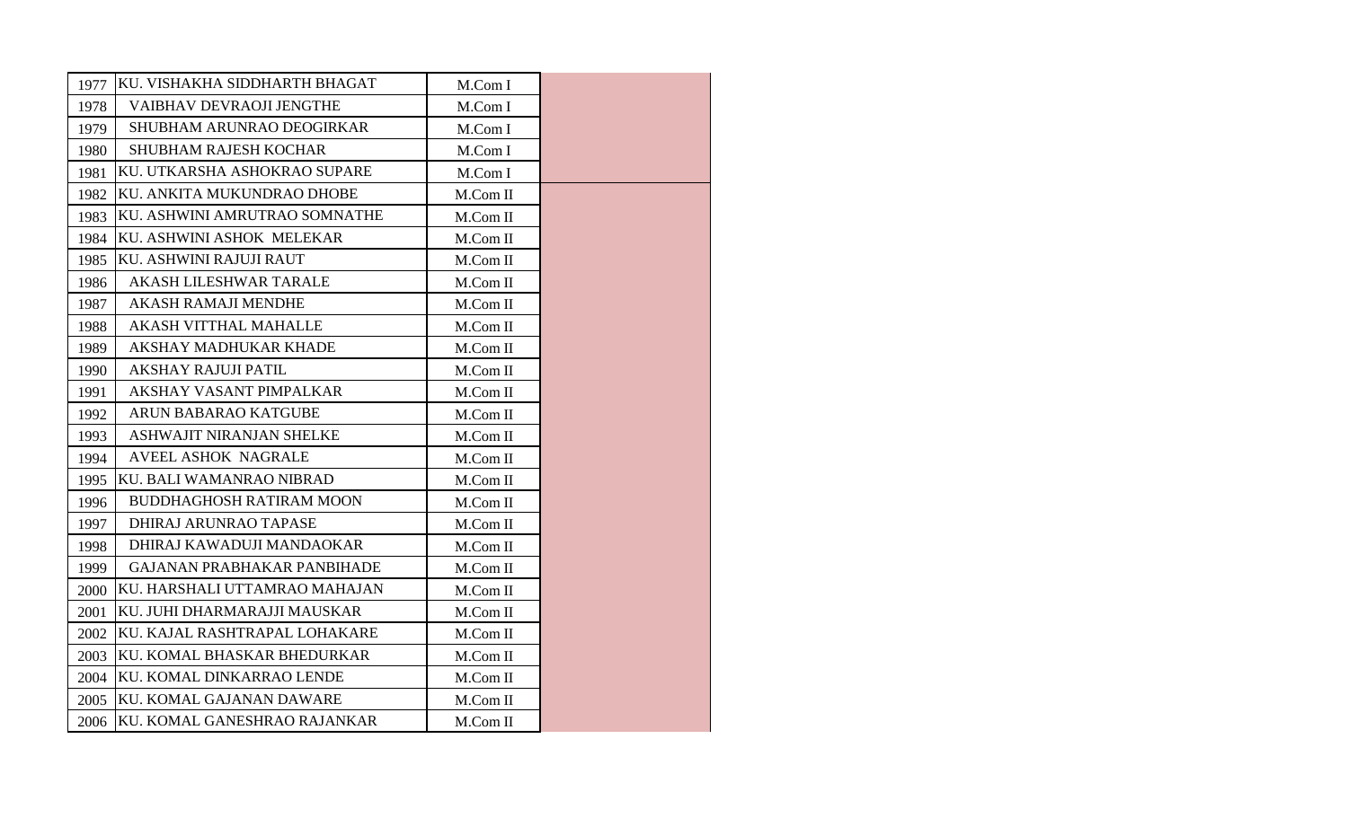| | | | |
|---|---|---|---|
| 1977 | KU. VISHAKHA SIDDHARTH BHAGAT | M.Com I | |
| 1978 | VAIBHAV DEVRAOJI JENGTHE | M.Com I | |
| 1979 | SHUBHAM ARUNRAO DEOGIRKAR | M.Com I | |
| 1980 | SHUBHAM RAJESH KOCHAR | M.Com I | |
| 1981 | KU. UTKARSHA ASHOKRAO SUPARE | M.Com I | |
| 1982 | KU. ANKITA MUKUNDRAO DHOBE | M.Com II | |
| 1983 | KU. ASHWINI AMRUTRAO SOMNATHE | M.Com II | |
| 1984 | KU. ASHWINI ASHOK MELEKAR | M.Com II | |
| 1985 | KU. ASHWINI RAJUJI RAUT | M.Com II | |
| 1986 | AKASH LILESHWAR TARALE | M.Com II | |
| 1987 | AKASH RAMAJI MENDHE | M.Com II | |
| 1988 | AKASH VITTHAL MAHALLE | M.Com II | |
| 1989 | AKSHAY MADHUKAR KHADE | M.Com II | |
| 1990 | AKSHAY RAJUJI PATIL | M.Com II | |
| 1991 | AKSHAY VASANT PIMPALKAR | M.Com II | |
| 1992 | ARUN BABARAO KATGUBE | M.Com II | |
| 1993 | ASHWAJIT NIRANJAN SHELKE | M.Com II | |
| 1994 | AVEEL ASHOK NAGRALE | M.Com II | |
| 1995 | KU. BALI WAMANRAO NIBRAD | M.Com II | |
| 1996 | BUDDHAGHOSH RATIRAM MOON | M.Com II | |
| 1997 | DHIRAJ ARUNRAO TAPASE | M.Com II | |
| 1998 | DHIRAJ KAWADUJI MANDAOKAR | M.Com II | |
| 1999 | GAJANAN PRABHAKAR PANBIHADE | M.Com II | |
| 2000 | KU. HARSHALI UTTAMRAO MAHAJAN | M.Com II | |
| 2001 | KU. JUHI DHARMARAJJI MAUSKAR | M.Com II | |
| 2002 | KU. KAJAL RASHTRAPAL LOHAKARE | M.Com II | |
| 2003 | KU. KOMAL BHASKAR BHEDURKAR | M.Com II | |
| 2004 | KU. KOMAL DINKARRAO LENDE | M.Com II | |
| 2005 | KU. KOMAL GAJANAN DAWARE | M.Com II | |
| 2006 | KU. KOMAL GANESHRAO RAJANKAR | M.Com II | |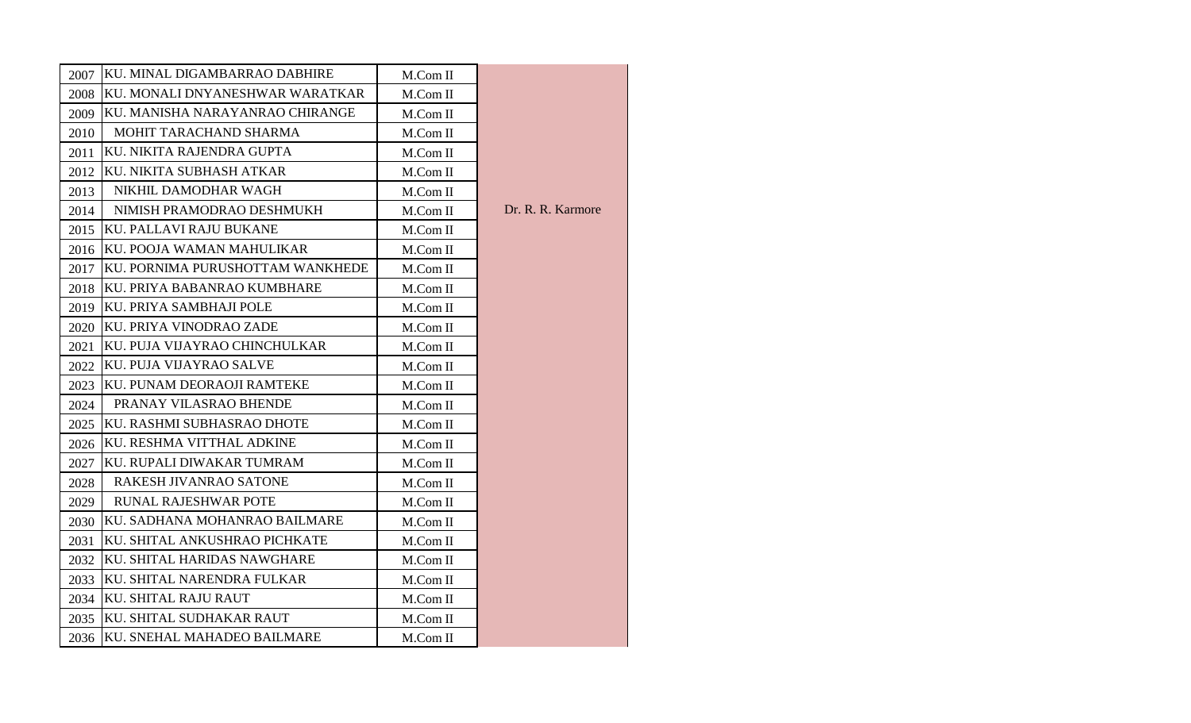| | | | |
|---|---|---|---|
| 2007 | KU. MINAL DIGAMBARRAO DABHIRE | M.Com II | Dr. R. R. Karmore |
| 2008 | KU. MONALI DNYANESHWAR WARATKAR | M.Com II | |
| 2009 | KU. MANISHA NARAYANRAO CHIRANGE | M.Com II | |
| 2010 | MOHIT TARACHAND SHARMA | M.Com II | |
| 2011 | KU. NIKITA RAJENDRA GUPTA | M.Com II | |
| 2012 | KU. NIKITA SUBHASH ATKAR | M.Com II | |
| 2013 | NIKHIL DAMODHAR WAGH | M.Com II | |
| 2014 | NIMISH PRAMODRAO DESHMUKH | M.Com II | |
| 2015 | KU. PALLAVI RAJU BUKANE | M.Com II | |
| 2016 | KU. POOJA WAMAN MAHULIKAR | M.Com II | |
| 2017 | KU. PORNIMA PURUSHOTTAM WANKHEDE | M.Com II | |
| 2018 | KU. PRIYA BABANRAO KUMBHARE | M.Com II | |
| 2019 | KU. PRIYA SAMBHAJI POLE | M.Com II | |
| 2020 | KU. PRIYA VINODRAO ZADE | M.Com II | |
| 2021 | KU. PUJA VIJAYRAO CHINCHULKAR | M.Com II | |
| 2022 | KU. PUJA VIJAYRAO SALVE | M.Com II | |
| 2023 | KU. PUNAM DEORAOJI RAMTEKE | M.Com II | |
| 2024 | PRANAY VILASRAO BHENDE | M.Com II | |
| 2025 | KU. RASHMI SUBHASRAO DHOTE | M.Com II | |
| 2026 | KU. RESHMA VITTHAL ADKINE | M.Com II | |
| 2027 | KU. RUPALI DIWAKAR TUMRAM | M.Com II | |
| 2028 | RAKESH JIVANRAO SATONE | M.Com II | |
| 2029 | RUNAL RAJESHWAR POTE | M.Com II | |
| 2030 | KU. SADHANA MOHANRAO BAILMARE | M.Com II | |
| 2031 | KU. SHITAL ANKUSHRAO PICHKATE | M.Com II | |
| 2032 | KU. SHITAL HARIDAS NAWGHARE | M.Com II | |
| 2033 | KU. SHITAL NARENDRA FULKAR | M.Com II | |
| 2034 | KU. SHITAL RAJU RAUT | M.Com II | |
| 2035 | KU. SHITAL SUDHAKAR RAUT | M.Com II | |
| 2036 | KU. SNEHAL MAHADEO BAILMARE | M.Com II | |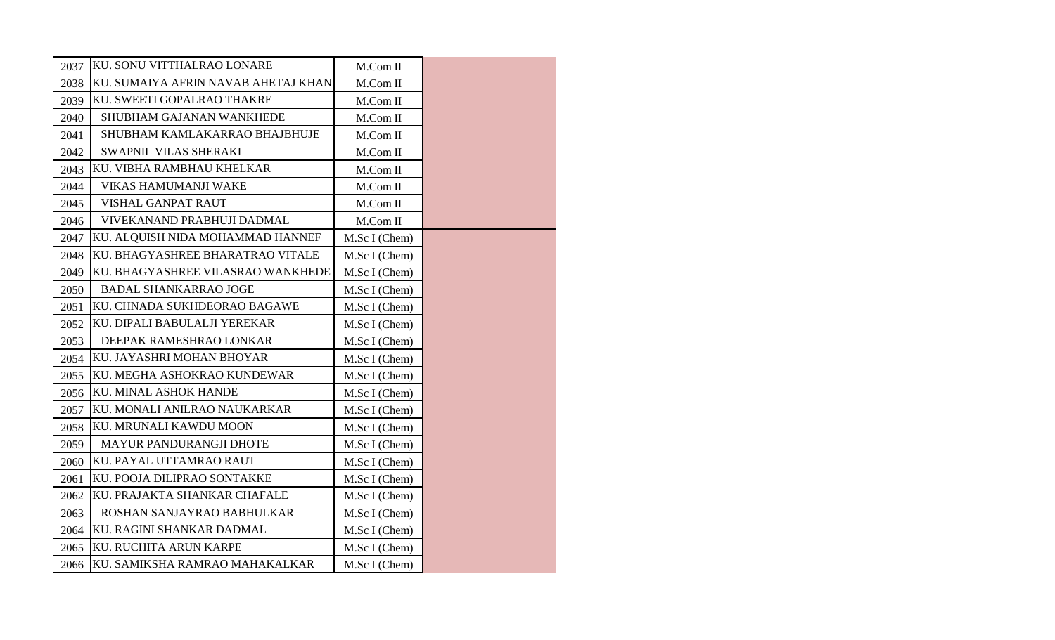| 2037 | KU. SONU VITTHALRAO LONARE | M.Com II | |
|---|---|---|---|
| 2038 | KU. SUMAIYA AFRIN NAVAB AHETAJ KHAN | M.Com II | |
| 2039 | KU. SWEETI GOPALRAO THAKRE | M.Com II | |
| 2040 | SHUBHAM GAJANAN WANKHEDE | M.Com II | |
| 2041 | SHUBHAM KAMLAKARRAO BHAJBHUJE | M.Com II | |
| 2042 | SWAPNIL VILAS SHERAKI | M.Com II | |
| 2043 | KU. VIBHA RAMBHAU KHELKAR | M.Com II | |
| 2044 | VIKAS HAMUMANJI WAKE | M.Com II | |
| 2045 | VISHAL GANPAT RAUT | M.Com II | |
| 2046 | VIVEKANAND PRABHUJI DADMAL | M.Com II | |
| 2047 | KU. ALQUISH NIDA MOHAMMAD HANNEF | M.Sc I (Chem) | |
| 2048 | KU. BHAGYASHREE BHARATRAO VITALE | M.Sc I (Chem) | |
| 2049 | KU. BHAGYASHREE VILASRAO WANKHEDE | M.Sc I (Chem) | |
| 2050 | BADAL SHANKARRAO JOGE | M.Sc I (Chem) | |
| 2051 | KU. CHNADA SUKHDEORAO BAGAWE | M.Sc I (Chem) | |
| 2052 | KU. DIPALI BABULALJI YEREKAR | M.Sc I (Chem) | |
| 2053 | DEEPAK RAMESHRAO LONKAR | M.Sc I (Chem) | |
| 2054 | KU. JAYASHRI MOHAN BHOYAR | M.Sc I (Chem) | |
| 2055 | KU. MEGHA ASHOKRAO KUNDEWAR | M.Sc I (Chem) | |
| 2056 | KU. MINAL ASHOK HANDE | M.Sc I (Chem) | |
| 2057 | KU. MONALI ANILRAO NAUKARKAR | M.Sc I (Chem) | |
| 2058 | KU. MRUNALI KAWDU MOON | M.Sc I (Chem) | |
| 2059 | MAYUR PANDURANGJI DHOTE | M.Sc I (Chem) | |
| 2060 | KU. PAYAL UTTAMRAO RAUT | M.Sc I (Chem) | |
| 2061 | KU. POOJA DILIPRAO SONTAKKE | M.Sc I (Chem) | |
| 2062 | KU. PRAJAKTA SHANKAR CHAFALE | M.Sc I (Chem) | |
| 2063 | ROSHAN SANJAYRAO BABHULKAR | M.Sc I (Chem) | |
| 2064 | KU. RAGINI SHANKAR DADMAL | M.Sc I (Chem) | |
| 2065 | KU. RUCHITA ARUN KARPE | M.Sc I (Chem) | |
| 2066 | KU. SAMIKSHA RAMRAO MAHAKALKAR | M.Sc I (Chem) | |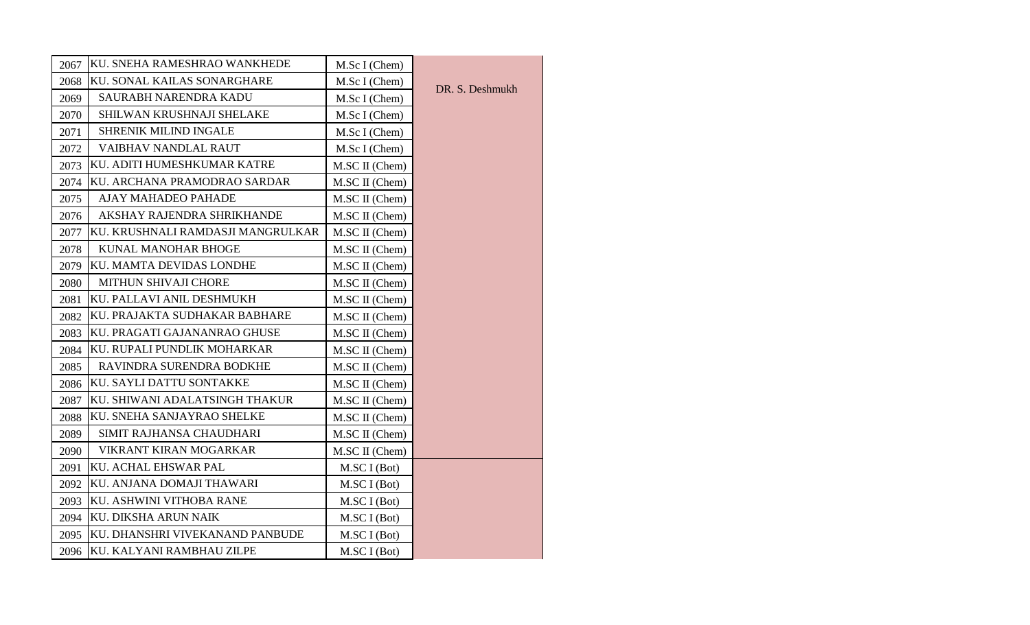| | | | |
|---|---|---|---|
| 2067 | KU. SNEHA RAMESHRAO WANKHEDE | M.Sc I (Chem) | DR. S. Deshmukh |
| 2068 | KU. SONAL KAILAS SONARGHARE | M.Sc I (Chem) | |
| 2069 | SAURABH NARENDRA KADU | M.Sc I (Chem) | |
| 2070 | SHILWAN KRUSHNAJI SHELAKE | M.Sc I (Chem) | |
| 2071 | SHRENIK MILIND INGALE | M.Sc I (Chem) | |
| 2072 | VAIBHAV NANDLAL RAUT | M.Sc I (Chem) | |
| 2073 | KU. ADITI HUMESHKUMAR KATRE | M.SC II (Chem) | |
| 2074 | KU. ARCHANA PRAMODRAO SARDAR | M.SC II (Chem) | |
| 2075 | AJAY MAHADEO PAHADE | M.SC II (Chem) | |
| 2076 | AKSHAY RAJENDRA SHRIKHANDE | M.SC II (Chem) | |
| 2077 | KU. KRUSHNALI RAMDASJI MANGRULKAR | M.SC II (Chem) | |
| 2078 | KUNAL MANOHAR BHOGE | M.SC II (Chem) | |
| 2079 | KU. MAMTA DEVIDAS LONDHE | M.SC II (Chem) | |
| 2080 | MITHUN SHIVAJI CHORE | M.SC II (Chem) | |
| 2081 | KU. PALLAVI ANIL DESHMUKH | M.SC II (Chem) | |
| 2082 | KU. PRAJAKTA SUDHAKAR BABHARE | M.SC II (Chem) | |
| 2083 | KU. PRAGATI GAJANANRAO GHUSE | M.SC II (Chem) | |
| 2084 | KU. RUPALI PUNDLIK MOHARKAR | M.SC II (Chem) | |
| 2085 | RAVINDRA SURENDRA BODKHE | M.SC II (Chem) | |
| 2086 | KU. SAYLI DATTU SONTAKKE | M.SC II (Chem) | |
| 2087 | KU. SHIWANI ADALATSINGH THAKUR | M.SC II (Chem) | |
| 2088 | KU. SNEHA SANJAYRAO SHELKE | M.SC II (Chem) | |
| 2089 | SIMIT RAJHANSA CHAUDHARI | M.SC II (Chem) | |
| 2090 | VIKRANT KIRAN MOGARKAR | M.SC II (Chem) | |
| 2091 | KU. ACHAL EHSWAR PAL | M.SC I (Bot) | |
| 2092 | KU. ANJANA DOMAJI THAWARI | M.SC I (Bot) | |
| 2093 | KU. ASHWINI VITHOBA RANE | M.SC I (Bot) | |
| 2094 | KU. DIKSHA ARUN NAIK | M.SC I (Bot) | |
| 2095 | KU. DHANSHRI VIVEKANAND PANBUDE | M.SC I (Bot) | |
| 2096 | KU. KALYANI RAMBHAU ZILPE | M.SC I (Bot) | |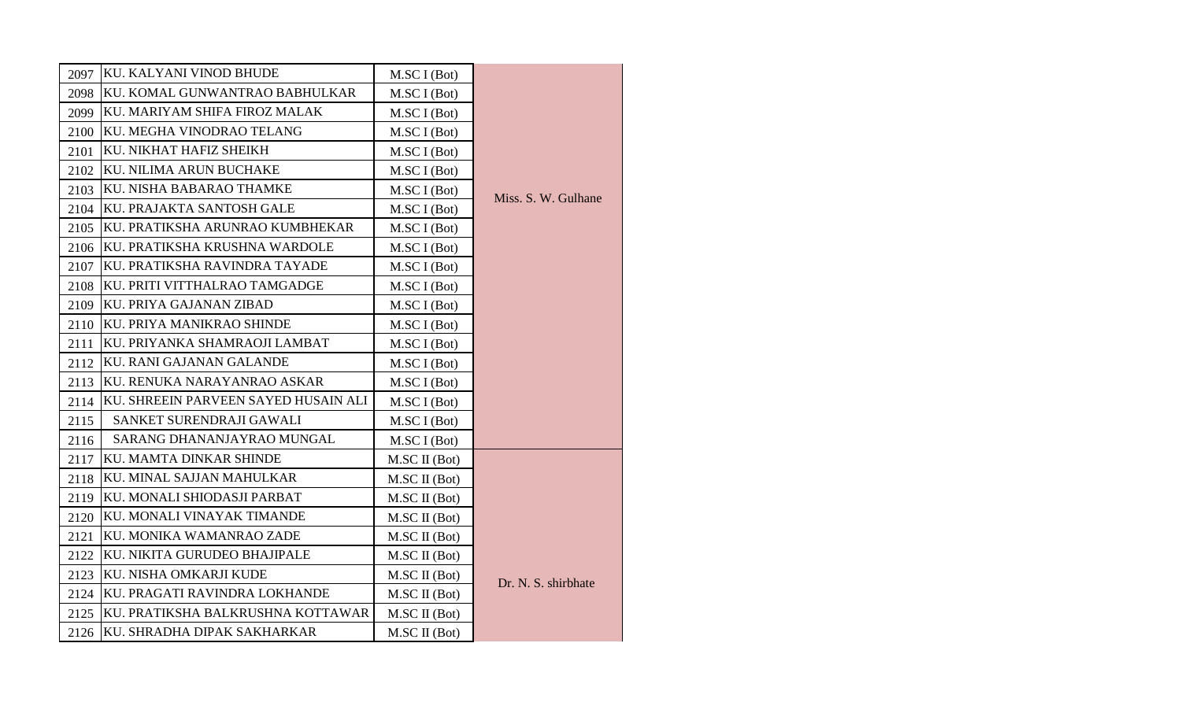| | | | |
|---|---|---|---|
| 2097 | KU. KALYANI VINOD BHUDE | M.SC I (Bot) | Miss. S. W. Gulhane |
| 2098 | KU. KOMAL GUNWANTRAO BABHULKAR | M.SC I (Bot) | |
| 2099 | KU. MARIYAM SHIFA FIROZ MALAK | M.SC I (Bot) | |
| 2100 | KU. MEGHA VINODRAO TELANG | M.SC I (Bot) | |
| 2101 | KU. NIKHAT HAFIZ SHEIKH | M.SC I (Bot) | |
| 2102 | KU. NILIMA ARUN BUCHAKE | M.SC I (Bot) | |
| 2103 | KU. NISHA BABARAO THAMKE | M.SC I (Bot) | |
| 2104 | KU. PRAJAKTA SANTOSH GALE | M.SC I (Bot) | |
| 2105 | KU. PRATIKSHA ARUNRAO KUMBHEKAR | M.SC I (Bot) | |
| 2106 | KU. PRATIKSHA KRUSHNA WARDOLE | M.SC I (Bot) | |
| 2107 | KU. PRATIKSHA RAVINDRA TAYADE | M.SC I (Bot) | |
| 2108 | KU. PRITI VITTHALRAO TAMGADGE | M.SC I (Bot) | |
| 2109 | KU. PRIYA GAJANAN ZIBAD | M.SC I (Bot) | |
| 2110 | KU. PRIYA MANIKRAO SHINDE | M.SC I (Bot) | |
| 2111 | KU. PRIYANKA SHAMRAOJI LAMBAT | M.SC I (Bot) | |
| 2112 | KU. RANI GAJANAN GALANDE | M.SC I (Bot) | |
| 2113 | KU. RENUKA NARAYANRAO ASKAR | M.SC I (Bot) | |
| 2114 | KU. SHREEIN PARVEEN SAYED HUSAIN ALI | M.SC I (Bot) | |
| 2115 | SANKET SURENDRAJI GAWALI | M.SC I (Bot) | |
| 2116 | SARANG DHANANJAYRAO MUNGAL | M.SC I (Bot) | |
| 2117 | KU. MAMTA DINKAR SHINDE | M.SC II (Bot) | Dr. N. S. shirbhate |
| 2118 | KU. MINAL SAJJAN MAHULKAR | M.SC II (Bot) | |
| 2119 | KU. MONALI SHIODASJI PARBAT | M.SC II (Bot) | |
| 2120 | KU. MONALI VINAYAK TIMANDE | M.SC II (Bot) | |
| 2121 | KU. MONIKA WAMANRAO ZADE | M.SC II (Bot) | |
| 2122 | KU. NIKITA GURUDEO BHAJIPALE | M.SC II (Bot) | |
| 2123 | KU. NISHA OMKARJI KUDE | M.SC II (Bot) | |
| 2124 | KU. PRAGATI RAVINDRA LOKHANDE | M.SC II (Bot) | |
| 2125 | KU. PRATIKSHA BALKRUSHNA KOTTAWAR | M.SC II (Bot) | |
| 2126 | KU. SHRADHA DIPAK SAKHARKAR | M.SC II (Bot) | |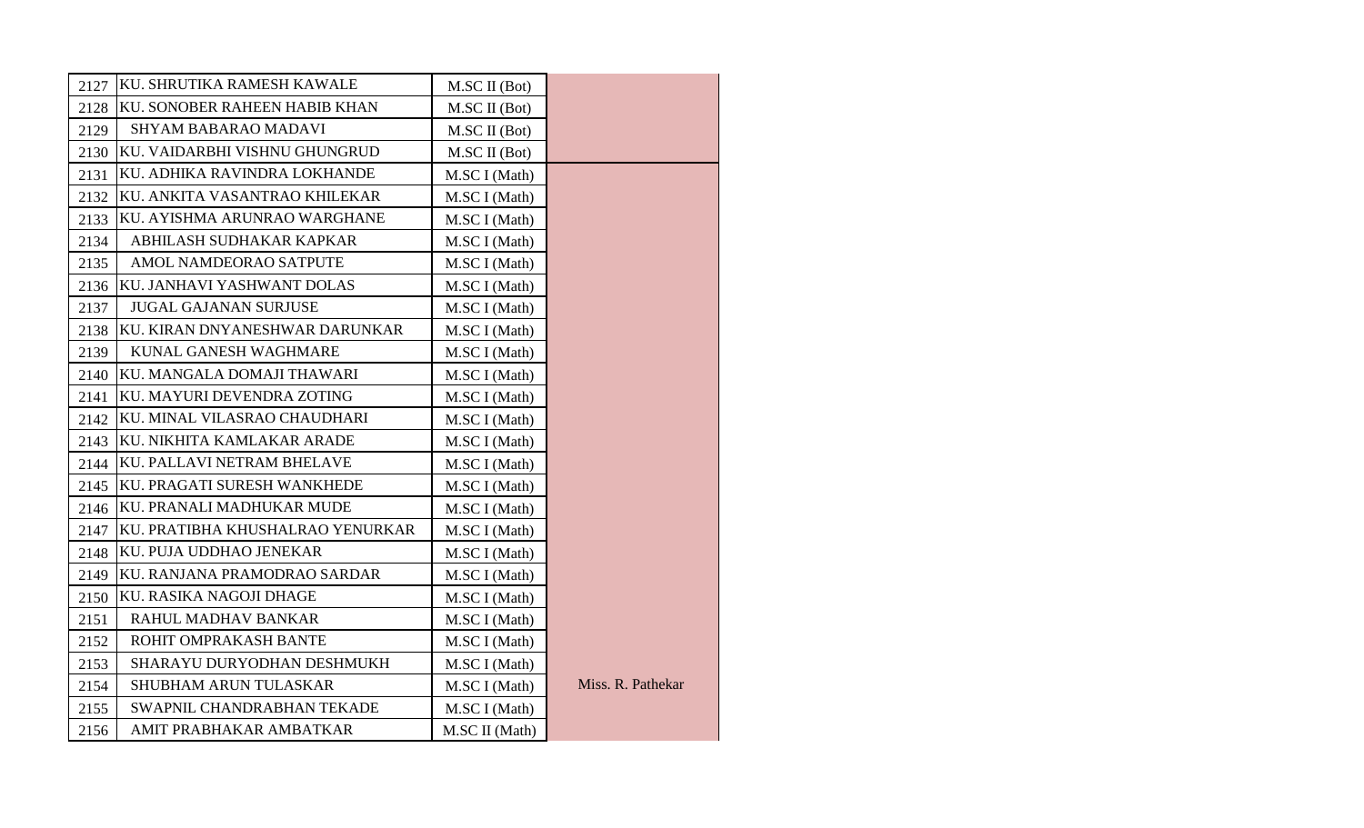| | | | |
|---|---|---|---|
| 2127 | KU. SHRUTIKA RAMESH KAWALE | M.SC II (Bot) | |
| 2128 | KU. SONOBER RAHEEN HABIB KHAN | M.SC II (Bot) | |
| 2129 | SHYAM BABARAO MADAVI | M.SC II (Bot) | |
| 2130 | KU. VAIDARBHI VISHNU GHUNGRUD | M.SC II (Bot) | |
| 2131 | KU. ADHIKA RAVINDRA LOKHANDE | M.SC I (Math) | |
| 2132 | KU. ANKITA VASANTRAO KHILEKAR | M.SC I (Math) | |
| 2133 | KU. AYISHMA ARUNRAO WARGHANE | M.SC I (Math) | |
| 2134 | ABHILASH SUDHAKAR KAPKAR | M.SC I (Math) | |
| 2135 | AMOL NAMDEORAO SATPUTE | M.SC I (Math) | |
| 2136 | KU. JANHAVI YASHWANT DOLAS | M.SC I (Math) | |
| 2137 | JUGAL GAJANAN SURJUSE | M.SC I (Math) | |
| 2138 | KU. KIRAN DNYANESHWAR DARUNKAR | M.SC I (Math) | |
| 2139 | KUNAL GANESH WAGHMARE | M.SC I (Math) | |
| 2140 | KU. MANGALA DOMAJI THAWARI | M.SC I (Math) | |
| 2141 | KU. MAYURI DEVENDRA ZOTING | M.SC I (Math) | |
| 2142 | KU. MINAL VILASRAO CHAUDHARI | M.SC I (Math) | |
| 2143 | KU. NIKHITA KAMLAKAR ARADE | M.SC I (Math) | |
| 2144 | KU. PALLAVI NETRAM BHELAVE | M.SC I (Math) | |
| 2145 | KU. PRAGATI SURESH WANKHEDE | M.SC I (Math) | |
| 2146 | KU. PRANALI MADHUKAR MUDE | M.SC I (Math) | |
| 2147 | KU. PRATIBHA KHUSHALRAO YENURKAR | M.SC I (Math) | |
| 2148 | KU. PUJA UDDHAO JENEKAR | M.SC I (Math) | |
| 2149 | KU. RANJANA PRAMODRAO SARDAR | M.SC I (Math) | |
| 2150 | KU. RASIKA NAGOJI DHAGE | M.SC I (Math) | |
| 2151 | RAHUL MADHAV BANKAR | M.SC I (Math) | |
| 2152 | ROHIT OMPRAKASH BANTE | M.SC I (Math) | |
| 2153 | SHARAYU DURYODHAN DESHMUKH | M.SC I (Math) | |
| 2154 | SHUBHAM ARUN TULASKAR | M.SC I (Math) | Miss. R. Pathekar |
| 2155 | SWAPNIL CHANDRABHAN TEKADE | M.SC I (Math) | |
| 2156 | AMIT PRABHAKAR AMBATKAR | M.SC II (Math) | |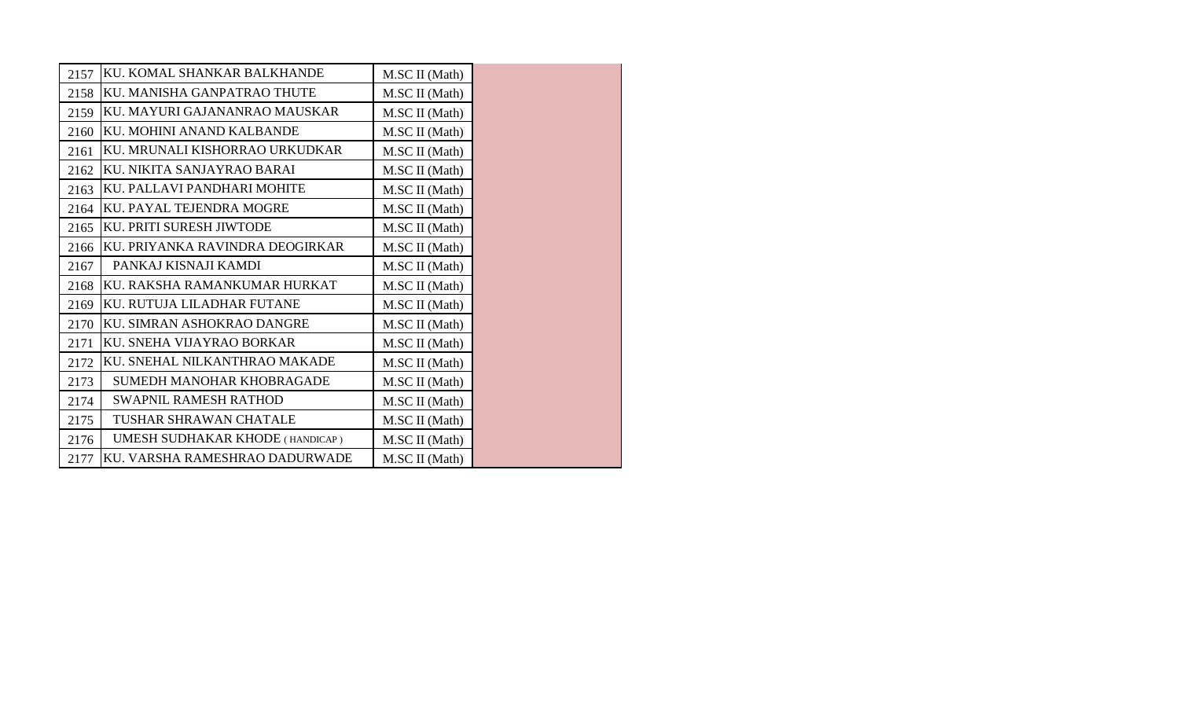| | | | |
|---|---|---|---|
| 2157 | KU. KOMAL SHANKAR BALKHANDE | M.SC II (Math) | |
| 2158 | KU. MANISHA GANPATRAO THUTE | M.SC II (Math) | |
| 2159 | KU. MAYURI GAJANANRAO MAUSKAR | M.SC II (Math) | |
| 2160 | KU. MOHINI ANAND KALBANDE | M.SC II (Math) | |
| 2161 | KU. MRUNALI KISHORRAO URKUDKAR | M.SC II (Math) | |
| 2162 | KU. NIKITA SANJAYRAO BARAI | M.SC II (Math) | |
| 2163 | KU. PALLAVI PANDHARI MOHITE | M.SC II (Math) | |
| 2164 | KU. PAYAL TEJENDRA MOGRE | M.SC II (Math) | |
| 2165 | KU. PRITI SURESH JIWTODE | M.SC II (Math) | |
| 2166 | KU. PRIYANKA RAVINDRA DEOGIRKAR | M.SC II (Math) | |
| 2167 | PANKAJ KISNAJI KAMDI | M.SC II (Math) | |
| 2168 | KU. RAKSHA RAMANKUMAR HURKAT | M.SC II (Math) | |
| 2169 | KU. RUTUJA LILADHAR FUTANE | M.SC II (Math) | |
| 2170 | KU. SIMRAN ASHOKRAO DANGRE | M.SC II (Math) | |
| 2171 | KU. SNEHA VIJAYRAO BORKAR | M.SC II (Math) | |
| 2172 | KU. SNEHAL NILKANTHRAO MAKADE | M.SC II (Math) | |
| 2173 | SUMEDH MANOHAR KHOBRAGADE | M.SC II (Math) | |
| 2174 | SWAPNIL RAMESH RATHOD | M.SC II (Math) | |
| 2175 | TUSHAR SHRAWAN CHATALE | M.SC II (Math) | |
| 2176 | UMESH SUDHAKAR KHODE ( HANDICAP ) | M.SC II (Math) | |
| 2177 | KU. VARSHA RAMESHRAO DADURWADE | M.SC II (Math) | |